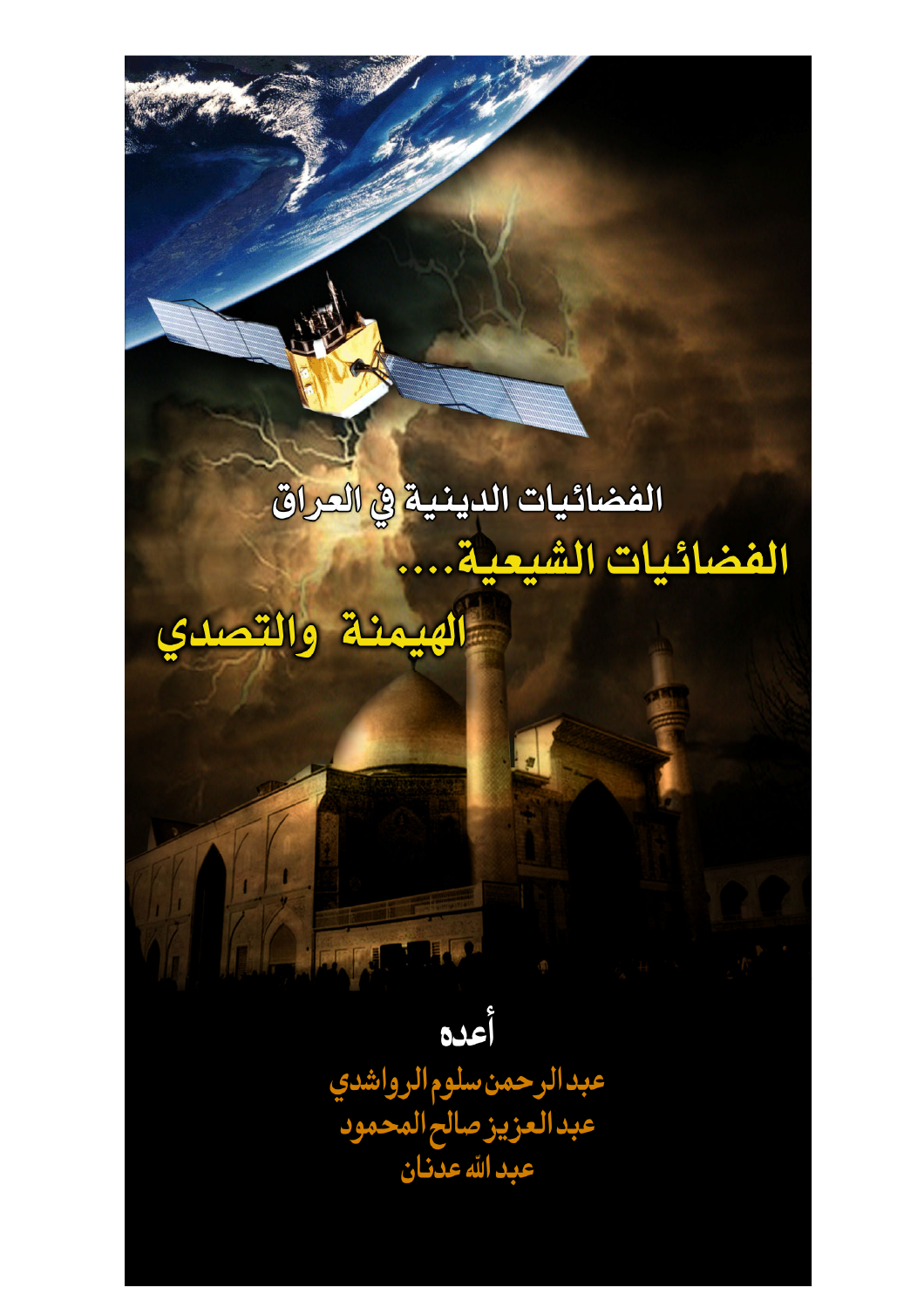# الفضائيات الدينية في العراق

# الفضائيات الشيعية....

# الهيمنة والتصدي

أعده

عبد الرحمن سلوم الرواشدي

عبد العزيز صالح المحمود

عبد الله عدنان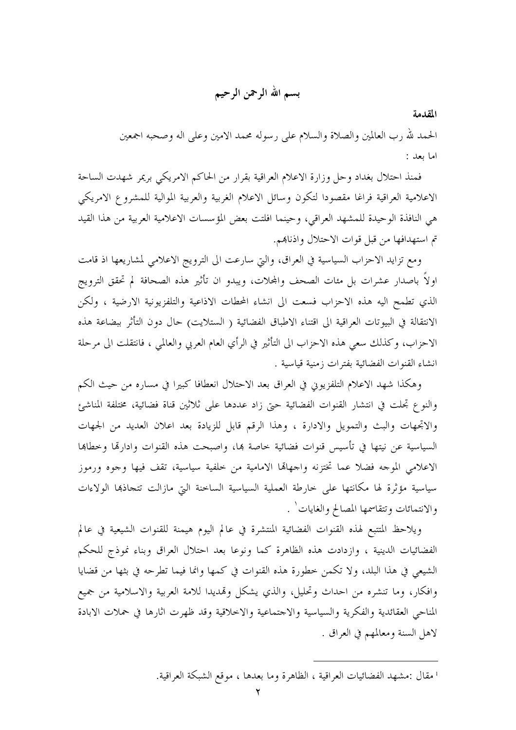## بسم الله الرحمن الرحيم

### المقدمة

الحمد لله رب العالمين والصلاة والسلام على رسوله محمد الامين وعلى اله وصحبه اجمعين اما بعد :

فمنذ احتلال بغداد وحل وزارة الاعلام العراقية بقرار من الحاكم الامريكي بريمر شهدت الساحة الاعلامية العراقية فراغا مقصودا لتكون وسائل الاعلام الغربية والعربية الموالية للمشروع الامريكي هي النافذة الوحيدة للمشهد العراقي، وحينما افلتت بعض المؤسسات الاعلامية العربية من هذا القيد تم استهدافها من قبل قوات الاحتلال واذنابهم.

ومع تزايد الاحزاب السياسية في العراق، والتي سارعت الى الترويج الاعلامي لمشاريعها اذ قامت اولاً باصدار عشرات بل مئات الصحف والمجلات، ويبدو ان تأثير هذه الصحافة لم تحقق الترويج الذي تطمح اليه هذه الاحزاب فسعت الى انشاء المحطات الاذاعية والتلفزيونية الارضية ، ولكن الانتقالة في البيوتات العراقية الى اقتناء الاطباق الفضائية ( الستلايت) حال دون التأثر ببضاعة هذه الاحزاب، وكذلك سعي هذه الاحزاب الى التأثير في الرأي العام العربي والعالمي ، فانتقلت الى مرحلة انشاء القنوات الفضائية بفترات زمنية قياسية .

وهكذا شهد الاعلام التلفزيوني في العراق بعد الاحتلال انعطافا كبيرا في مساره من حيث الكم والنوع تجلت في انتشار القنوات الفضائية حتى زاد عددها على ثلاثين قناة فضائية، مختلفة المناشئ والاتجاهات والبث والتمويل والادارة ، وهذا الرقم قابل للزيادة بعد اعلان العديد من الجهات السياسية عن نيتها في تأسيس قنوات فضائية خاصة بها، واصبحت هذه القنوات وادارتها وخطابها الاعلامي الموجه فضلا عما تختزنه واجهاتها الامامية من خلفية سياسية، تقف فيها وجوه ورموز سياسية مؤثرة لها مكانتها على خارطة العملية السياسية الساخنة التي مازالت تتجاذبها الولاءات والانتماءات وتتقاسمها المصالح والغايات[1] .

ويلاحظ المتتبع لهذه القنوات الفضائية المنتشرة في عالم اليوم هيمنة للقنوات الشيعية في عالم الفضائيات الدينية ، وازدادت هذه الظاهرة كما ونوعا بعد احتلال العراق وبناء نموذج للحكم الشيعي في هذا البلد، ولا تكمن خطورة هذه القنوات في كمها وانما فيما تطرحه في بثها من قضايا وافكار، وما تنشره من احداث وتحليل، والذي يشكل وتهديدا للامة العربية والاسلامية من جميع المناحي العقائدية والفكرية والسياسية والاجتماعية والاخلاقية وقد ظهرت اثارها في حملات الابادة لاهل السنة ومعالمهم في العراق .

---

[1] مقال :مشهد الفضائيات العراقية ، الظاهرة وما بعدها ، موقع الشبكة العراقية.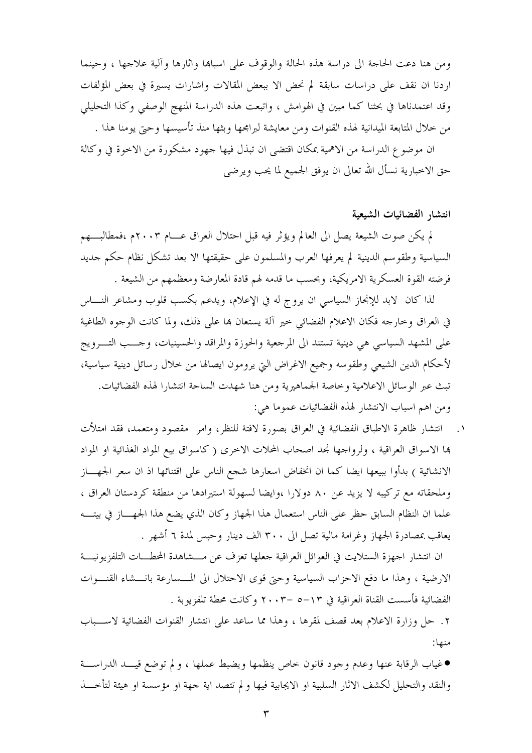ومن هنا دعت الحاجة الى دراسة هذه الحالة والوقوف على اسبابها واثارها وآلية علاجها ، وحينما اردنا ان نقف على دراسات سابقة لم نحض الا ببعض المقالات واشارات يسيرة في بعض المؤلفات وقد اعتمدناها في بحثنا كما مبين في الهوامش ، واتبعت هذه الدراسة المنهج الوصفي وكذا التحليلي من خلال المتابعة الميدانية لهذه القنوات ومن معايشة لبرامجها وبثها منذ تأسيسها وحتى يومنا هذا .

ان موضوع الدراسة من الاهمية بمكان اقتضى ان تبذل فيها جهود مشكورة من الاخوة في وكالة حق الاخبارية نسأل الله تعالى ان يوفق الجميع لما يحب ويرضى

**انتشار الفضائيات الشيعية**

لم يكن صوت الشيعة يصل الى العالم ويؤثر فيه قبل احتلال العراق عام ٢٠٠٣م ،فمطالبهم السياسية وطقوسهم الدينية لم يعرفها العرب والمسلمون على حقيقتها الا بعد تشكل نظام حكم جديد فرضته القوة العسكرية الامريكية، وبحسب ما قدمه لهم قادة المعارضة ومعظمهم من الشيعة .

لذا كان لابد للإنجاز السياسي ان يروج له في الإعلام، ويدعم بكسب قلوب ومشاعر الناس في العراق وخارجه فكان الاعلام الفضائي خير آلة يستعان بها على ذلك، ولما كانت الوجوه الطاغية على المشهد السياسي هي دينية تستند الى المرجعية والحوزة والمراقد والحسينيات، وجب الترويج لأحكام الدين الشيعي وطقوسه وجميع الاغراض التي يرومون ايصالها من خلال رسائل دينية سياسية، تبث عبر الوسائل الاعلامية وخاصة الجماهيرية ومن هنا شهدت الساحة انتشارا لهذه الفضائيات.

ومن اهم اسباب الانتشار لهذه الفضائيات عموما هي:

١. انتشار ظاهرة الاطباق الفضائية في العراق بصورة لافتة للنظر، وامر مقصود ومتعمد، فقد امتلأت بها الاسواق العراقية ، ولرواجها نجد اصحاب المحلات الاخرى ( كاسواق بيع المواد الغذائية او المواد الانشائية ) بدأوا ببيعها ايضا كما ان انخفاض اسعارها شجع الناس على اقتنائها اذ ان سعر الجهاز وملحقاته مع تركيبه لا يزيد عن ٨٠ دولارا ،وايضا لسهولة استيرادها من منطقة كردستان العراق ، علما ان النظام السابق حظر على الناس استعمال هذا الجهاز وكان الذي يضع هذا الجهاز في بيته يعاقب بمصادرة الجهاز وغرامة مالية تصل الى ٣٠٠ الف دينار وحبس لمدة ٦ أشهر .

ان انتشار اجهزة الستلايت في العوائل العراقية جعلها تعزف عن مشاهدة المحطات التلفزيونية الارضية ، وهذا ما دفع الاحزاب السياسية وحتى قوى الاحتلال الى المسارعة بانشاء القنوات الفضائية فأسست القناة العراقية في ١٣-٥ -٢٠٠٣ وكانت محطة تلفزيوية .

٢. حل وزارة الاعلام بعد قصف لمقرها ، وهذا مما ساعد على انتشار القنوات الفضائية لاسباب منها:

● غياب الرقابة عنها وعدم وجود قانون خاص ينظمها ويضبط عملها ، ولم توضع قيد الدراسة والنقد والتحليل لكشف الاثار السلبية او الايجابية فيها ولم تتصد اية جهة او مؤسسة او هيئة لتأخذ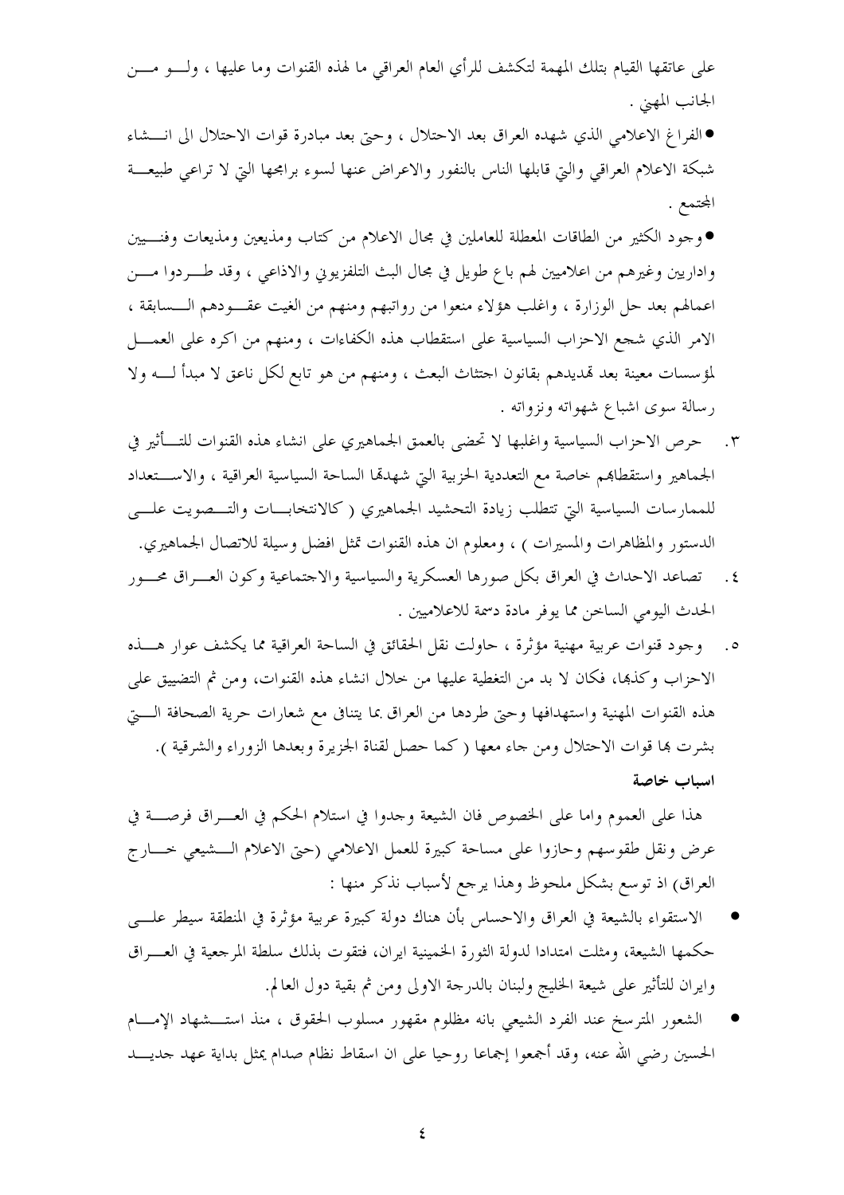على عاتقها القيام بتلك المهمة لتكشف للرأي العام العراقي ما لهذه القنوات وما عليها ، ولـو مـن الجانب المهني .

- الفراغ الاعلامي الذي شهده العراق بعد الاحتلال ، وحتى بعد مبادرة قوات الاحتلال الى انـشاء شبكة الاعلام العراقي والتي قابلها الناس بالنفور والاعراض عنها لسوء برامجها التي لا تراعي طبيعـة المجتمع .
- وجود الكثير من الطاقات المعطلة للعاملين في مجال الاعلام من كتاب ومذيعين ومذيعات وفنـيين واداريين وغيرهم من اعلاميين لهم باع طويل في مجال البث التلفزيوني والاذاعي ، وقد طـردوا مـن اعمالهم بعد حل الوزارة ، واغلب هؤلاء منعوا من رواتبهم ومنهم من الغيت عقـودهم الـسابقة ، الامر الذي شجع الاحزاب السياسية على استقطاب هذه الكفاءات ، ومنهم من اكره على العمـل لمؤسسات معينة بعد تهديدهم بقانون اجتثاث البعث ، ومنهم من هو تابع لكل ناعق لا مبدأ لـه ولا رسالة سوى اشباع شهواته ونزواته .

٣. حرص الاحزاب السياسية واغلبها لا تحضى بالعمق الجماهيري على انشاء هذه القنوات للتـأثير في الجماهير واستقطابهم خاصة مع التعددية الحزبية التي شهدتها الساحة السياسية العراقية ، والاسـتعداد للممارسات السياسية التي تتطلب زيادة التحشيد الجماهيري ( كالانتخابـات والتـصويت علـى الدستور والمظاهرات والمسيرات ) ، ومعلوم ان هذه القنوات تمثل افضل وسيلة للاتصال الجماهيري.

٤. تصاعد الاحداث في العراق بكل صورها العسكرية والسياسية والاجتماعية وكون العـراق محـور الحدث اليومي الساخن مما يوفر مادة دسمة للاعلاميين .

٥. وجود قنوات عربية مهنية مؤثرة ، حاولت نقل الحقائق في الساحة العراقية مما يكشف عوار هـذه الاحزاب وكذبها، فكان لا بد من التغطية عليها من خلال انشاء هذه القنوات، ومن ثم التضييق على هذه القنوات المهنية واستهدافها وحتى طردها من العراق بما يتنافى مع شعارات حرية الصحافة الـتي بشرت بها قوات الاحتلال ومن جاء معها ( كما حصل لقناة الجزيرة وبعدها الزوراء والشرقية ).

**اسباب خاصة**

هذا على العموم واما على الخصوص فان الشيعة وجدوا في استلام الحكم في العـراق فرصـة في عرض ونقل طقوسهم وحازوا على مساحة كبيرة للعمل الاعلامي (حتى الاعلام الـشيعي خـارج العراق) اذ توسع بشكل ملحوظ وهذا يرجع لأسباب نذكر منها :

- الاستقواء بالشيعة في العراق والاحساس بأن هناك دولة كبيرة عربية مؤثرة في المنطقة سيطر علـى حكمها الشيعة، ومثلت امتدادا لدولة الثورة الخمينية ايران، فتقوت بذلك سلطة المرجعية في العـراق وايران للتأثير على شيعة الخليج ولبنان بالدرجة الاولى ومن ثم بقية دول العالم.
- الشعور المترسخ عند الفرد الشيعي بانه مظلوم مقهور مسلوب الحقوق ، منذ استـشهاد الإمـام الحسين رضي الله عنه، وقد أجمعوا إجماعا روحيا على ان اسقاط نظام صدام يمثل بداية عهد جديـد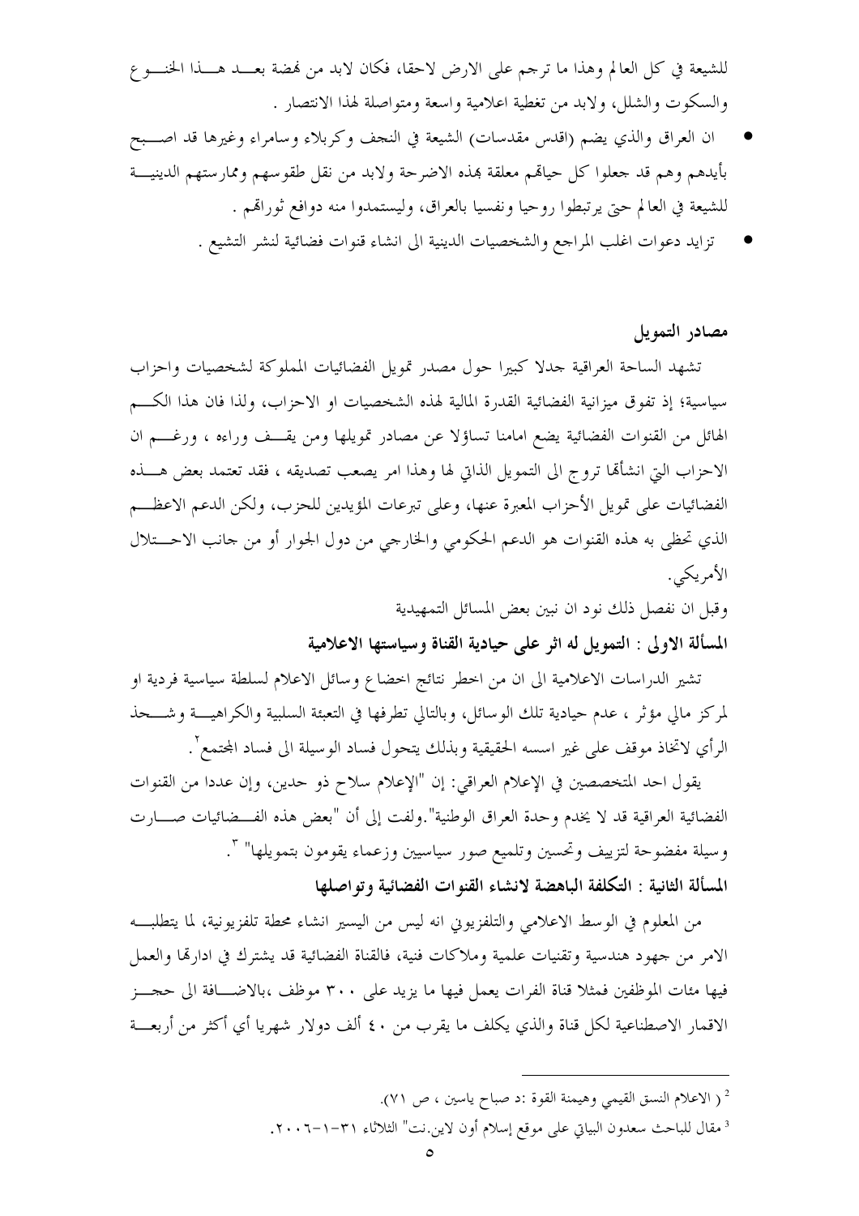للشيعة في كل العالم وهذا ما ترجم على الارض لاحقا، فكان لابد من نهضة بعد هذا الخنوع والسكوت والشلل، ولابد من تغطية اعلامية واسعة ومتواصلة لهذا الانتصار .

- ان العراق والذي يضم (اقدس مقدسات) الشيعة في النجف وكربلاء وسامراء وغيرها قد اصبح بأيدهم وهم قد جعلوا كل حياتهم معلقة بهذه الاضرحة ولابد من نقل طقوسهم وممارستهم الدينية للشيعة في العالم حتى يرتبطوا روحيا ونفسيا بالعراق، وليستمدوا منه دوافع ثوراتهم .
- تزايد دعوات اغلب المراجع والشخصيات الدينية الى انشاء قنوات فضائية لنشر التشيع .

## مصادر التمويل

تشهد الساحة العراقية جدلا كبيرا حول مصدر تمويل الفضائيات المملوكة لشخصيات واحزاب سياسية؛ إذ تفوق ميزانية الفضائية القدرة المالية لهذه الشخصيات او الاحزاب، ولذا فان هذا الكم الهائل من القنوات الفضائية يضع امامنا تساؤلا عن مصادر تمويلها ومن يقف وراءه ، ورغم ان الاحزاب التي انشأتها تروج الى التمويل الذاتي لها وهذا امر يصعب تصديقه ، فقد تعتمد بعض هذه الفضائيات على تمويل الأحزاب المعبرة عنها، وعلى تبرعات المؤيدين للحزب، ولكن الدعم الاعظم الذي تحظى به هذه القنوات هو الدعم الحكومي والخارجي من دول الجوار أو من جانب الاحتلال الأمريكي.

وقبل ان نفصل ذلك نود ان نبين بعض المسائل التمهيدية

**المسألة الاولى : التمويل له اثر على حيادية القناة وسياستها الاعلامية**

تشير الدراسات الاعلامية الى ان من اخطر نتائج اخضاع وسائل الاعلام لسلطة سياسية فردية او لمركز مالي مؤثر ، عدم حيادية تلك الوسائل، وبالتالي تطرفها في التعبئة السلبية والكراهية وشحذ الرأي لاتخاذ موقف على غير اسسه الحقيقية وبذلك يتحول فساد الوسيلة الى فساد المجتمع[2].

يقول احد المتخصصين في الإعلام العراقي: إن "الإعلام سلاح ذو حدين، وإن عددا من القنوات الفضائية العراقية قد لا يخدم وحدة العراق الوطنية".ولفت إلى أن "بعض هذه الفضائيات صارت وسيلة مفضوحة لتزييف وتحسين وتلميع صور سياسيين وزعماء يقومون بتمويلها" [3].

**المسألة الثانية : التكلفة الباهضة لانشاء القنوات الفضائية وتواصلها**

من المعلوم في الوسط الاعلامي والتلفزيوني انه ليس من اليسير انشاء محطة تلفزيونية، لما يتطلبه الامر من جهود هندسية وتقنيات علمية وملاكات فنية، فالقناة الفضائية قد يشترك في ادارتها والعمل فيها مئات الموظفين فمثلا قناة الفرات يعمل فيها ما يزيد على ٣٠٠ موظف ،بالاضافة الى حجز الاقمار الاصطناعية لكل قناة والذي يكلف ما يقرب من ٤٠ ألف دولار شهريا أي أكثر من أربعة

---

[2] ( الاعلام النسق القيمي وهيمنة القوة :د صباح ياسين ، ص ٧١).

[3] مقال للباحث سعدون البياتي على موقع إسلام أون لاين.نت" الثلاثاء ٣١-١-٢٠٠٦.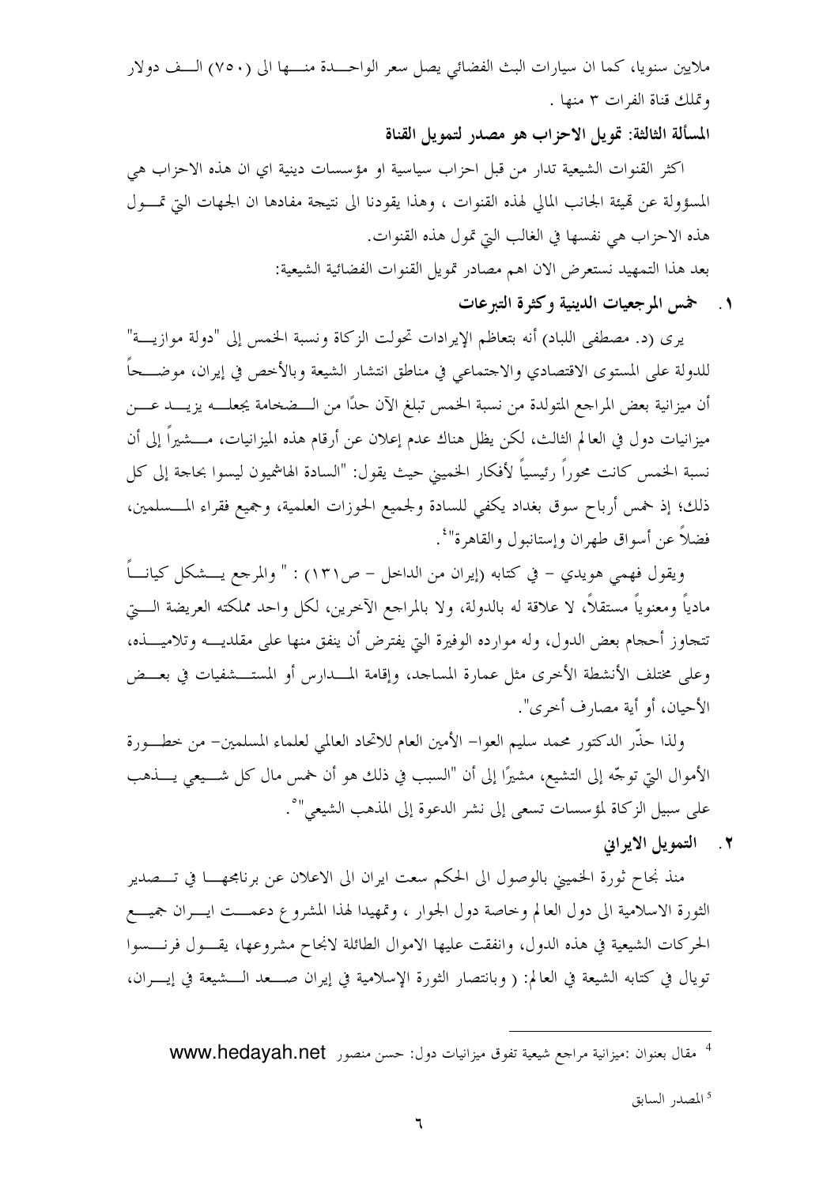ملايين سنويا، كما ان سيارات البث الفضائي يصل سعر الواحدة منها الى (٧٥٠) الف دولار وتملك قناة الفرات ٣ منها .

**المسألة الثالثة: تمويل الاحزاب هو مصدر لتمويل القناة**

اكثر القنوات الشيعية تدار من قبل احزاب سياسية او مؤسسات دينية اي ان هذه الاحزاب هي المسؤولة عن تهيئة الجانب المالي لهذه القنوات ، وهذا يقودنا الى نتيجة مفادها ان الجهات التي تمول هذه الاحزاب هي نفسها في الغالب التي تمول هذه القنوات.

بعد هذا التمهيد نستعرض الان اهم مصادر تمويل القنوات الفضائية الشيعية:

1. **خمس المرجعيات الدينية وكثرة التبرعات**

يرى (د. مصطفى اللباد) أنه بتعاظم الإيرادات تحولت الزكاة ونسبة الخمس إلى "دولة موازية" للدولة على المستوى الاقتصادي والاجتماعي في مناطق انتشار الشيعة وبالأخص في إيران، موضحاً أن ميزانية بعض المراجع المتولدة من نسبة الخمس تبلغ الآن حدًا من الضخامة يجعله يزيد عن ميزانيات دول في العالم الثالث، لكن يظل هناك عدم إعلان عن أرقام هذه الميزانيات، مشيراً إلى أن نسبة الخمس كانت محوراً رئيسياً لأفكار الخميني حيث يقول: "السادة الهاشميون ليسوا بحاجة إلى كل ذلك؛ إذ خمس أرباح سوق بغداد يكفي للسادة ولجميع الحوزات العلمية، وجميع فقراء المسلمين، فضلاً عن أسواق طهران وإستانبول والقاهرة"[4].

ويقول فهمي هويدي – في كتابه (إيران من الداخل – ص١٣١) : " والمرجع يشكل كياناً مادياً ومعنوياً مستقلاً، لا علاقة له بالدولة، ولا بالمراجع الآخرين، لكل واحد مملكته العريضة التي تتجاوز أحجام بعض الدول، وله موارده الوفيرة التي يفترض أن ينفق منها على مقلديه وتلاميذه، وعلى مختلف الأنشطة الأخرى مثل عمارة المساجد، وإقامة المدارس أو المستشفيات في بعض الأحيان، أو أية مصارف أخرى".

ولذا حذّر الدكتور محمد سليم العوا– الأمين العام للاتحاد العالمي لعلماء المسلمين– من خطورة الأموال التي توجّه إلى التشيع، مشيرًا إلى أن "السبب في ذلك هو أن خمس مال كل شيعي يذهب على سبيل الزكاة لمؤسسات تسعى إلى نشر الدعوة إلى المذهب الشيعي"[5].

2. **التمويل الايراني**

منذ نجاح ثورة الخميني بالوصول الى الحكم سعت ايران الى الاعلان عن برنامجها في تصدير الثورة الاسلامية الى دول العالم وخاصة دول الجوار ، وتمهيدا لهذا المشروع دعمت ايران جميع الحركات الشيعية في هذه الدول، وانفقت عليها الاموال الطائلة لانجاح مشروعها، يقول فرنسوا تويال في كتابه الشيعة في العالم: ( وبانتصار الثورة الإسلامية في إيران صعد الشيعة في إيران،

---

[4] مقال بعنوان :ميزانية مراجع شيعية تفوق ميزانيات دول: حسن منصور www.hedayah.net

[5] المصدر السابق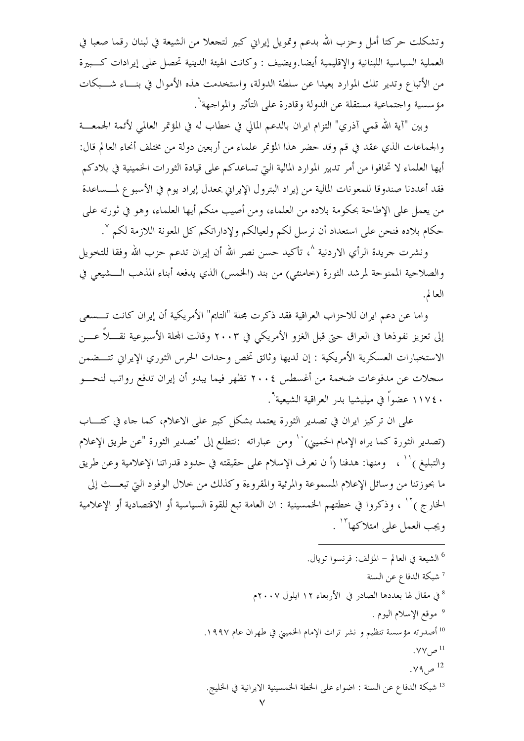وتشكلت حركتا أمل وحزب الله بدعم وتمويل إيراني كبير لتجعلا من الشيعة في لبنان رقما صعبا في العملية السياسية اللبنانية والإقليمية أيضا.ويضيف : وكانت الهيئة الدينية تحصل على إيرادات كبيرة من الأتباع وتدير تلك الموارد بعيدا عن سلطة الدولة، واستخدمت هذه الأموال في بناء شبكات مؤسسية واجتماعية مستقلة عن الدولة وقادرة على التأثير والمواجهة[6].

وبين "آية الله قمي آذري" التزام ايران بالدعم المالي في خطاب له في المؤتمر العالمي لأئمة الجمعة والجماعات الذي عقد في قم وقد حضر هذا المؤتمر علماء من أربعين دولة من مختلف أنحاء العالم قال: أيها العلماء لا تخافوا من أمر تدبير الموارد المالية التي تساعدكم على قيادة الثورات الخمينية في بلادكم فقد أعددنا صندوقا للمعونات المالية من إيراد البترول الإيراني بمعدل إيراد يوم في الأسبوع لمساعدة من يعمل على الإطاحة بحكومة بلاده من العلماء، ومن أصيب منكم أيها العلماء، وهو في ثورته على حكام بلاده فنحن على استعداد أن نرسل لكم ولعيالكم ولإداراتكم كل المعونة اللازمة لكم [7].

ونشرت جريدة الرأي الاردنية [8]، تأكيد حسن نصر الله أن إيران تدعم حزب الله وفقا للتخويل والصلاحية الممنوحة لمرشد الثورة (خامنئي) من بند (الخمس) الذي يدفعه أبناء المذهب الشيعي في العالم.

واما عن دعم ايران للاحزاب العراقية فقد ذكرت مجلة "التايم" الأمريكية أن إيران كانت تسعى إلى تعزيز نفوذها في العراق حتى قبل الغزو الأمريكي في ٢٠٠٣ وقالت المجلة الأسبوعية نقلاً عن الاستخبارات العسكرية الأمريكية : إن لديها وثائق تخص وحدات الحرس الثوري الإيراني تتضمن سجلات عن مدفوعات ضخمة من أغسطس ٢٠٠٤ تظهر فيما يبدو أن إيران تدفع رواتب لنحو ١١٧٤٠ عضواً في ميليشيا بدر العراقية الشيعية[9].

على ان تركيز ايران في تصدير الثورة يعتمد بشكل كبير على الاعلام، كما جاء في كتاب (تصدير الثورة كما يراه الإمام الخميني)[10] ومن عباراته :نتطلع إلى "تصدير الثورة "عن طريق الإعلام والتبليغ )[11] ، ومنها: هدفنا (أ ن نعرف الإسلام على حقيقته في حدود قدراتنا الإعلامية وعن طريق ما بحوزتنا من وسائل الإعلام المسموعة والمرئية والمقروءة وكذلك من خلال الوفود التي تبعث إلى الخارج )[12] ، وذكروا في خطتهم الخمسينية : ان العامة تبع للقوة السياسية أو الاقتصادية أو الإعلامية ويجب العمل على امتلاكها[13] .

---

[6] الشيعة في العالم – المؤلف: فرنسوا تويال.

[7] شبكة الدفاع عن السنة

[8] في مقال لها بعددها الصادر في الأربعاء ١٢ ايلول ٢٠٠٧م

[9] موقع الإسلام اليوم .

[10] أصدرته مؤسسة تنظيم و نشر تراث الإمام الخميني في طهران عام ١٩٩٧.

[11] ص٧٧.

[12] ص٧٩.

[13] شبكة الدفاع عن السنة : اضواء على الخطة الخمسينية الايرانية في الخليج.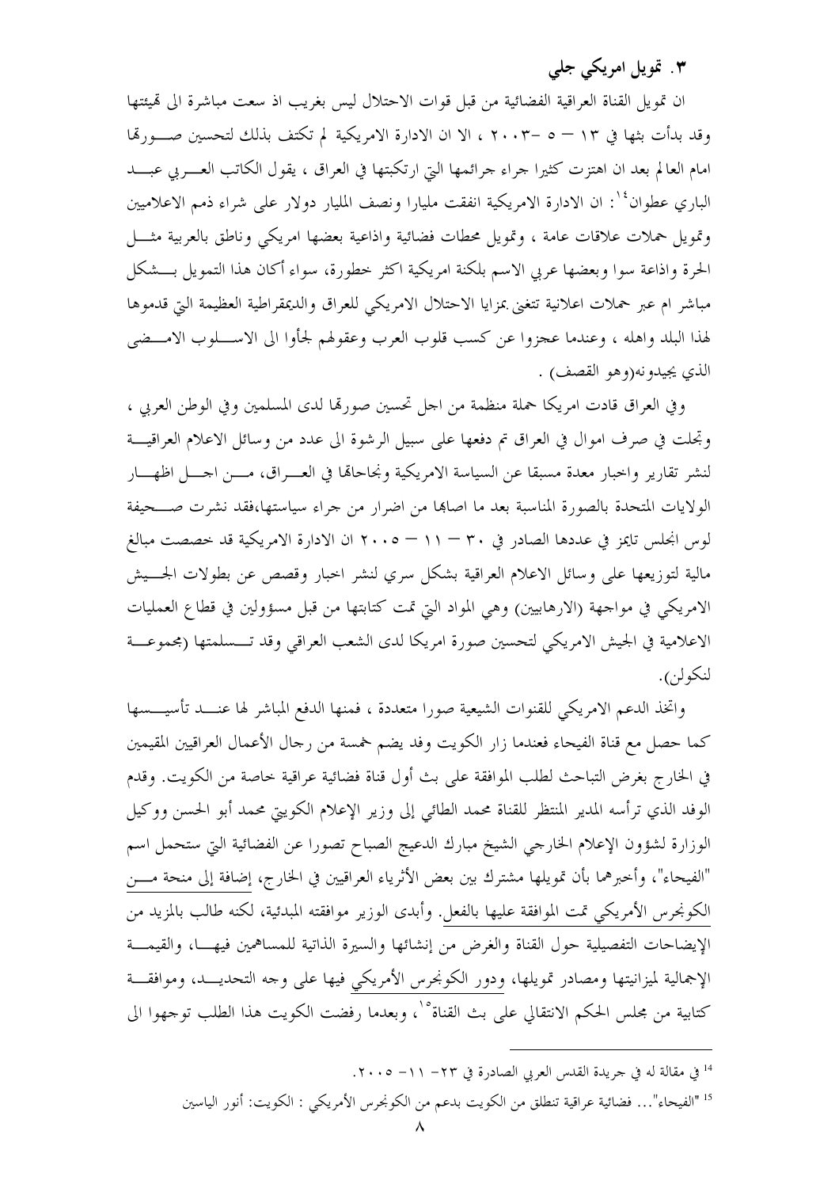### ٣. تمويل امريكي جلي

ان تمويل القناة العراقية الفضائية من قبل قوات الاحتلال ليس بغريب اذ سعت مباشرة الى تهيئتها وقد بدأت بثها في ١٣ – ٥ –٢٠٠٣ ، الا ان الادارة الامريكية لم تكتف بذلك لتحسين صورتها امام العالم بعد ان اهتزت كثيرا جراء جرائمها التي ارتكبتها في العراق ، يقول الكاتب العربي عبد الباري عطوان[14]: ان الادارة الامريكية انفقت مليارا ونصف المليار دولار على شراء ذمم الاعلاميين وتمويل حملات علاقات عامة ، وتمويل محطات فضائية واذاعية بعضها امريكي وناطق بالعربية مثل الحرة واذاعة سوا وبعضها عربي الاسم بلكنة امريكية اكثر خطورة، سواء أكان هذا التمويل بشكل مباشر ام عبر حملات اعلانية تتغنى بمزايا الاحتلال الامريكي للعراق والديمقراطية العظيمة التي قدموها لهذا البلد واهله ، وعندما عجزوا عن كسب قلوب العرب وعقولهم لجأوا الى الاسلوب الامضى الذي يجيدونه(وهو القصف) .

وفي العراق قادت امريكا حملة منظمة من اجل تحسين صورتها لدى المسلمين وفي الوطن العربي ، وتجلت في صرف اموال في العراق تم دفعها على سبيل الرشوة الى عدد من وسائل الاعلام العراقية لنشر تقارير واخبار معدة مسبقا عن السياسة الامريكية ونجاحاتها في العراق، من اجل اظهار الولايات المتحدة بالصورة المناسبة بعد ما اصابها من اضرار من جراء سياستها،فقد نشرت صحيفة لوس انجلس تايمز في عددها الصادر في ٣٠ – ١١ – ٢٠٠٥ ان الادارة الامريكية قد خصصت مبالغ مالية لتوزيعها على وسائل الاعلام العراقية بشكل سري لنشر اخبار وقصص عن بطولات الجيش الامريكي في مواجهة (الارهابيين) وهي المواد التي تمت كتابتها من قبل مسؤولين في قطاع العمليات الاعلامية في الجيش الامريكي لتحسين صورة امريكا لدى الشعب العراقي وقد تسلمتها (مجموعة لنكولن).

واتخذ الدعم الامريكي للقنوات الشيعية صورا متعددة ، فمنها الدفع المباشر لها عند تأسيسها كما حصل مع قناة الفيحاء فعندما زار الكويت وفد يضم خمسة من رجال الأعمال العراقيين المقيمين في الخارج بغرض التباحث لطلب الموافقة على بث أول قناة فضائية عراقية خاصة من الكويت. وقدم الوفد الذي ترأسه المدير المنتظر للقناة محمد الطائي إلى وزير الإعلام الكويتي محمد أبو الحسن ووكيل الوزارة لشؤون الإعلام الخارجي الشيخ مبارك الدعيج الصباح تصورا عن الفضائية التي ستحمل اسم "الفيحاء"، وأخبرهما بأن تمويلها مشترك بين بعض الأثرياء العراقيين في الخارج، إضافة إلى منحة من الكونجرس الأمريكي تمت الموافقة عليها بالفعل. وأبدى الوزير موافقته المبدئية، لكنه طالب بالمزيد من الإيضاحات التفصيلية حول القناة والغرض من إنشائها والسيرة الذاتية للمساهمين فيها، والقيمة الإجمالية لميزانيتها ومصادر تمويلها، ودور الكونجرس الأمريكي فيها على وجه التحديد، وموافقة كتابية من مجلس الحكم الانتقالي على بث القناة[15]، وبعدما رفضت الكويت هذا الطلب توجهوا الى

---

[14] في مقالة له في جريدة القدس العربي الصادرة في ٢٣- ١١- ٢٠٠٥.

[15] "الفيحاء"... فضائية عراقية تنطلق من الكويت بدعم من الكونجرس الأمريكي : الكويت: أنور الياسين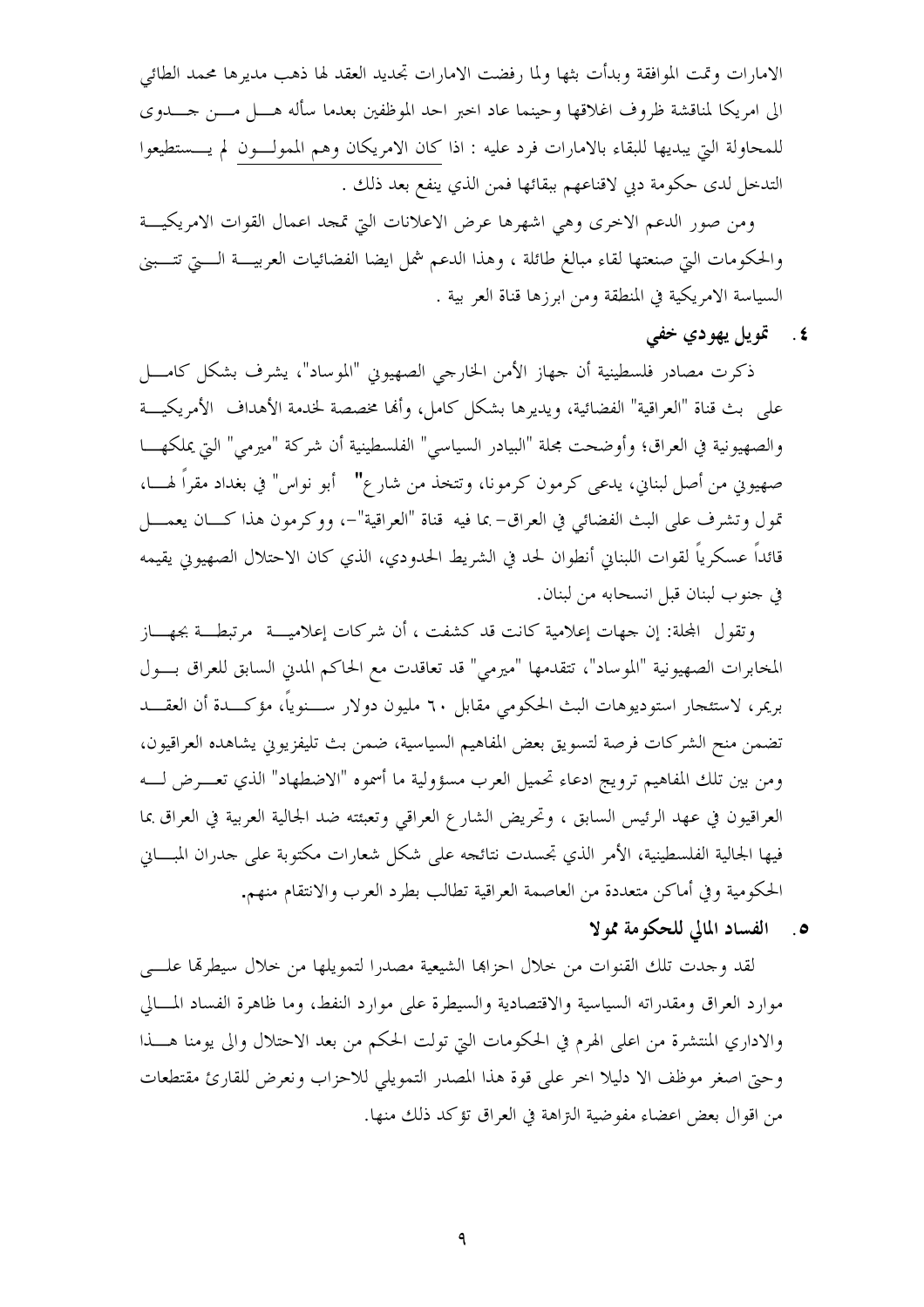الامارات وتمت الموافقة وبدأت بثها ولما رفضت الامارات تجديد العقد لها ذهب مديرها محمد الطائي الى امريكا لمناقشة ظروف اغلاقها وحينما عاد اخبر احد الموظفين بعدما سأله هل من جدوى للمحاولة التي يبديها للبقاء بالامارات فرد عليه : اذا كان الامريكان وهم الممولون لم يستطيعوا التدخل لدى حكومة دبي لاقناعهم ببقائها فمن الذي ينفع بعد ذلك .

ومن صور الدعم الاخرى وهي اشهرها عرض الاعلانات التي تمجد اعمال القوات الامريكية والحكومات التي صنعتها لقاء مبالغ طائلة ، وهذا الدعم شمل ايضا الفضائيات العربية التي تتبنى السياسة الامريكية في المنطقة ومن ابرزها قناة العر بية .

### ٤. تمويل يهودي خفي

ذكرت مصادر فلسطينية أن جهاز الأمن الخارجي الصهيوني "الموساد"، يشرف بشكل كامل على بث قناة "العراقية" الفضائية، ويديرها بشكل كامل، وأنها مخصصة لخدمة الأهداف الأمريكية والصهيونية في العراق؛ وأوضحت مجلة "البيادر السياسي" الفلسطينية أن شركة "ميرمي" التي يملكها صهيوني من أصل لبناني، يدعى كرمون كرمونا، وتتخذ من شارع" أبو نواس" في بغداد مقراً لها، تمول وتشرف على البث الفضائي في العراق- بما فيه قناة "العراقية"-، ووكرمون هذا كان يعمل قائداً عسكرياً لقوات اللبناني أنطوان لحد في الشريط الحدودي، الذي كان الاحتلال الصهيوني يقيمه في جنوب لبنان قبل انسحابه من لبنان.

وتقول المجلة: إن جهات إعلامية كانت قد كشفت ، أن شركات إعلامية مرتبطة بجهاز المخابرات الصهيونية "الموساد"، تتقدمها "ميرمي" قد تعاقدت مع الحاكم المدني السابق للعراق بول بريمر، لاستئجار استوديوهات البث الحكومي مقابل ٦٠ مليون دولار سنوياً، مؤكدة أن العقد تضمن منح الشركات فرصة لتسويق بعض المفاهيم السياسية، ضمن بث تليفزيوني يشاهده العراقيون، ومن بين تلك المفاهيم ترويج ادعاء تحميل العرب مسؤولية ما أسموه "الاضطهاد" الذي تعرض له العراقيون في عهد الرئيس السابق ، وتحريض الشارع العراقي وتعبئته ضد الجالية العربية في العراق بما فيها الجالية الفلسطينية، الأمر الذي تجسدت نتائجه على شكل شعارات مكتوبة على جدران المباني الحكومية وفي أماكن متعددة من العاصمة العراقية تطالب بطرد العرب والانتقام منهم.

### ٥. الفساد المالي للحكومة مولا

لقد وجدت تلك القنوات من خلال احزابها الشيعية مصدرا لتمويلها من خلال سيطرتها على موارد العراق ومقدراته السياسية والاقتصادية والسيطرة على موارد النفط، وما ظاهرة الفساد المالي والاداري المنتشرة من اعلى الهرم في الحكومات التي تولت الحكم من بعد الاحتلال والى يومنا هذا وحتى اصغر موظف الا دليلا اخر على قوة هذا المصدر التمويلي للاحزاب ونعرض للقارئ مقتطعات من اقوال بعض اعضاء مفوضية النزاهة في العراق تؤكد ذلك منها.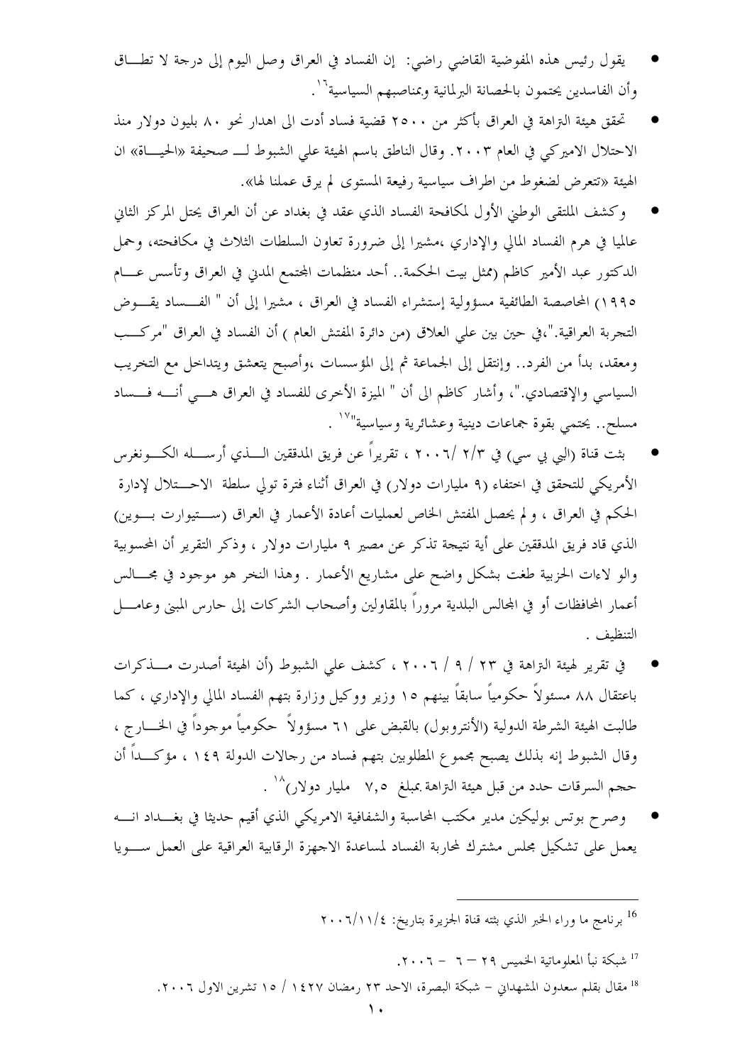- يقول رئيس هذه المفوضية القاضي راضي: إن الفساد في العراق وصل اليوم إلى درجة لا تطاق وأن الفاسدين يحتمون بالحصانة البرلمانية وبمناصبهم السياسية[16].

- تحقق هيئة النزاهة في العراق بأكثر من ٢٥٠٠ قضية فساد أدت الى اهدار نحو ٨٠ بليون دولار منذ الاحتلال الاميركي في العام ٢٠٠٣. وقال الناطق باسم الهيئة علي الشبوط لـ صحيفة «الحياة» ان الهيئة «تتعرض لضغوط من اطراف سياسية رفيعة المستوى لم يرق عملنا لها».

- وكشف الملتقى الوطني الأول لمكافحة الفساد الذي عقد في بغداد عن أن العراق يحتل المركز الثاني عالميا في هرم الفساد المالي والإداري ،مشيرا إلى ضرورة تعاون السلطات الثلاث في مكافحته، وحمل الدكتور عبد الأمير كاظم (ممثل بيت الحكمة.. أحد منظمات المجتمع المدني في العراق وتأسس عام ١٩٩٥) المحاصصة الطائفية مسؤولية إستشراء الفساد في العراق ، مشيرا إلى أن " الفساد يقوض التجربة العراقية."،في حين بين علي العلاق (من دائرة المفتش العام ) أن الفساد في العراق "مركب ومعقد، بدأ من الفرد.. وإنتقل إلى الجماعة ثم إلى المؤسسات ،وأصبح يتعشق ويتداخل مع التخريب السياسي والإقتصادي."، وأشار كاظم الى أن " الميزة الأخرى للفساد في العراق هي أنه فساد مسلح.. يحتمي بقوة جماعات دينية وعشائرية وسياسية"[17] .

- بثت قناة (البي بي سي) في ٢/٣ /٢٠٠٦ ، تقريراً عن فريق المدققين الذي أرسله الكونغرس الأمريكي للتحقق في اختفاء (٩ مليارات دولار) في العراق أثناء فترة تولي سلطة الاحتلال لإدارة الحكم في العراق ، ولم يحصل المفتش الخاص لعمليات أعادة الأعمار في العراق (ستيوارت بوين) الذي قاد فريق المدققين على أية نتيجة تذكر عن مصير ٩ مليارات دولار ، وذكر التقرير أن المحسوبية والولاءات الحزبية طغت بشكل واضح على مشاريع الأعمار . وهذا النخر هو موجود في مجالس أعمار المحافظات أو في المجالس البلدية مروراً بالمقاولين وأصحاب الشركات إلى حارس المبنى وعامل التنظيف .

- في تقرير لهيئة النزاهة في ٢٣ / ٩ / ٢٠٠٦ ، كشف علي الشبوط (أن الهيئة أصدرت مذكرات باعتقال ٨٨ مسئولاً حكومياً سابقاً بينهم ١٥ وزير ووكيل وزارة بتهم الفساد المالي والإداري ، كما طالبت الهيئة الشرطة الدولية (الأنتروبول) بالقبض على ٦١ مسؤولاً حكومياً موجوداً في الخارج ، وقال الشبوط إنه بذلك يصبح مجموع المطلوبين بتهم فساد من رجالات الدولة ١٤٩ ، مؤكداً أن حجم السرقات حدد من قبل هيئة النزاهة بمبلغ ٧,٥ مليار دولار)[18] .

- وصرح بوتس بوليكين مدير مكتب المحاسبة والشفافية الامريكي الذي أقيم حديثا في بغداد انه يعمل على تشكيل مجلس مشترك لمحاربة الفساد لمساعدة الاجهزة الرقابية العراقية على العمل سويا

---

[16] برنامج ما وراء الخبر الذي بثته قناة الجزيرة بتاريخ: ٢٠٠٦/١١/٤

[17] شبكة نبأ المعلوماتية الخميس ٢٩ – ٦ - ٢٠٠٦.

[18] مقال بقلم سعدون المشهداني – شبكة البصرة، الاحد ٢٣ رمضان ١٤٢٧ / ١٥ تشرين الاول ٢٠٠٦.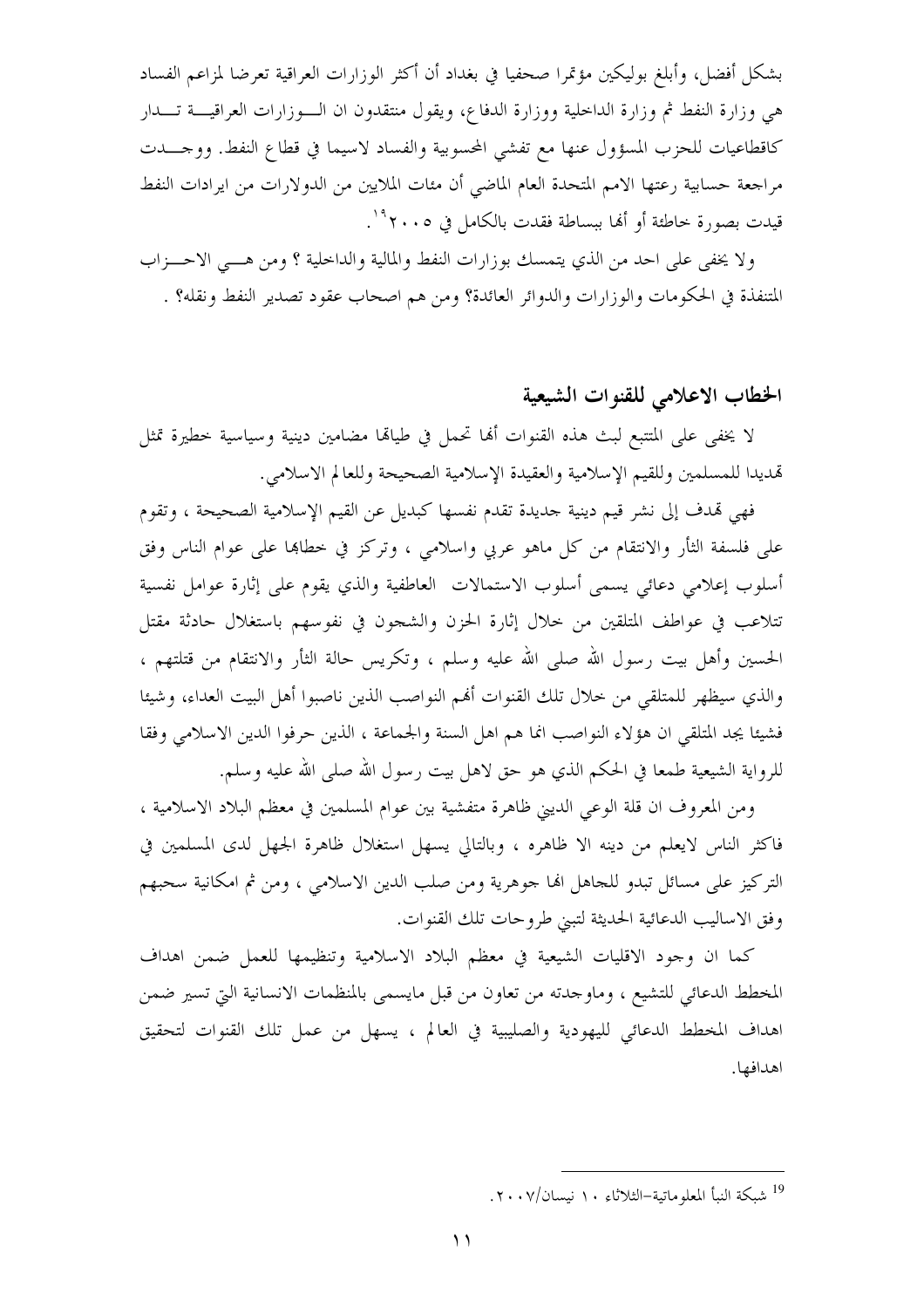بشكل أفضل، وأبلغ بوليكين مؤتمرا صحفيا في بغداد أن أكثر الوزارات العراقية تعرضا لمزاعم الفساد هي وزارة النفط ثم وزارة الداخلية ووزارة الدفاع، ويقول منتقدون ان الوزارات العراقية تدار كاقطاعيات للحزب المسؤول عنها مع تفشي المحسوبية والفساد لاسيما في قطاع النفط. ووجدت مراجعة حسابية رعتها الامم المتحدة العام الماضي أن مئات الملايين من الدولارات من ايرادات النفط قيدت بصورة خاطئة أو أنها ببساطة فقدت بالكامل في ٢٠٠٥[19].

ولا يخفى على احد من الذي يتمسك بوزارات النفط والمالية والداخلية ؟ ومن هي الاحزاب المتنفذة في الحكومات والوزارات والدوائر العائدة؟ ومن هم اصحاب عقود تصدير النفط ونقله؟ .

## الخطاب الاعلامي للقنوات الشيعية

لا يخفى على المتتبع لبث هذه القنوات أنها تحمل في طياتها مضامين دينية وسياسية خطيرة تمثل تهديدا للمسلمين وللقيم الإسلامية والعقيدة الإسلامية الصحيحة وللعالم الاسلامي.

فهي تهدف إلى نشر قيم دينية جديدة تقدم نفسها كبديل عن القيم الإسلامية الصحيحة ، وتقوم على فلسفة الثأر والانتقام من كل ماهو عربي واسلامي ، وتركز في خطابها على عوام الناس وفق أسلوب إعلامي دعائي يسمى أسلوب الاستمالات العاطفية والذي يقوم على إثارة عوامل نفسية تتلاعب في عواطف المتلقين من خلال إثارة الحزن والشجون في نفوسهم باستغلال حادثة مقتل الحسين وأهل بيت رسول الله صلى الله عليه وسلم ، وتكريس حالة الثأر والانتقام من قتلتهم ، والذي سيظهر للمتلقي من خلال تلك القنوات أنهم النواصب الذين ناصبوا أهل البيت العداء، وشيئا فشيئا يجد المتلقي ان هؤلاء النواصب انما هم اهل السنة والجماعة ، الذين حرفوا الدين الاسلامي وفقا للرواية الشيعية طمعا في الحكم الذي هو حق لاهل بيت رسول الله صلى الله عليه وسلم.

ومن المعروف ان قلة الوعي الديني ظاهرة متفشية بين عوام المسلمين في معظم البلاد الاسلامية ، فاكثر الناس لايعلم من دينه الا ظاهره ، وبالتالي يسهل استغلال ظاهرة الجهل لدى المسلمين في التركيز على مسائل تبدو للجاهل انها جوهرية ومن صلب الدين الاسلامي ، ومن ثم امكانية سحبهم وفق الاساليب الدعائية الحديثة لتبني طروحات تلك القنوات.

كما ان وجود الاقليات الشيعية في معظم البلاد الاسلامية وتنظيمها للعمل ضمن اهداف المخطط الدعائي للتشيع ، وماوجدته من تعاون من قبل مايسمى بالمنظمات الانسانية التي تسير ضمن اهداف المخطط الدعائي لليهودية والصليبية في العالم ، يسهل من عمل تلك القنوات لتحقيق اهدافها.

---

[19] شبكة النبأ المعلوماتية-الثلاثاء ١٠ نيسان/٢٠٠٧.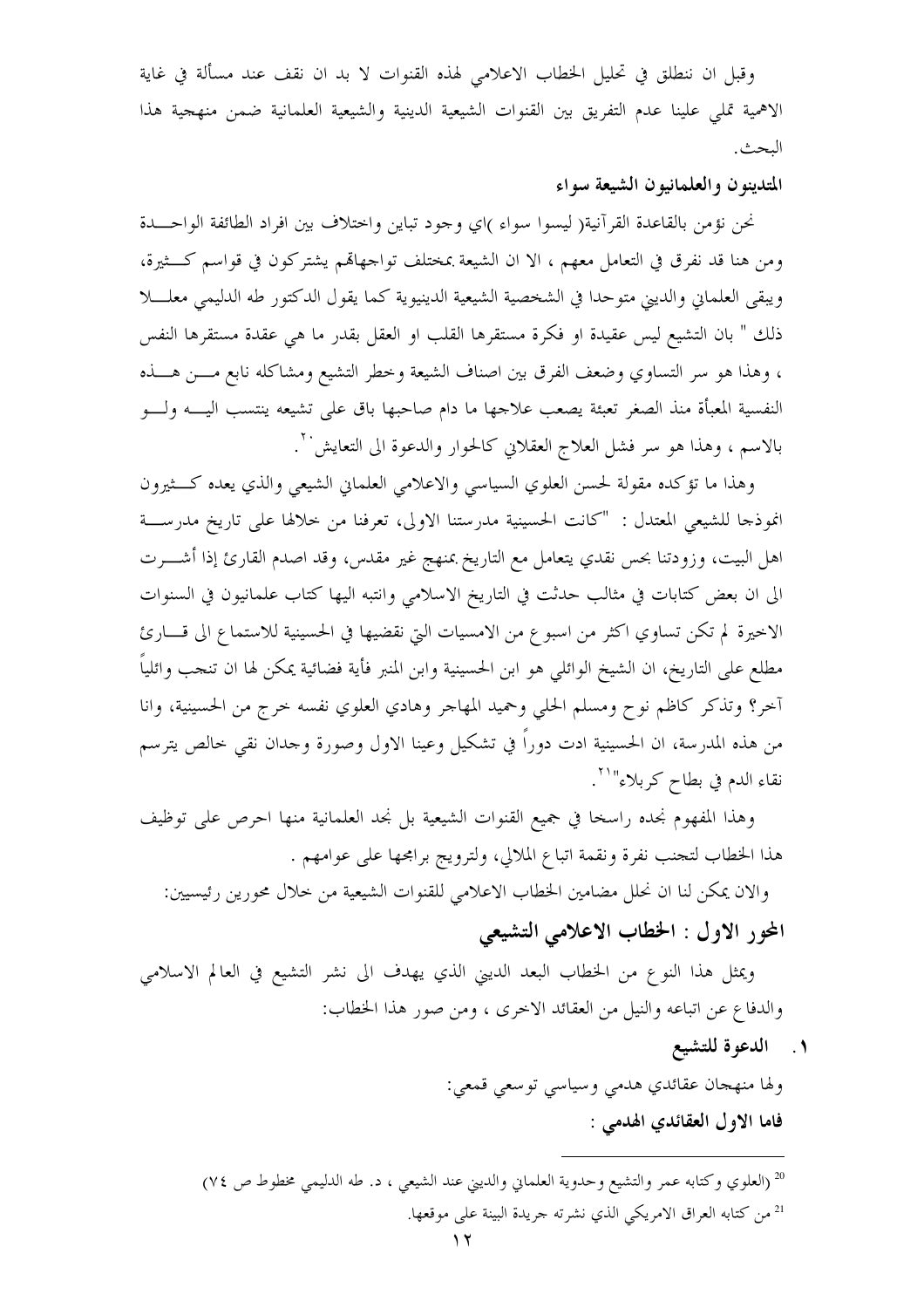وقبل ان ننطلق في تحليل الخطاب الاعلامي لهذه القنوات لا بد ان نقف عند مسألة في غاية الاهمية تملي علينا عدم التفريق بين القنوات الشيعية الدينية والشيعية العلمانية ضمن منهجية هذا البحث.

**المتدينون والعلمانيون الشيعة سواء**

نحن نؤمن بالقاعدة القرآنية( ليسوا سواء )اي وجود تباين واختلاف بين افراد الطائفة الواحدة ومن هنا قد نفرق في التعامل معهم ، الا ان الشيعة بمختلف تواجهاتهم يشتركون في قواسم كثيرة، ويبقى العلماني والديني متوحدا في الشخصية الشيعية الدينيوية كما يقول الدكتور طه الدليمي معللا ذلك " بان التشيع ليس عقيدة او فكرة مستقرها القلب او العقل بقدر ما هي عقدة مستقرها النفس ، وهذا هو سر التساوي وضعف الفرق بين اصناف الشيعة وخطر التشيع ومشاكله نابع من هذه النفسية المعبأة منذ الصغر تعبئة يصعب علاجها ما دام صاحبها باق على تشيعه ينتسب اليه ولو بالاسم ، وهذا هو سر فشل العلاج العقلاني كالحوار والدعوة الى التعايش[20].

وهذا ما تؤكده مقولة لحسن العلوي السياسي والاعلامي العلماني الشيعي والذي يعده كثيرون انموذجا للشيعي المعتدل : "كانت الحسينية مدرستنا الاولى، تعرفنا من خلالها على تاريخ مدرسة اهل البيت، وزودتنا بحس نقدي يتعامل مع التاريخ بمنهج غير مقدس، وقد اصدم القارئ إذا أشرت الى ان بعض كتابات في مثالب حدثت في التاريخ الاسلامي وانتبه اليها كتاب علمانيون في السنوات الاخيرة لم تكن تساوي اكثر من اسبوع من الامسيات التي نقضيها في الحسينية للاستماع الى قارئ مطلع على التاريخ، ان الشيخ الوائلي هو ابن الحسينية وابن المنبر فأية فضائية يمكن لها ان تنجب وائلياً آخر؟ وتذكر كاظم نوح ومسلم الحلي وحميد المهاجر وهادي العلوي نفسه خرج من الحسينية، وانا من هذه المدرسة، ان الحسينية ادت دوراً في تشكيل وعينا الاول وصورة وجدان نقي خالص يترسم نقاء الدم في بطاح كربلاء"[21].

وهذا المفهوم نجده راسخا في جميع القنوات الشيعية بل نجد العلمانية منها احرص على توظيف هذا الخطاب لتجنب نفرة ونقمة اتباع الملالي، ولترويج برامجها على عوامهم .

والان يمكن لنا ان نحلل مضامين الخطاب الاعلامي للقنوات الشيعية من خلال محورين رئيسيين:

## المحور الاول : الخطاب الاعلامي التشيعي

ويمثل هذا النوع من الخطاب البعد الديني الذي يهدف الى نشر التشيع في العالم الاسلامي والدفاع عن اتباعه والنيل من العقائد الاخرى ، ومن صور هذا الخطاب:

1. **الدعوة للتشيع**

ولها منهجان عقائدي هدمي وسياسي توسعي قمعي:

**فاما الاول العقائدي الهدمي :**

---

[20] (العلوي وكتابه عمر والتشيع وحدوية العلماني والديني عند الشيعي ، د. طه الدليمي مخطوط ص ٧٤)

[21] من كتابه العراق الامريكي الذي نشرته جريدة البينة على موقعها.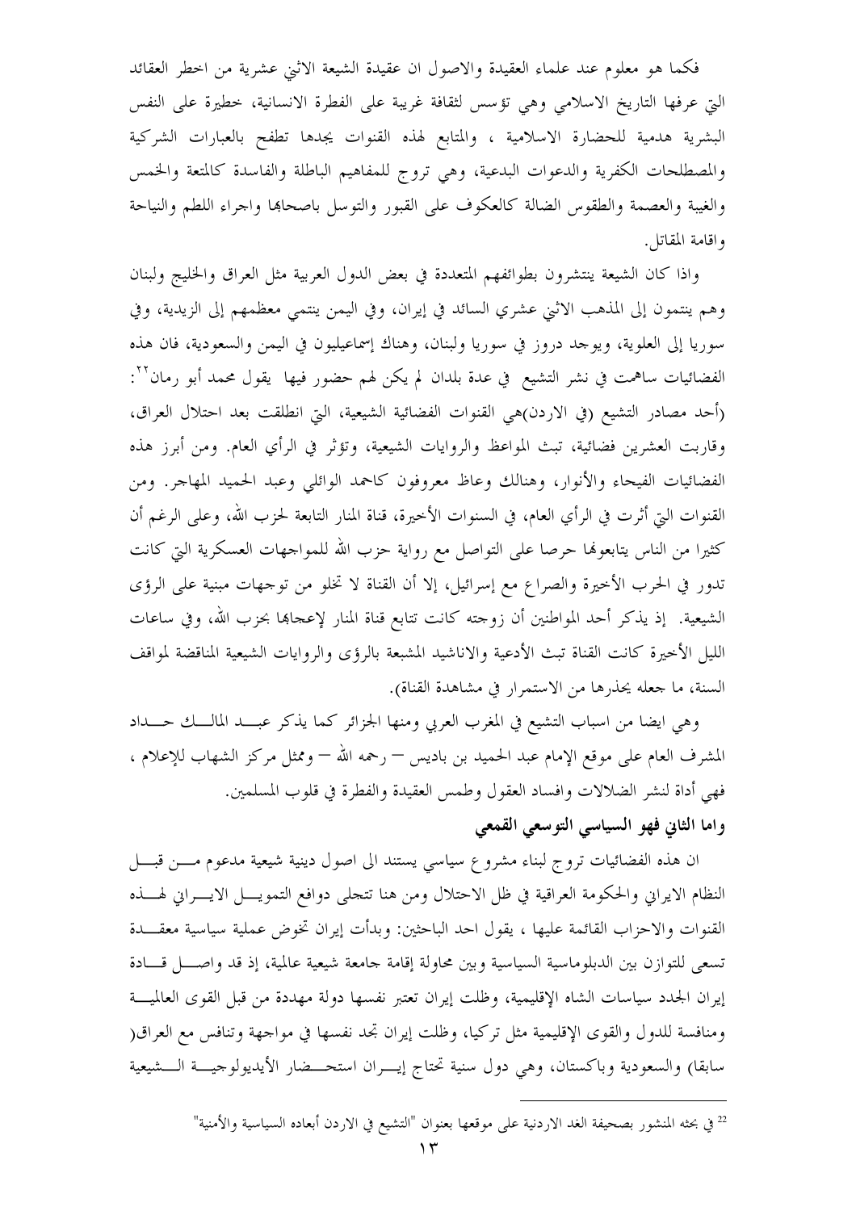فكما هو معلوم عند علماء العقيدة والاصول ان عقيدة الشيعة الاثني عشرية من اخطر العقائد التي عرفها التاريخ الاسلامي وهي تؤسس لثقافة غريبة على الفطرة الانسانية، خطيرة على النفس البشرية هدمية للحضارة الاسلامية ، والمتابع لهذه القنوات يجدها تطفح بالعبارات الشركية والمصطلحات الكفرية والدعوات البدعية، وهي تروج للمفاهيم الباطلة والفاسدة كالمتعة والخمس والغيبة والعصمة والطقوس الضالة كالعكوف على القبور والتوسل باصحابها واجراء اللطم والنياحة واقامة المقاتل.

واذا كان الشيعة ينتشرون بطوائفهم المتعددة في بعض الدول العربية مثل العراق والخليج ولبنان وهم ينتمون إلى المذهب الاثني عشري السائد في إيران، وفي اليمن ينتمي معظمهم إلى الزيدية، وفي سوريا إلى العلوية، ويوجد دروز في سوريا ولبنان، وهناك إسماعيليون في اليمن والسعودية، فان هذه الفضائيات ساهمت في نشر التشيع في عدة بلدان لم يكن لهم حضور فيها يقول محمد أبو رمان[22]: (أحد مصادر التشيع (في الاردن)هي القنوات الفضائية الشيعية، التي انطلقت بعد احتلال العراق، وقاربت العشرين فضائية، تبث المواعظ والروايات الشيعية، وتؤثر في الرأي العام. ومن أبرز هذه الفضائيات الفيحاء والأنوار، وهنالك وعاظ معروفون كاحمد الوائلي وعبد الحميد المهاجر. ومن القنوات التي أثرت في الرأي العام، في السنوات الأخيرة، قناة المنار التابعة لحزب الله، وعلى الرغم أن كثيرا من الناس يتابعونها حرصا على التواصل مع رواية حزب الله للمواجهات العسكرية التي كانت تدور في الحرب الأخيرة والصراع مع إسرائيل، إلا أن القناة لا تخلو من توجهات مبنية على الرؤى الشيعية. إذ يذكر أحد المواطنين أن زوجته كانت تتابع قناة المنار لإعجابها بحزب الله، وفي ساعات الليل الأخيرة كانت القناة تبث الأدعية والاناشيد المشبعة بالرؤى والروايات الشيعية المناقضة لمواقف السنة، ما جعله يحذرها من الاستمرار في مشاهدة القناة).

وهي ايضا من اسباب التشيع في المغرب العربي ومنها الجزائر كما يذكر عبد المالك حداد المشرف العام على موقع الإمام عبد الحميد بن باديس – رحمه الله – وممثل مركز الشهاب للإعلام ، فهي أداة لنشر الضلالات وافساد العقول وطمس العقيدة والفطرة في قلوب المسلمين.

**واما الثاني فهو السياسي التوسعي القمعي**

ان هذه الفضائيات تروج لبناء مشروع سياسي يستند الى اصول دينية شيعية مدعوم من قبل النظام الايراني والحكومة العراقية في ظل الاحتلال ومن هنا تتجلى دوافع التمويل الايراني لهذه القنوات والاحزاب القائمة عليها ، يقول احد الباحثين: وبدأت إيران تخوض عملية سياسية معقدة تسعى للتوازن بين الدبلوماسية السياسية وبين محاولة إقامة جامعة شيعية عالمية، إذ قد واصل قادة إيران الجدد سياسات الشاه الإقليمية، وظلت إيران تعتبر نفسها دولة مهددة من قبل القوى العالمية ومنافسة للدول والقوى الإقليمية مثل تركيا، وظلت إيران تجد نفسها في مواجهة وتنافس مع العراق( سابقا) والسعودية وباكستان، وهي دول سنية تحتاج إيران استحضار الأيديولوجية الشيعية

---

[22] في بحثه المنشور بصحيفة الغد الاردنية على موقعها بعنوان "التشيع في الاردن أبعاده السياسية والأمنية"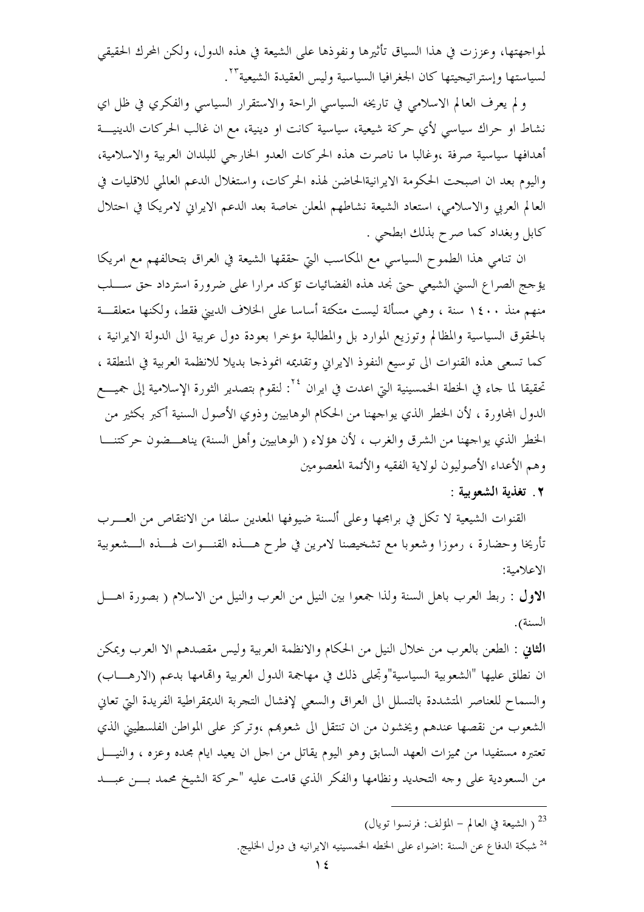لمواجهتها، وعززت في هذا السياق تأثيرها ونفوذها على الشيعة في هذه الدول، ولكن المحرك الحقيقي لسياستها وإستراتيجيتها كان الجغرافيا السياسية وليس العقيدة الشيعية[23].

و لم يعرف العالم الاسلامي في تاريخه السياسي الراحة والاستقرار السياسي والفكري في ظل اي نشاط او حراك سياسي لأي حركة شيعية، سياسية كانت او دينية، مع ان غالب الحركات الدينية أهدافها سياسية صرفة ،وغالبا ما ناصرت هذه الحركات العدو الخارجي للبلدان العربية والاسلامية، واليوم بعد ان اصبحت الحكومة الايرانيةالحاضن لهذه الحركات، واستغلال الدعم العالمي للاقليات في العالم العربي والاسلامي، استعاد الشيعة نشاطهم المعلن خاصة بعد الدعم الايراني لامريكا في احتلال كابل وبغداد كما صرح بذلك ابطحي .

ان تنامي هذا الطموح السياسي مع المكاسب التي حققها الشيعة في العراق بتحالفهم مع امريكا يؤجج الصراع السني الشيعي حتى نجد هذه الفضائيات تؤكد مرارا على ضرورة استرداد حق سلب منهم منذ ١٤٠٠ سنة ، وهي مسألة ليست متكئة أساسا على الخلاف الديني فقط، ولكنها متعلقة بالحقوق السياسية والمظالم وتوزيع الموارد بل والمطالبة مؤخرا بعودة دول عربية الى الدولة الايرانية ، كما تسعى هذه القنوات الى توسيع النفوذ الايراني وتقديمه انموذجا بديلا للانظمة العربية في المنطقة ، تحقيقا لما جاء في الخطة الخمسينية التي اعدت في ايران [24]: لنقوم بتصدير الثورة الإسلامية إلى جميع الدول المجاورة ، لأن الخطر الذي يواجهنا من الحكام الوهابيين وذوي الأصول السنية أكبر بكثير من الخطر الذي يواجهنا من الشرق والغرب ، لأن هؤلاء ( الوهابيين وأهل السنة) يناهضون حركتنا وهم الأعداء الأصوليون لولاية الفقيه والأئمة المعصومين

**٢. تغذية الشعوبية :**

القنوات الشيعية لا تكل في برامجها وعلى ألسنة ضيوفها المعدين سلفا من الانتقاص من العرب تأريخا وحضارة ، رموزا وشعوبا مع تشخيصنا لامرين في طرح هذه القنوات لهذه الشعوبية الاعلامية:

**الاول** : ربط العرب باهل السنة ولذا جمعوا بين النيل من العرب والنيل من الاسلام ( بصورة اهل السنة).

**الثاني** : الطعن بالعرب من خلال النيل من الحكام والانظمة العربية وليس مقصدهم الا العرب ويمكن ان نطلق عليها "الشعوبية السياسية"وتجلى ذلك في مهاجمة الدول العربية واتهامها بدعم (الارهاب) والسماح للعناصر المتشددة بالتسلل الى العراق والسعي لإفشال التجربة الديمقراطية الفريدة التي تعاني الشعوب من نقصها عندهم ويخشون من ان تنتقل الى شعوبهم ،وتركز على المواطن الفلسطيني الذي تعتبره مستفيدا من مميزات العهد السابق وهو اليوم يقاتل من اجل ان يعيد ايام مجده وعزه ، والنيل من السعودية على وجه التحديد ونظامها والفكر الذي قامت عليه "حركة الشيخ محمد بن عبد

---

[23] ( الشيعة في العالم – المؤلف: فرنسوا تويال)

[24] شبكة الدفاع عن السنة :اضواء على الخطه الخمسينيه الايرانيه فى دول الخليج.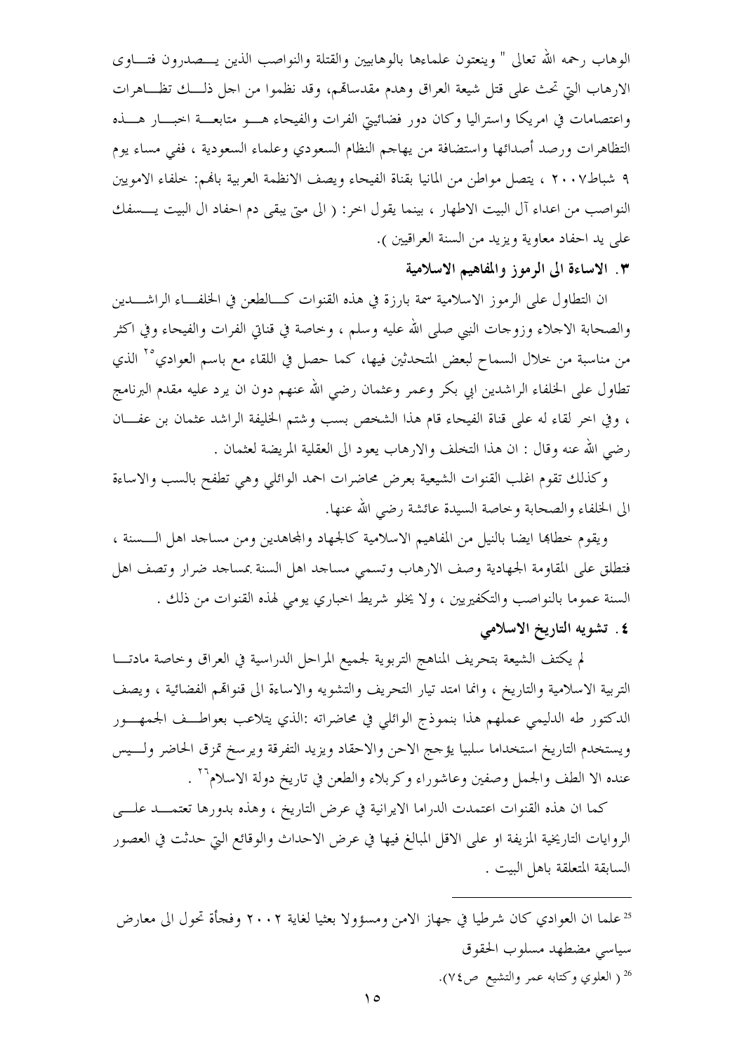الوهاب رحمه الله تعالى " وينعتون علماءها بالوهابيين والقتلة والنواصب الذين يصدرون فتاوى الارهاب التي تحث على قتل شيعة العراق وهدم مقدساتهم، وقد نظموا من اجل ذلك تظاهرات واعتصامات في امريكا واستراليا وكان دور فضائيتي الفرات والفيحاء هو متابعة اخبار هذه التظاهرات ورصد أصدائها واستضافة من يهاجم النظام السعودي وعلماء السعودية ، ففي مساء يوم ٩ شباط٢٠٠٧ ، يتصل مواطن من المانيا بقناة الفيحاء ويصف الانظمة العربية بانهم: خلفاء الامويين النواصب من اعداء آل البيت الاطهار ، بينما يقول اخر: ( الى متى يبقى دم احفاد ال البيت يسفك على يد احفاد معاوية ويزيد من السنة العراقيين ).

### ٣. الاساءة الى الرموز والمفاهيم الاسلامية

ان التطاول على الرموز الاسلامية سمة بارزة في هذه القنوات كالطعن في الخلفاء الراشدين والصحابة الاجلاء وزوجات النبي صلى الله عليه وسلم ، وخاصة في قناتي الفرات والفيحاء وفي اكثر من مناسبة من خلال السماح لبعض المتحدثين فيها، كما حصل في اللقاء مع باسم العوادي[25] الذي تطاول على الخلفاء الراشدين ابي بكر وعمر وعثمان رضي الله عنهم دون ان يرد عليه مقدم البرنامج ، وفي اخر لقاء له على قناة الفيحاء قام هذا الشخص بسب وشتم الخليفة الراشد عثمان بن عفان رضي الله عنه وقال : ان هذا التخلف والارهاب يعود الى العقلية المريضة لعثمان .

وكذلك تقوم اغلب القنوات الشيعية بعرض محاضرات احمد الوائلي وهي تطفح بالسب والاساءة الى الخلفاء والصحابة وخاصة السيدة عائشة رضي الله عنها.

ويقوم خطابها ايضا بالنيل من المفاهيم الاسلامية كالجهاد والمجاهدين ومن مساجد اهل السنة ، فتطلق على المقاومة الجهادية وصف الارهاب وتسمي مساجد اهل السنة بمساجد ضرار وتصف اهل السنة عموما بالنواصب والتكفيريين ، ولا يخلو شريط اخباري يومي لهذه القنوات من ذلك .

### ٤. تشويه التاريخ الاسلامي

لم يكتف الشيعة بتحريف المناهج التربوية لجميع المراحل الدراسية في العراق وخاصة مادتا التربية الاسلامية والتاريخ ، وانما امتد تيار التحريف والتشويه والاساءة الى قنواتهم الفضائية ، ويصف الدكتور طه الدليمي عملهم هذا بنموذج الوائلي في محاضراته :الذي يتلاعب بعواطف الجمهور ويستخدم التاريخ استخداما سلبيا يؤجج الاحن والاحقاد ويزيد التفرقة ويرسخ تمزق الحاضر وليس عنده الا الطف والجمل وصفين وعاشوراء وكربلاء والطعن في تاريخ دولة الاسلام[26] .

كما ان هذه القنوات اعتمدت الدراما الايرانية في عرض التاريخ ، وهذه بدورها تعتمد على الروايات التاريخية المزيفة او على الاقل المبالغ فيها في عرض الاحداث والوقائع التي حدثت في العصور السابقة المتعلقة باهل البيت .

---

[25] علما ان العوادي كان شرطيا في جهاز الامن ومسؤولا بعثيا لغاية ٢٠٠٢ وفجأة تحول الى معارض سياسي مضطهد مسلوب الحقوق

[26] ( العلوي وكتابه عمر والتشيع ص٧٤).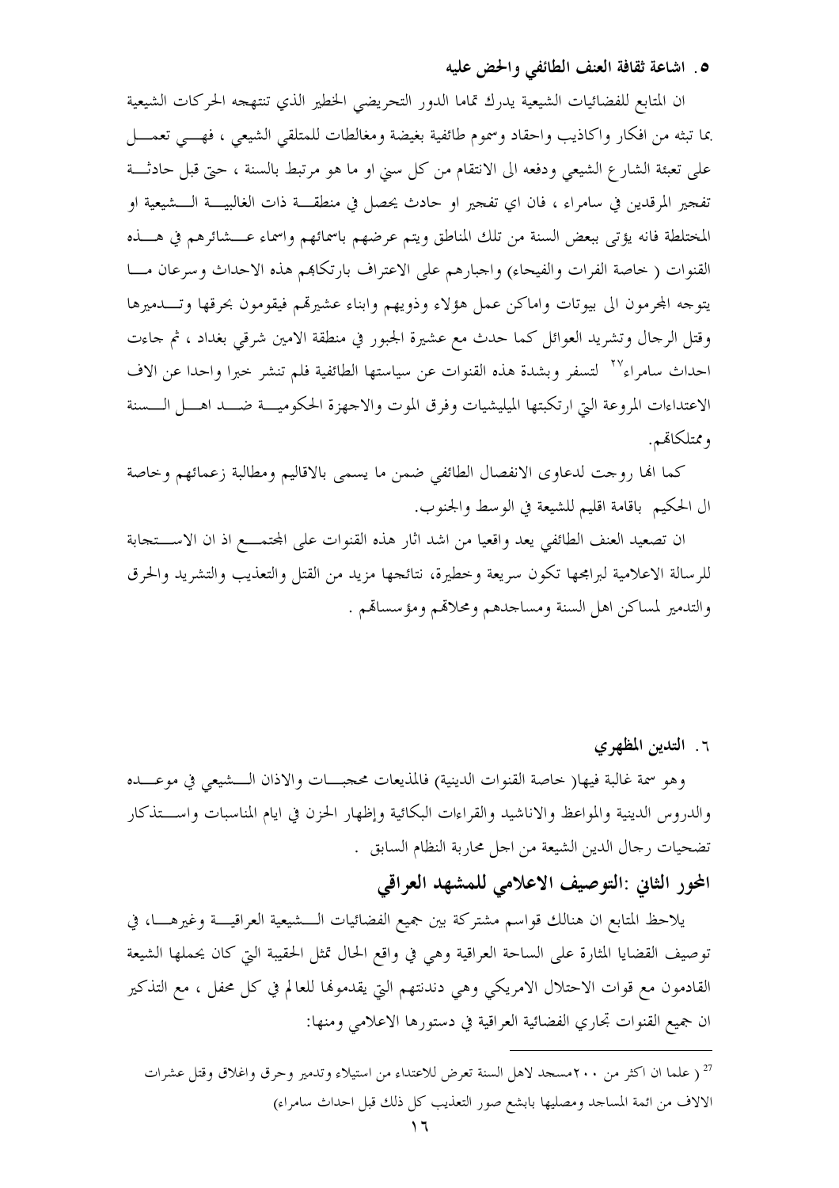**٥. اشاعة ثقافة العنف الطائفي والحض عليه**

ان المتابع للفضائيات الشيعية يدرك تماما الدور التحريضي الخطير الذي تنتهجه الحركات الشيعية بما تبثه من افكار واكاذيب واحقاد وسموم طائفية بغيضة ومغالطات للمتلقي الشيعي ، فهي تعمل على تعبئة الشارع الشيعي ودفعه الى الانتقام من كل سني او ما هو مرتبط بالسنة ، حتى قبل حادثة تفجير المرقدين في سامراء ، فان اي تفجير او حادث يحصل في منطقة ذات الغالبية الشيعية او المختلطة فانه يؤتى ببعض السنة من تلك المناطق ويتم عرضهم باسمائهم واسماء عشائرهم في هذه القنوات ( خاصة الفرات والفيحاء) واجبارهم على الاعتراف بارتكابهم هذه الاحداث وسرعان ما يتوجه المجرمون الى بيوتات واماكن عمل هؤلاء وذويهم وابناء عشيرتهم فيقومون بحرقها وتدميرها وقتل الرجال وتشريد العوائل كما حدث مع عشيرة الجبور في منطقة الامين شرقي بغداد ، ثم جاءت احداث سامراء[27] لتسفر وبشدة هذه القنوات عن سياستها الطائفية فلم تنشر خبرا واحدا عن الاف الاعتداءات المروعة التي ارتكبتها الميليشيات وفرق الموت والاجهزة الحكومية ضد اهل السنة وممتلكاتهم.

كما انها روجت لدعاوى الانفصال الطائفي ضمن ما يسمى بالاقاليم ومطالبة زعمائهم وخاصة ال الحكيم باقامة اقليم للشيعة في الوسط والجنوب.

ان تصعيد العنف الطائفي يعد واقعيا من اشد اثار هذه القنوات على المجتمع اذ ان الاستجابة للرسالة الاعلامية لبرامجها تكون سريعة وخطيرة، نتائجها مزيد من القتل والتعذيب والتشريد والحرق والتدمير لمساكن اهل السنة ومساجدهم ومحلاتهم ومؤسساتهم .

**٦. التدين المظهري**

وهو سمة غالبة فيها( خاصة القنوات الدينية) فالمذيعات محجبات والاذان الشيعي في موعده والدروس الدينية والمواعظ والاناشيد والقراءات البكائية وإظهار الحزن في ايام المناسبات واستذكار تضحيات رجال الدين الشيعة من اجل محاربة النظام السابق .

## المحور الثاني :التوصيف الاعلامي للمشهد العراقي

يلاحظ المتابع ان هنالك قواسم مشتركة بين جميع الفضائيات الشيعية العراقية وغيرها، في توصيف القضايا المثارة على الساحة العراقية وهي في واقع الحال تمثل الحقيبة التي كان يحملها الشيعة القادمون مع قوات الاحتلال الامريكي وهي دندنتهم التي يقدمونها للعالم في كل محفل ، مع التذكير ان جميع القنوات تجاري الفضائية العراقية في دستورها الاعلامي ومنها:

---

[27] ( علما ان اكثر من ٢٠٠مسجد لاهل السنة تعرض للاعتداء من استيلاء وتدمير وحرق واغلاق وقتل عشرات الالاف من ائمة المساجد ومصليها بابشع صور التعذيب كل ذلك قبل احداث سامراء)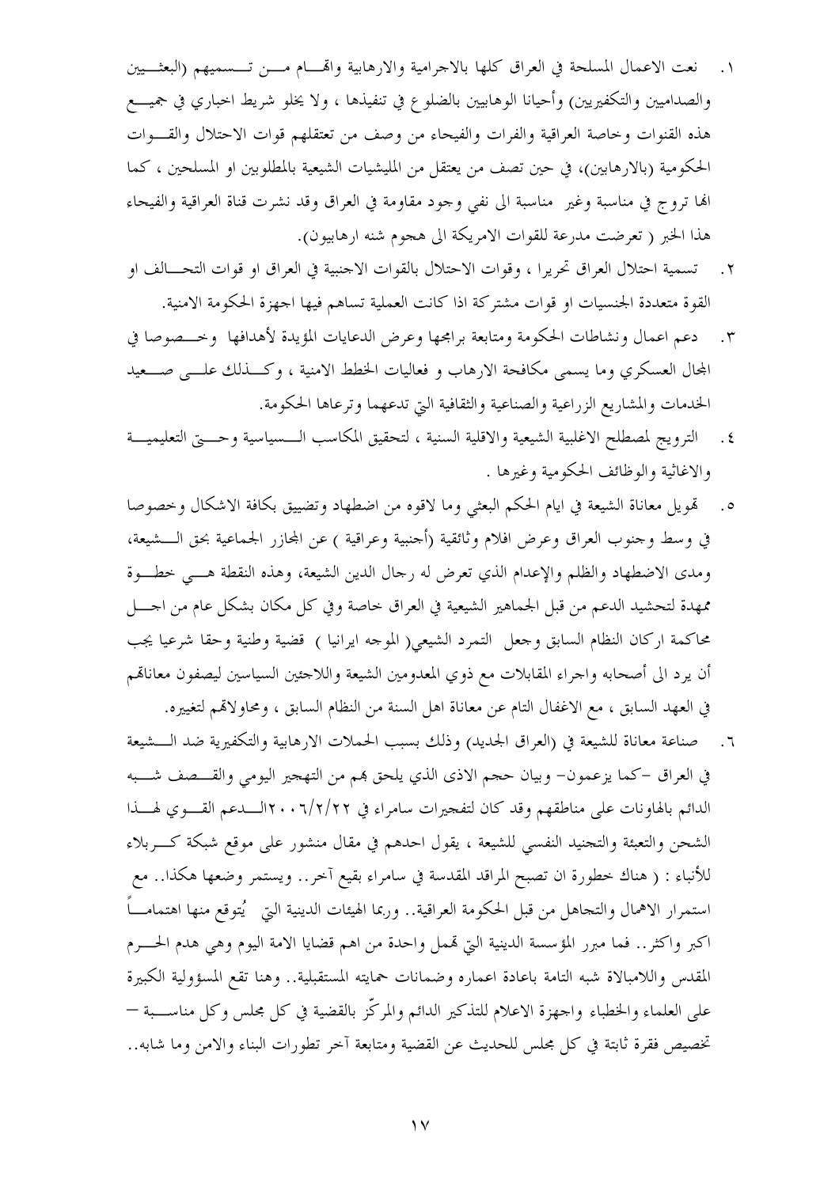١. نعت الاعمال المسلحة في العراق كلها بالاجرامية والارهابية واتهام مـن تـسميهم (البعثـيين والصداميين والتكفيريين) وأحيانا الوهابيين بالضلوع في تنفيذها ، ولا يخلو شريط اخباري في جميـع هذه القنوات وخاصة العراقية والفرات والفيحاء من وصف من تعتقلهم قوات الاحتلال والقـوات الحكومية (بالارهابين)، في حين تصف من يعتقل من المليشيات الشيعية بالمطلوبين او المسلحين ، كما الها تروج في مناسبة وغير مناسبة الى نفي وجود مقاومة في العراق وقد نشرت قناة العراقية والفيحاء هذا الخبر ( تعرضت مدرعة للقوات الامريكة الى هجوم شنه ارهابيون).

٢. تسمية احتلال العراق تحريرا ، وقوات الاحتلال بالقوات الاجنبية في العراق او قوات التحـالف او القوة متعددة الجنسيات او قوات مشتركة اذا كانت العملية تساهم فيها اجهزة الحكومة الامنية.

٣. دعم اعمال ونشاطات الحكومة ومتابعة برامجها وعرض الدعايات المؤيدة لأهدافها وخـصوصا في المجال العسكري وما يسمى مكافحة الارهاب و فعاليات الخطط الامنية ، وكـذلك علـى صـعيد الخدمات والمشاريع الزراعية والصناعية والثقافية التي تدعمها وترعاها الحكومة.

٤. الترويج لمصطلح الاغلبية الشيعية والاقلية السنية ، لتحقيق المكاسب الـسياسية وحـتى التعليميـة والاغاثية والوظائف الحكومية وغيرها .

٥. تهويل معاناة الشيعة في ايام الحكم البعثي وما لاقوه من اضطهاد وتضييق بكافة الاشكال وخصوصا في وسط وجنوب العراق وعرض افلام وثائقية (أجنبية وعراقية ) عن المجازر الجماعية بحق الـشيعة، ومدى الاضطهاد والظلم والإعدام الذي تعرض له رجال الدين الشيعة، وهذه النقطة هـي خطـوة ممهدة لتحشيد الدعم من قبل الجماهير الشيعية في العراق خاصة وفي كل مكان بشكل عام من اجـل محاكمة اركان النظام السابق وجعل التمرد الشيعي( الموجه ايرانيا ) قضية وطنية وحقا شرعيا يجب أن يرد الى أصحابه واجراء المقابلات مع ذوي المعدومين الشيعة واللاجئين السياسين ليصفون معاناتهم في العهد السابق ، مع الاغفال التام عن معاناة اهل السنة من النظام السابق ، ومحاولاتهم لتغييره.

٦. صناعة معاناة للشيعة في (العراق الجديد) وذلك بسبب الحملات الارهابية والتكفيرية ضد الـشيعة في العراق –كما يزعمون– وبيان حجم الاذى الذي يلحق بهم من التهجير اليومي والقـصف شـبه الدائم بالهاونات على مناطقهم وقد كان لتفجيرات سامراء في ٢٠٠٦/٢/٢٢ الـدعم القـوي لهـذا الشحن والتعبئة والتجنيد النفسي للشيعة ، يقول احدهم في مقال منشور على موقع شبكة كـربلاء للأنباء : ( هناك خطورة ان تصبح المراقد المقدسة في سامراء بقيع آخر.. ويستمر وضعها هكذا.. مع استمرار الاهمال والتجاهل من قبل الحكومة العراقية.. وربما الهيئات الدينية التي يُتوقع منها اهتمامـاً اكبر واكثر.. فما مبرر المؤسسة الدينية التي تهمل واحدة من اهم قضايا الامة اليوم وهي هدم الحـرم المقدس واللامبالاة شبه التامة باعادة اعماره وضمانات حمايته المستقبلية.. وهنا تقع المسؤولية الكبيرة على العلماء والخطباء واجهزة الاعلام للتذكير الدائم والمركّز بالقضية في كل مجلس وكل مناسـبة — تخصيص فقرة ثابتة في كل مجلس للحديث عن القضية ومتابعة آخر تطورات البناء والامن وما شابه..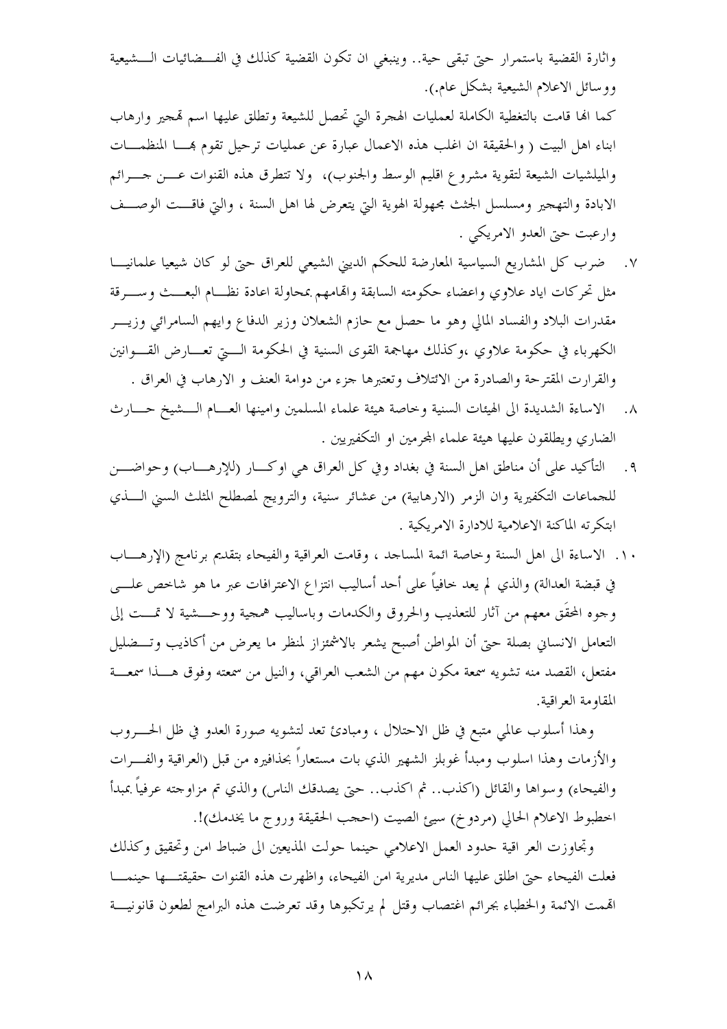واثارة القضية باستمرار حتى تبقى حية.. وينبغي ان تكون القضية كذلك في الفضائيات الشيعية ووسائل الاعلام الشيعية بشكل عام.).

كما انها قامت بالتغطية الكاملة لعمليات الهجرة التي تحصل للشيعة وتطلق عليها اسم تهجير وارهاب ابناء اهل البيت ( والحقيقة ان اغلب هذه الاعمال عبارة عن عمليات ترحيل تقوم بها المنظمات والميلشيات الشيعة لتقوية مشروع اقليم الوسط والجنوب)، ولا تتطرق هذه القنوات عن جرائم الابادة والتهجير ومسلسل الجثث مجهولة الهوية التي يتعرض لها اهل السنة ، والتي فاقت الوصف وارعبت حتى العدو الامريكي .

٧. ضرب كل المشاريع السياسية المعارضة للحكم الديني الشيعي للعراق حتى لو كان شيعيا علمانيا مثل تحركات اياد علاوي واعضاء حكومته السابقة واتهامهم بمحاولة اعادة نظام البعث وسرقة مقدرات البلاد والفساد المالي وهو ما حصل مع حازم الشعلان وزير الدفاع وايهم السامرائي وزير الكهرباء في حكومة علاوي ،وكذلك مهاجمة القوى السنية في الحكومة التي تعارض القوانين والقرارت المقترحة والصادرة من الائتلاف وتعتبرها جزء من دوامة العنف و الارهاب في العراق .

٨. الاساءة الشديدة الى الهيئات السنية وخاصة هيئة علماء المسلمين وامينها العام الشيخ حارث الضاري ويطلقون عليها هيئة علماء المجرمين او التكفيريين .

٩. التأكيد على أن مناطق اهل السنة في بغداد وفي كل العراق هي اوكار (للإرهاب) وحواضن للجماعات التكفيرية وان الزمر (الارهابية) من عشائر سنية، والترويج لمصطلح المثلث السني الذي ابتكرته الماكنة الاعلامية للادارة الامريكية .

١٠. الاساءة الى اهل السنة وخاصة ائمة المساجد ، وقامت العراقية والفيحاء بتقديم برنامج (الإرهاب في قبضة العدالة) والذي لم يعد خافياً على أحد أساليب انتزاع الاعترافات عبر ما هو شاخص على وجوه المحقَق معهم من آثار للتعذيب والحروق والكدمات وباساليب همجية ووحشية لا تمت إلى التعامل الانساني بصلة حتى أن المواطن أصبح يشعر بالاشمئزاز لمنظر ما يعرض من أكاذيب وتضليل مفتعل، القصد منه تشويه سمعة مكون مهم من الشعب العراقي، والنيل من سمعته وفوق هذا سمعة المقاومة العراقية.

وهذا أسلوب عالمي متبع في ظل الاحتلال ، ومبادئ تعد لتشويه صورة العدو في ظل الحروب والأزمات وهذا اسلوب ومبدأ غوبلز الشهير الذي بات مستعاراً بحذافيره من قبل (العراقية والفرات والفيحاء) وسواها والقائل (اكذب.. ثم اكذب.. حتى يصدقك الناس) والذي تم مزاوجته عرفياً بمبدأ اخطبوط الاعلام الحالي (مردوخ) سيئ الصيت (احجب الحقيقة وروج ما يخدمك)!.

وتجاوزت العر اقية حدود العمل الاعلامي حينما حولت المذيعين الى ضباط امن وتحقيق وكذلك فعلت الفيحاء حتى اطلق عليها الناس مديرية امن الفيحاء، واظهرت هذه القنوات حقيقتها حينما اتهمت الائمة والخطباء بجرائم اغتصاب وقتل لم يرتكبوها وقد تعرضت هذه البرامج لطعون قانونية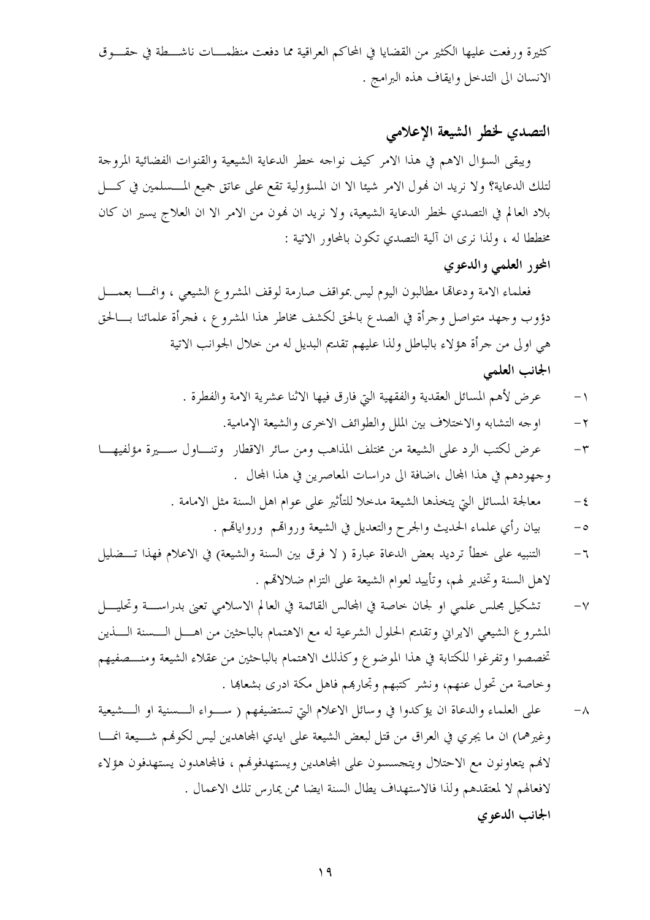كثيرة ورفعت عليها الكثير من القضايا في المحاكم العراقية مما دفعت منظمـــات ناشـــطة في حقـــوق الانسان الى التدخل وايقاف هذه البرامج .

## التصدي لخطر الشيعة الإعلامي

ويبقى السؤال الاهم في هذا الامر كيف نواجه خطر الدعاية الشيعية والقنوات الفضائية المروجة لتلك الدعاية؟ ولا نريد ان نهول الامر شيئا الا ان المسؤولية تقع على عاتق جميع المـــسلمين في كـــل بلاد العالم في التصدي لخطر الدعاية الشيعية، ولا نريد ان نهون من الامر الا ان العلاج يسير ان كان مخططا له ، ولذا نرى ان آلية التصدي تكون بالمحاور الاتية :

### المحور العلمي والدعوي

فعلماء الامة ودعاتها مطالبون اليوم ليس بمواقف صارمة لوقف المشروع الشيعي ، وانمـــا بعمـــل دؤوب وجهد متواصل وجرأة في الصدع بالحق لكشف مخاطر هذا المشروع ، فجرأة علمائنا بـــالحق هي اولى من جرأة هؤلاء بالباطل ولذا عليهم تقديم البديل له من خلال الجوانب الاتية

#### الجانب العلمي

١- عرض لأهم المسائل العقدية والفقهية التي فارق فيها الاثنا عشرية الامة والفطرة .
٢- اوجه التشابه والاختلاف بين الملل والطوائف الاخرى والشيعة الإمامية.
٣- عرض لكتب الرد على الشيعة من مختلف المذاهب ومن سائر الاقطار وتنـــاول ســـيرة مؤلفيهـــا وجهودهم في هذا المجال ،اضافة الى دراسات المعاصرين في هذا المجال .
٤- معالجة المسائل التي يتخذها الشيعة مدخلا للتأثير على عوام اهل السنة مثل الامامة .
٥- بيان رأي علماء الحديث والجرح والتعديل في الشيعة ورواتهم ورواياتهم .
٦- التنبيه على خطأ ترديد بعض الدعاة عبارة ( لا فرق بين السنة والشيعة) في الاعلام فهذا تـــضليل لاهل السنة وتخدير لهم، وتأييد لعوام الشيعة على التزام ضلالاتهم .
٧- تشكيل مجلس علمي او لجان خاصة في المجالس القائمة في العالم الاسلامي تعنى بدراســـة وتحليـــل المشروع الشيعي الايراني وتقديم الحلول الشرعية له مع الاهتمام بالباحثين من اهـــل الـــسنة الـــذين تخصصوا وتفرغوا للكتابة في هذا الموضوع وكذلك الاهتمام بالباحثين من عقلاء الشيعة ومنـــصفيهم وخاصة من تحول عنهم، ونشر كتبهم وتجاربهم فاهل مكة ادرى بشعابها .
٨- على العلماء والدعاة ان يؤكدوا في وسائل الاعلام التي تستضيفهم ( ســـواء الـــسنية او الـــشيعية وغيرهما) ان ما يجري في العراق من قتل لبعض الشيعة على ايدي المجاهدين ليس لكونهم شـــيعة انمـــا لانهم يتعاونون مع الاحتلال ويتجسسون على المجاهدين ويستهدفونهم ، فالمجاهدون يستهدفون هؤلاء لافعالهم لا لمعتقدهم ولذا فالاستهداف يطال السنة ايضا ممن يمارس تلك الاعمال .

#### الجانب الدعوي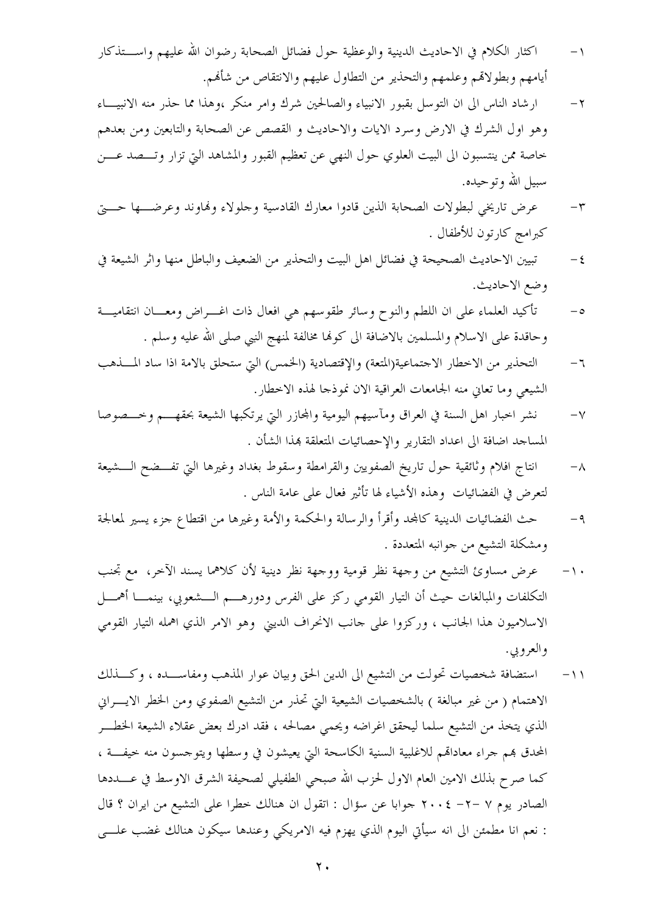١- اكثار الكلام في الاحاديث الدينية والوعظية حول فضائل الصحابة رضوان الله عليهم واستذكار أيامهم وبطولاتهم وعلمهم والتحذير من التطاول عليهم والانتقاص من شأنهم.

٢- ارشاد الناس الى ان التوسل بقبور الانبياء والصالحين شرك وامر منكر ،وهذا مما حذر منه الانبياء وهو اول الشرك في الارض وسرد الايات والاحاديث و القصص عن الصحابة والتابعين ومن بعدهم خاصة ممن ينتسبون الى البيت العلوي حول النهي عن تعظيم القبور والمشاهد التي تزار وتصد عن سبيل الله وتوحيده.

٣- عرض تاريخي لبطولات الصحابة الذين قادوا معارك القادسية وجلولاء ونهاوند وعرضها حتى كبرامج كارتون للأطفال .

٤- تبيين الاحاديث الصحيحة في فضائل اهل البيت والتحذير من الضعيف والباطل منها واثر الشيعة في وضع الاحاديث.

٥- تأكيد العلماء على ان اللطم والنوح وسائر طقوسهم هي افعال ذات اغراض ومعان انتقامية وحاقدة على الاسلام والمسلمين بالاضافة الى كونها مخالفة لمنهج النبي صلى الله عليه وسلم .

٦- التحذير من الاخطار الاجتماعية(المتعة) والإقتصادية (الخمس) التي ستحلق بالامة اذا ساد المذهب الشيعي وما تعاني منه الجامعات العراقية الان نموذجا لهذه الاخطار.

٧- نشر اخبار اهل السنة في العراق ومآسيهم اليومية والمجازر التي يرتكبها الشيعة بحقهم وخصوصا المساجد اضافة الى اعداد التقارير والإحصائيات المتعلقة بهذا الشأن .

٨- انتاج افلام وثائقية حول تاريخ الصفويين والقرامطة وسقوط بغداد وغيرها التي تفضح الشيعة لتعرض في الفضائيات وهذه الأشياء لها تأثير فعال على عامة الناس .

٩- حث الفضائيات الدينية كالمجد وأقرأ والرسالة والحكمة والأمة وغيرها من اقتطاع جزء يسير لمعالجة ومشكلة التشيع من جوانبه المتعددة .

١٠- عرض مساوئ التشيع من وجهة نظر قومية ووجهة نظر دينية لأن كلاهما يسند الآخر، مع تجنب التكلفات والمبالغات حيث أن التيار القومي ركز على الفرس ودورهم الشعوبي، بينما أهمل الاسلاميون هذا الجانب ، وركزوا على جانب الانحراف الديني وهو الامر الذي اهمله التيار القومي والعروبي.

١١- استضافة شخصيات تحولت من التشيع الى الدين الحق وبيان عوار المذهب ومفاسده ، وكذلك الاهتمام ( من غير مبالغة ) بالشخصيات الشيعية التي تحذر من التشيع الصفوي ومن الخطر الايراني الذي يتخذ من التشيع سلما ليحقق اغراضه ويحمي مصالحه ، فقد ادرك بعض عقلاء الشيعة الخطر المحدق بهم جراء معاداتهم للاغلبية السنية الكاسحة التي يعيشون في وسطها ويتوجسون منه خيفة ، كما صرح بذلك الامين العام الاول لحزب الله صبحي الطفيلي لصحيفة الشرق الاوسط في عددها الصادر يوم ٧ -٢- ٢٠٠٤ جوابا عن سؤال : اتقول ان هنالك خطرا على التشيع من ايران ؟ قال : نعم انا مطمئن الى انه سيأتي اليوم الذي يهزم فيه الامريكي وعندها سيكون هنالك غضب على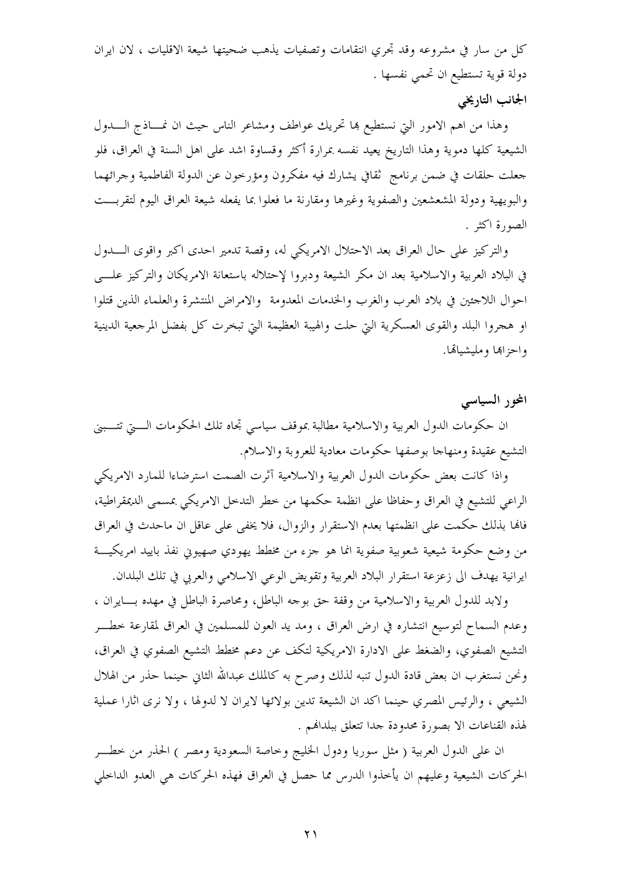كل من سار في مشروعه وقد تجري انتقامات وتصفيات يذهب ضحيتها شيعة الاقليات ، لان ايران دولة قوية تستطيع ان تحمي نفسها .

**الجانب التاريخي**

وهذا من اهم الامور التي نستطيع بها تحريك عواطف ومشاعر الناس حيث ان نماذج الدول الشيعية كلها دموية وهذا التاريخ يعيد نفسه بمرارة أكثر وقساوة اشد على اهل السنة في العراق، فلو جعلت حلقات في ضمن برنامج ثقافي يشارك فيه مفكرون ومؤرخون عن الدولة الفاطمية وجرائمهما والبويهية ودولة المشعشعين والصفوية وغيرها ومقارنة ما فعلوا بما يفعله شيعة العراق اليوم لتقربت الصورة اكثر .

والتركيز على حال العراق بعد الاحتلال الامريكي له، وقصة تدمير احدى اكبر واقوى الدول في البلاد العربية والاسلامية بعد ان مكر الشيعة ودبروا لإحتلاله باستعانة الامريكان والتركيز على احوال اللاجئين في بلاد العرب والغرب والخدمات المعدومة والامراض المنتشرة والعلماء الذين قتلوا او هجروا البلد والقوى العسكرية التي حلت والهيبة العظيمة التي تبخرت كل بفضل المرجعية الدينية واحزابها ومليشياتها.

## المحور السياسي

ان حكومات الدول العربية والاسلامية مطالبة بموقف سياسي تجاه تلك الحكومات التي تتبنى التشيع عقيدة ومنهاجا بوصفها حكومات معادية للعروبة والاسلام.

واذا كانت بعض حكومات الدول العربية والاسلامية آثرت الصمت استرضاءا للمارد الامريكي الراعي للتشيع في العراق وحفاظا على انظمة حكمها من خطر التدخل الامريكي بمسمى الديمقراطية، فانها بذلك حكمت على انظمتها بعدم الاستقرار والزوال، فلا يخفى على عاقل ان ماحدث في العراق من وضع حكومة شيعية شعوبية صفوية انما هو جزء من مخطط يهودي صهيوني نفذ بايد امريكية ايرانية يهدف الى زعزعة استقرار البلاد العربية وتقويض الوعي الاسلامي والعربي في تلك البلدان.

ولابد للدول العربية والاسلامية من وقفة حق بوجه الباطل، ومحاصرة الباطل في مهده بايران ، وعدم السماح لتوسيع انتشاره في ارض العراق ، ومد يد العون للمسلمين في العراق لمقارعة خطر التشيع الصفوي، والضغط على الادارة الامريكية لتكف عن دعم مخطط التشيع الصفوي في العراق، ونحن نستغرب ان بعض قادة الدول تنبه لذلك وصرح به كالملك عبدالله الثاني حينما حذر من الهلال الشيعي ، والرئيس المصري حينما اكد ان الشيعة تدين بولائها لايران لا لدولها ، ولا نرى اثارا عملية لهذه القناعات الا بصورة محدودة جدا تتعلق ببلدانهم .

ان على الدول العربية ( مثل سوريا ودول الخليج وخاصة السعودية ومصر ) الحذر من خطر الحركات الشيعية وعليهم ان يأخذوا الدرس مما حصل في العراق فهذه الحركات هي العدو الداخلي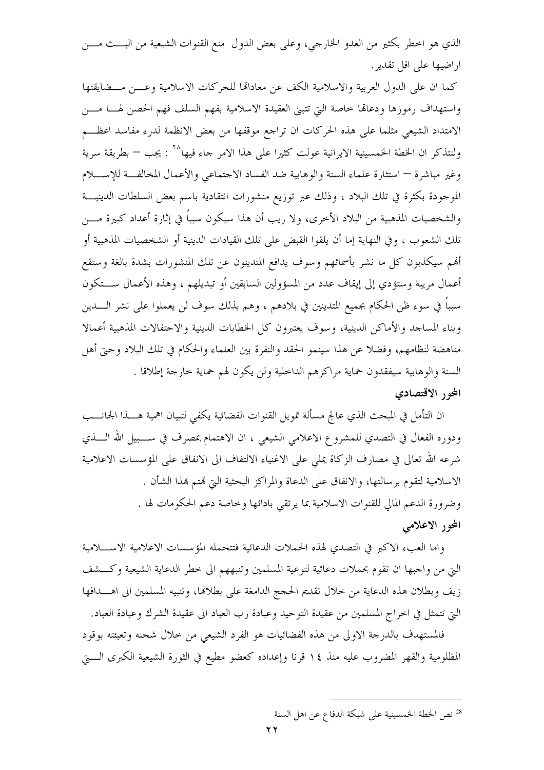الذي هو اخطر بكثير من العدو الخارجي، وعلى بعض الدول منع القنوات الشيعية من البث من اراضيها على اقل تقدير.

كما ان على الدول العربية والاسلامية الكف عن معاداتها للحركات الاسلامية وعن مضايقتها واستهداف رموزها ودعاتها خاصة التي تتبنى العقيدة الاسلامية بفهم السلف فهم الحصن لها من الامتداد الشيعي مثلما على هذه الحركات ان تراجع موقفها من بعض الانظمة لدرء مفاسد اعظم ولنتذكر ان الخطة الخمسينية الايرانية عولت كثيرا على هذا الامر جاء فيها[28] : يجب — بطريقة سرية وغير مباشرة — استثارة علماء السنة والوهابية ضد الفساد الاجتماعي والأعمال المخالفة للإسلام الموجودة بكثرة في تلك البلاد ، وذلك عبر توزيع منشورات انتقادية باسم بعض السلطات الدينية والشخصيات المذهبية من البلاد الأخرى، ولا ريب أن هذا سيكون سبباً في إثارة أعداد كبيرة من تلك الشعوب ، وفي النهاية إما أن يلقوا القبض على تلك القيادات الدينية أو الشخصيات المذهبية أو أنهم سيكذبون كل ما نشر بأسمائهم وسوف يدافع المتدينون عن تلك المنشورات بشدة بالغة وستقع أعمال مريبة وستؤدي إلى إيقاف عدد من المسؤولين السابقين أو تبديلهم ، وهذه الأعمال ستكون سبباً في سوء ظن الحكام بجميع المتدينين في بلادهم ، وهم بذلك سوف لن يعملوا على نشر الدين وبناء المساجد والأماكن الدينية، وسوف يعتبرون كل الخطابات الدينية والاحتفالات المذهبية أعمالا مناهضة لنظامهم، وفضلا عن هذا سينمو الحقد والنفرة بين العلماء والحكام في تلك البلاد وحتى أهل السنة والوهابية سيفقدون حماية مراكزهم الداخلية ولن يكون لهم حماية خارجة إطلاقا .

### المحور الاقتصادي

ان التأمل في المبحث الذي عالج مسألة تمويل القنوات الفضائية يكفي لتبيان اهمية هذا الجانب ودوره الفعال في التصدي للمشروع الاعلامي الشيعي ، ان الاهتمام بمصرف في سبيل الله الذي شرعه الله تعالى في مصارف الزكاة يملي على الاغنياء الالتفاف الى الانفاق على المؤسسات الاعلامية الاسلامية لتقوم برسالتها، والانفاق على الدعاة والمراكز البحثية التي تهتم بهذا الشأن .

وضرورة الدعم المالي للقنوات الاسلامية بما يرتقي بادائها وخاصة دعم الحكومات لها .

### المحور الاعلامي

واما العبء الاكبر في التصدي لهذه الحملات الدعائية فتتحمله المؤسسات الاعلامية الاسلامية التي من واجبها ان تقوم بحملات دعائية لتوعية المسلمين وتنبههم الى خطر الدعاية الشيعية وكشف زيف وبطلان هذه الدعاية من خلال تقديم الحجج الدامغة على بطلانها، وتنبيه المسلمين الى اهدافها التي تتمثل في اخراج المسلمين من عقيدة التوحيد وعبادة رب العباد الى عقيدة الشرك وعبادة العباد.

فالمستهدف بالدرجة الاولى من هذه الفضائيات هو الفرد الشيعي من خلال شحنه وتعبئته بوقود المظلومية والقهر المضروب عليه منذ ١٤ قرنا وإعداده كعضو مطيع في الثورة الشيعية الكبرى التي

---

[28] نص الخطة الخمسينية على شبكة الدفاع عن اهل السنة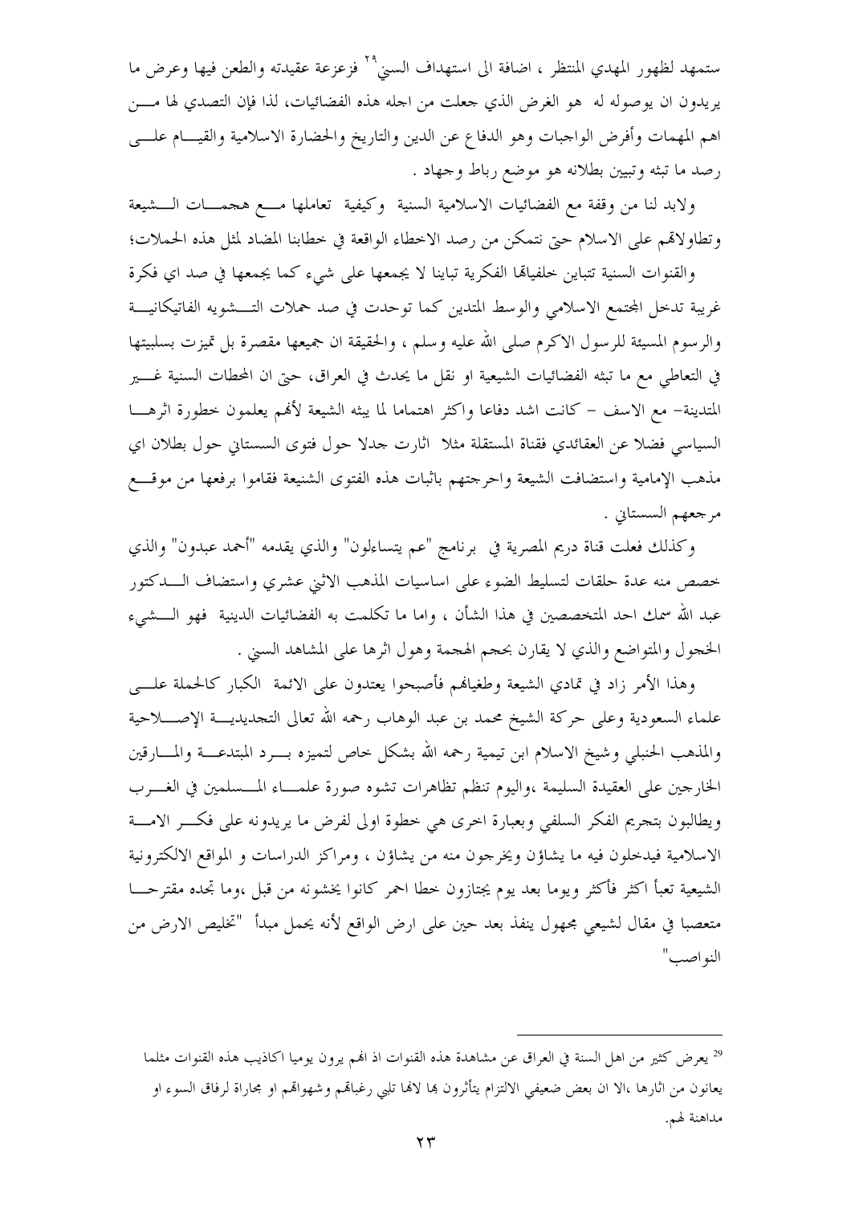ستمهد لظهور المهدي المنتظر ، اضافة الى استهداف السني[29] فزعزعة عقيدته والطعن فيها وعرض ما يريدون ان يوصوله له هو الغرض الذي جعلت من اجله هذه الفضائيات، لذا فإن التصدي لها من اهم المهمات وأفرض الواجبات وهو الدفاع عن الدين والتاريخ والحضارة الاسلامية والقيام على رصد ما تبثه وتبيين بطلانه هو موضع رباط وجهاد .

ولابد لنا من وقفة مع الفضائيات الاسلامية السنية وكيفية تعاملها مع هجمات الشيعة وتطاولاتهم على الاسلام حتى نتمكن من رصد الاخطاء الواقعة في خطابنا المضاد لمثل هذه الحملات؛

والقنوات السنية تتباين خلفياتها الفكرية تباينا لا يجمعها على شيء كما يجمعها في صد اي فكرة غريبة تدخل المجتمع الاسلامي والوسط المتدين كما توحدت في صد حملات التشويه الفاتيكانية والرسوم المسيئة للرسول الاكرم صلى الله عليه وسلم ، والحقيقة ان جميعها مقصرة بل تميزت بسلبيتها في التعاطي مع ما تبثه الفضائيات الشيعية او نقل ما يحدث في العراق، حتى ان المحطات السنية غير المتدينة- مع الاسف - كانت اشد دفاعا واكثر اهتماما لما يبثه الشيعة لأنهم يعلمون خطورة اثرها السياسي فضلا عن العقائدي فقناة المستقلة مثلا اثارت جدلا حول فتوى السستاني حول بطلان اي مذهب الإمامية واستضافت الشيعة واحرجتهم باثبات هذه الفتوى الشنيعة فقاموا برفعها من موقع مرجعهم السستاني .

وكذلك فعلت قناة دريم المصرية في برنامج "عم يتساءلون" والذي يقدمه "أحمد عبدون" والذي خصص منه عدة حلقات لتسليط الضوء على اساسيات المذهب الاثني عشري واستضاف الدكتور عبد الله سمك احد المتخصصين في هذا الشأن ، واما ما تكلمت به الفضائيات الدينية فهو الشيء الخجول والمتواضع والذي لا يقارن بحجم الهجمة وهول اثرها على المشاهد السني .

وهذا الأمر زاد في تمادي الشيعة وطغيانهم فأصبحوا يعتدون على الائمة الكبار كالحملة على علماء السعودية وعلى حركة الشيخ محمد بن عبد الوهاب رحمه الله تعالى التجديدية الإصلاحية والمذهب الحنبلي وشيخ الاسلام ابن تيمية رحمه الله بشكل خاص لتميزه برد المبتدعة والمارقين الخارجين على العقيدة السليمة ،واليوم تنظم تظاهرات تشوه صورة علماء المسلمين في الغرب ويطالبون بتجريم الفكر السلفي وبعبارة اخرى هي خطوة اولى لفرض ما يريدونه على فكر الامة الاسلامية فيدخلون فيه ما يشاؤن ويخرجون منه من يشاؤن ، ومراكز الدراسات و المواقع الالكترونية الشيعية تعبأ اكثر فأكثر ويوما بعد يوم يجتازون خطا احمر كانوا يخشونه من قبل ،وما تجده مقترحا متعصبا في مقال لشيعي مجهول ينفذ بعد حين على ارض الواقع لأنه يحمل مبدأ "تخليص الارض من النواصب"

---

[29] يعرض كثير من اهل السنة في العراق عن مشاهدة هذه القنوات اذ انهم يرون يوميا اكاذيب هذه القنوات مثلما يعانون من اثارها ،الا ان بعض ضعيفي الالتزام يتأثرون بها لانها تلبي رغباتهم وشهواتهم او مجاراة لرفاق السوء او مداهنة لهم.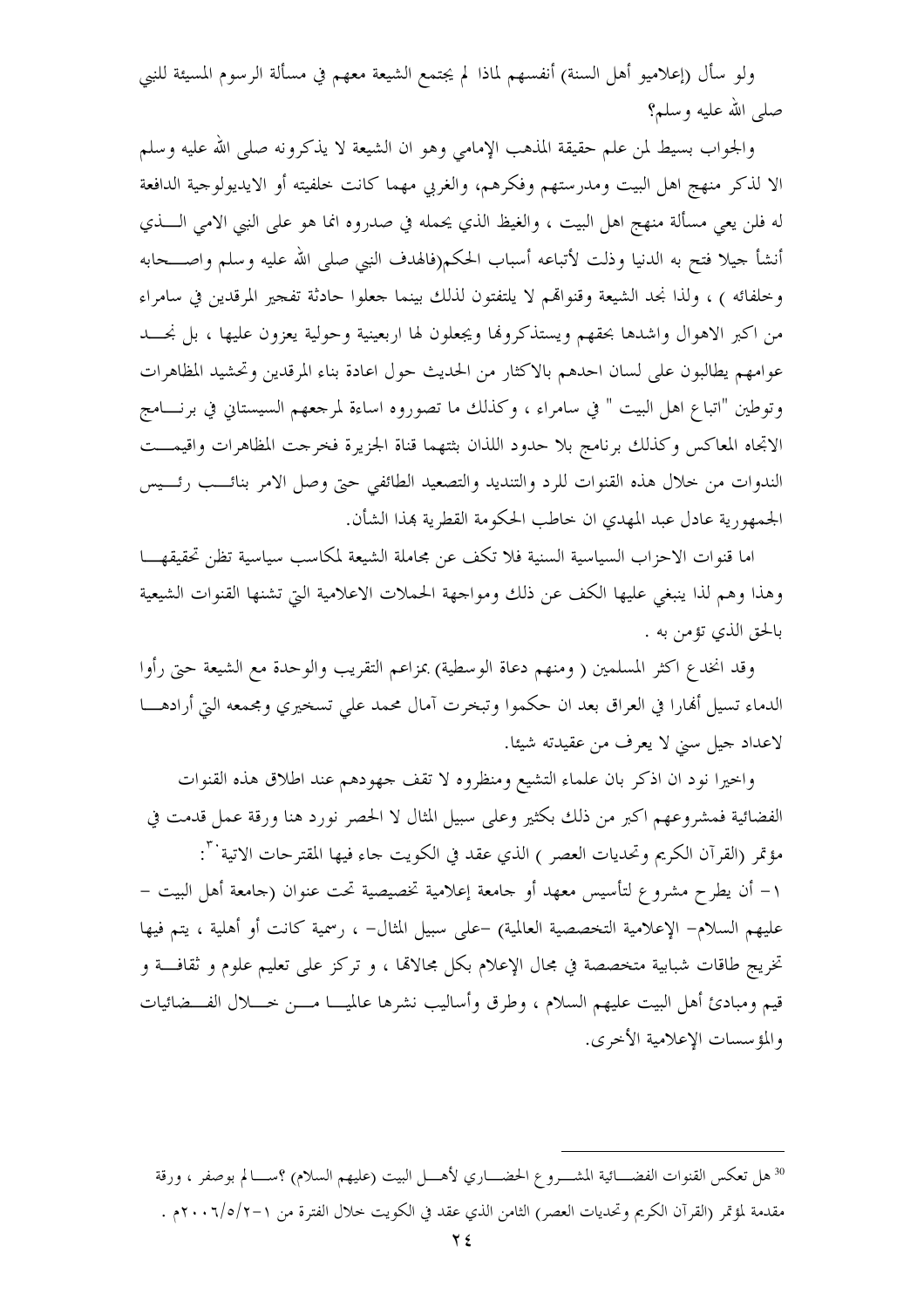ولو سأل (إعلاميو أهل السنة) أنفسهم لماذا لم يجتمع الشيعة معهم في مسألة الرسوم المسيئة للنبي صلى الله عليه وسلم؟

والجواب بسيط لمن علم حقيقة المذهب الإمامي وهو ان الشيعة لا يذكرونه صلى الله عليه وسلم الا لذكر منهج اهل البيت ومدرستهم وفكرهم، والغربي مهما كانت خلفيته أو الايديولوجية الدافعة له فلن يعي مسألة منهج اهل البيت ، والغيظ الذي يحمله في صدروه انما هو على النبي الامي الذي أنشأ جيلا فتح به الدنيا وذلت لأتباعه أسباب الحكم(فالهدف النبي صلى الله عليه وسلم واصحابه وخلفائه ) ، ولذا نجد الشيعة وقنواتهم لا يلتفتون لذلك بينما جعلوا حادثة تفجير المرقدين في سامراء من اكبر الاهوال واشدها بحقهم ويستذكرونها ويجعلون لها اربعينية وحولية يعزون عليها ، بل نجد عوامهم يطالبون على لسان احدهم بالاكثار من الحديث حول اعادة بناء المرقدين وتحشيد المظاهرات وتوطين "اتباع اهل البيت " في سامراء ، وكذلك ما تصوروه اساءة لمرجعهم السيستاني في برنامج الاتجاه المعاكس وكذلك برنامج بلا حدود اللذان بثتهما قناة الجزيرة فخرجت المظاهرات واقيمت الندوات من خلال هذه القنوات للرد والتنديد والتصعيد الطائفي حتى وصل الامر بنائب رئيس الجمهورية عادل عبد المهدي ان خاطب الحكومة القطرية بهذا الشأن.

اما قنوات الاحزاب السياسية السنية فلا تكف عن مجاملة الشيعة لمكاسب سياسية تظن تحقيقها وهذا وهم لذا ينبغي عليها الكف عن ذلك ومواجهة الحملات الاعلامية التي تشنها القنوات الشيعية بالحق الذي تؤمن به .

وقد انخدع اكثر المسلمين ( ومنهم دعاة الوسطية) بمزاعم التقريب والوحدة مع الشيعة حتى رأوا الدماء تسيل أنهارا في العراق بعد ان حكموا وتبخرت آمال محمد علي تسخيري ومجمعه التي أرادها لاعداد جيل سني لا يعرف من عقيدته شيئا.

واخيرا نود ان اذكر بان علماء التشيع ومنظروه لا تقف جهودهم عند اطلاق هذه القنوات الفضائية فمشروعهم اكبر من ذلك بكثير وعلى سبيل المثال لا الحصر نورد هنا ورقة عمل قدمت في مؤتمر (القرآن الكريم وتحديات العصر ) الذي عقد في الكويت جاء فيها المقترحات الاتية[30]:

١- أن يطرح مشروع لتأسيس معهد أو جامعة إعلامية تخصيصية تحت عنوان (جامعة أهل البيت – عليهم السلام- الإعلامية التخصصية العالمية) –على سبيل المثال- ، رسمية كانت أو أهلية ، يتم فيها تخريج طاقات شبابية متخصصة في مجال الإعلام بكل مجالاتها ، و تركز على تعليم علوم و ثقافة و قيم ومبادئ أهل البيت عليهم السلام ، وطرق وأساليب نشرها عالميا من خلال الفضائيات والمؤسسات الإعلامية الأخرى.

---

[30] هل تعكس القنوات الفضائية المشروع الحضاري لأهل البيت (عليهم السلام) ؟سالم بوصفر ، ورقة مقدمة لمؤتمر (القرآن الكريم وتحديات العصر) الثامن الذي عقد في الكويت خلال الفترة من ١-٢/٥/٢٠٠٦م .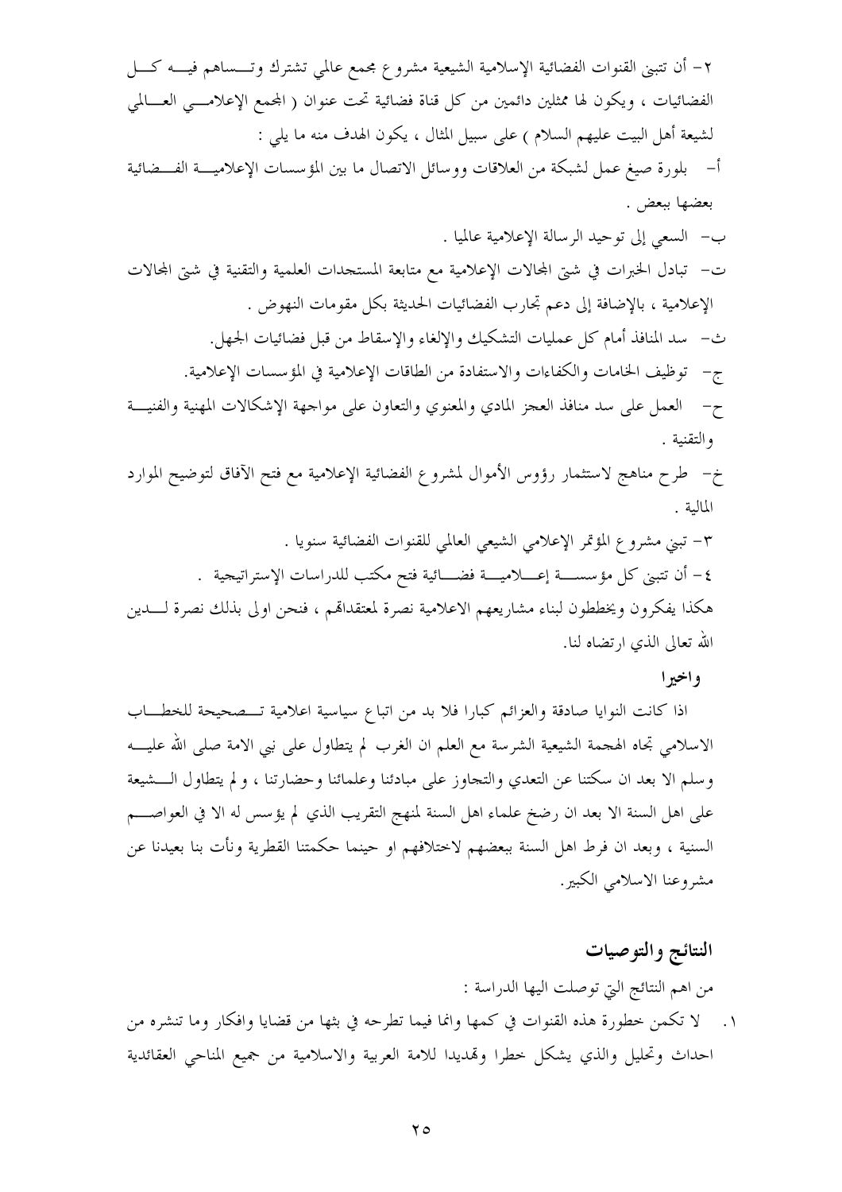٢- أن تتبنى القنوات الفضائية الإسلامية الشيعية مشروع مجمع عالمي تشترك وتساهم فيه كل الفضائيات ، ويكون لها ممثلين دائمين من كل قناة فضائية تحت عنوان ( المجمع الإعلامي العالمي لشيعة أهل البيت عليهم السلام ) على سبيل المثال ، يكون الهدف منه ما يلي :

أ- بلورة صيغ عمل لشبكة من العلاقات ووسائل الاتصال ما بين المؤسسات الإعلامية الفضائية بعضها ببعض .

ب- السعي إلى توحيد الرسالة الإعلامية عالميا .

ت- تبادل الخبرات في شتى المجالات الإعلامية مع متابعة المستجدات العلمية والتقنية في شتى المجالات الإعلامية ، بالإضافة إلى دعم تجارب الفضائيات الحديثة بكل مقومات النهوض .

ث- سد المنافذ أمام كل عمليات التشكيك والإلغاء والإسقاط من قبل فضائيات الجهل.

ج- توظيف الخامات والكفاءات والاستفادة من الطاقات الإعلامية في المؤسسات الإعلامية.

ح- العمل على سد منافذ العجز المادي والمعنوي والتعاون على مواجهة الإشكالات المهنية والفنية والتقنية .

خ- طرح مناهج لاستثمار رؤوس الأموال لمشروع الفضائية الإعلامية مع فتح الآفاق لتوضيح الموارد المالية .

٣- تبني مشروع المؤتمر الإعلامي الشيعي العالمي للقنوات الفضائية سنويا .

٤- أن تتبنى كل مؤسسة إعلامية فضائية فتح مكتب للدراسات الإستراتيجية .

هكذا يفكرون ويخططون لبناء مشاريعهم الاعلامية نصرة لمعتقداتهم ، فنحن اولى بذلك نصرة لدين الله تعالى الذي ارتضاه لنا.

**واخيرا**

اذا كانت النوايا صادقة والعزائم كبارا فلا بد من اتباع سياسية اعلامية تصحيحة للخطاب الاسلامي تجاه الهجمة الشيعية الشرسة مع العلم ان الغرب لم يتطاول على نبي الامة صلى الله عليه وسلم الا بعد ان سكتنا عن التعدي والتجاوز على مبادئنا وعلمائنا وحضارتنا ، و لم يتطاول الشيعة على اهل السنة الا بعد ان رضخ علماء اهل السنة لمنهج التقريب الذي لم يؤسس له الا في العواصم السنية ، وبعد ان فرط اهل السنة ببعضهم لاختلافهم او حينما حكمتنا القطرية ونأت بنا بعيدنا عن مشروعنا الاسلامي الكبير.

## النتائج والتوصيات

من اهم النتائج التي توصلت اليها الدراسة :

١. لا تكمن خطورة هذه القنوات في كمها وانما فيما تطرحه في بثها من قضايا وافكار وما تنشره من احداث وتحليل والذي يشكل خطرا وتهديدا للامة العربية والاسلامية من جميع المناحي العقائدية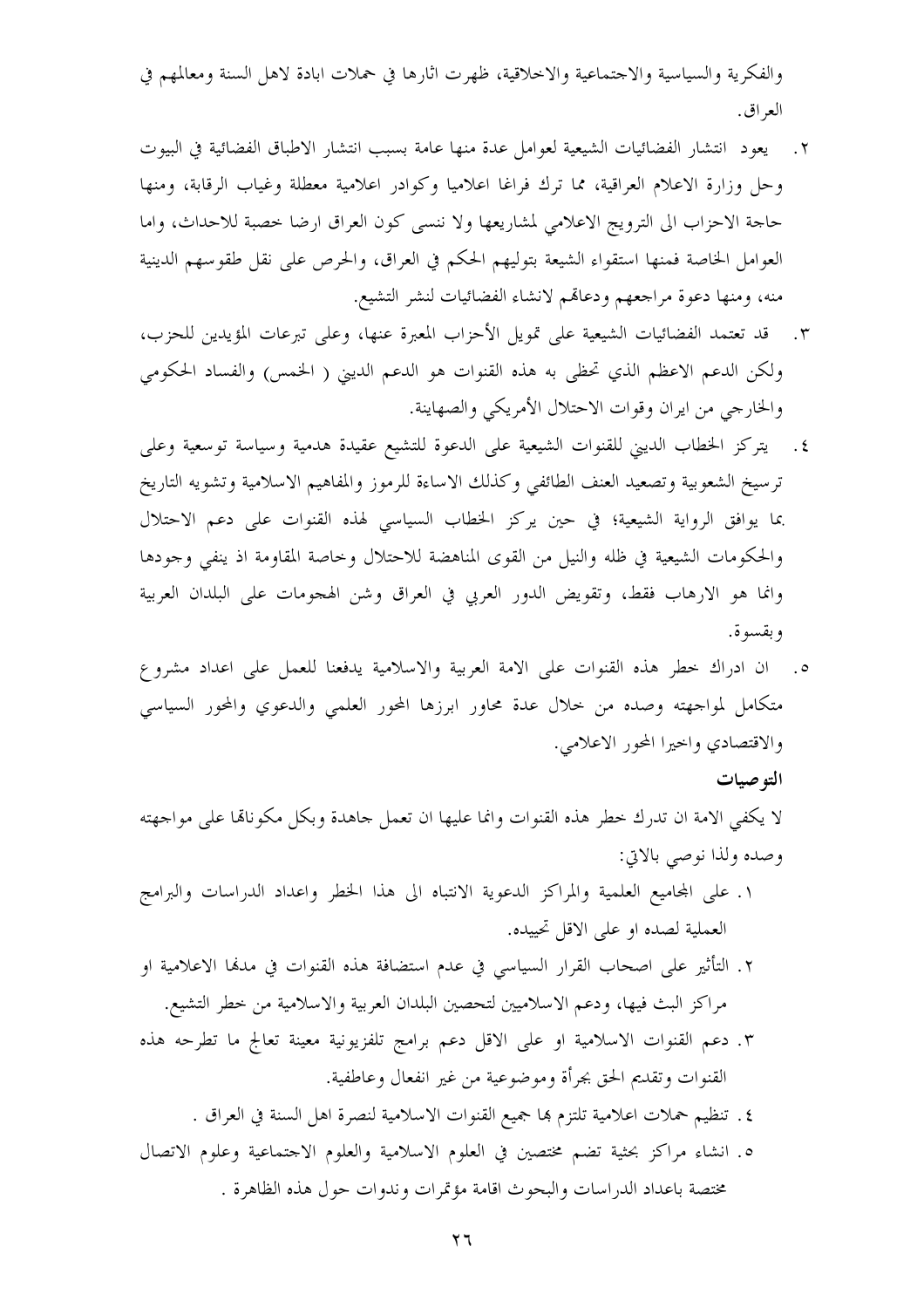والفكرية والسياسية والاجتماعية والاخلاقية، ظهرت اثارها في حملات ابادة لاهل السنة ومعالمهم في العراق.

٢. يعود انتشار الفضائيات الشيعية لعوامل عدة منها عامة بسبب انتشار الاطباق الفضائية في البيوت وحل وزارة الاعلام العراقية، مما ترك فراغا اعلاميا وكوادر اعلامية معطلة وغياب الرقابة، ومنها حاجة الاحزاب الى الترويج الاعلامي لمشاريعها ولا ننسى كون العراق ارضا خصبة للاحداث، واما العوامل الخاصة فمنها استقواء الشيعة بتوليهم الحكم في العراق، والحرص على نقل طقوسهم الدينية منه، ومنها دعوة مراجعهم ودعاتهم لانشاء الفضائيات لنشر التشيع.

٣. قد تعتمد الفضائيات الشيعية على تمويل الأحزاب المعبرة عنها، وعلى تبرعات المؤيدين للحزب، ولكن الدعم الاعظم الذي تحظى به هذه القنوات هو الدعم الديني ( الخمس) والفساد الحكومي والخارجي من ايران وقوات الاحتلال الأمريكي والصهاينة.

٤. يتركز الخطاب الديني للقنوات الشيعية على الدعوة للتشيع عقيدة هدمية وسياسة توسعية وعلى ترسيخ الشعوبية وتصعيد العنف الطائفي وكذلك الاساءة للرموز والمفاهيم الاسلامية وتشويه التاريخ بما يوافق الرواية الشيعية؛ في حين يركز الخطاب السياسي لهذه القنوات على دعم الاحتلال والحكومات الشيعية في ظله والنيل من القوى المناهضة للاحتلال وخاصة المقاومة اذ ينفي وجودها وانما هو الارهاب فقط، وتقويض الدور العربي في العراق وشن الهجومات على البلدان العربية وبقسوة.

٥. ان ادراك خطر هذه القنوات على الامة العربية والاسلامية يدفعنا للعمل على اعداد مشروع متكامل لمواجهته وصده من خلال عدة محاور ابرزها المحور العلمي والدعوي والمحور السياسي والاقتصادي واخيرا المحور الاعلامي.

**التوصيات**

لا يكفي الامة ان تدرك خطر هذه القنوات وانما عليها ان تعمل جاهدة وبكل مكوناتها على مواجهته وصده ولذا نوصي بالاتي:

١. على المجاميع العلمية والمراكز الدعوية الانتباه الى هذا الخطر واعداد الدراسات والبرامج العملية لصده او على الاقل تحييده.

٢. التأثير على اصحاب القرار السياسي في عدم استضافة هذه القنوات في مدنها الاعلامية او مراكز البث فيها، ودعم الاسلاميين لتحصين البلدان العربية والاسلامية من خطر التشيع.

٣. دعم القنوات الاسلامية او على الاقل دعم برامج تلفزيونية معينة تعالج ما تطرحه هذه القنوات وتقديم الحق بجرأة وموضوعية من غير انفعال وعاطفية.

٤. تنظيم حملات اعلامية تلتزم بها جميع القنوات الاسلامية لنصرة اهل السنة في العراق .

٥. انشاء مراكز بحثية تضم مختصين في العلوم الاسلامية والعلوم الاجتماعية وعلوم الاتصال مختصة باعداد الدراسات والبحوث اقامة مؤتمرات وندوات حول هذه الظاهرة .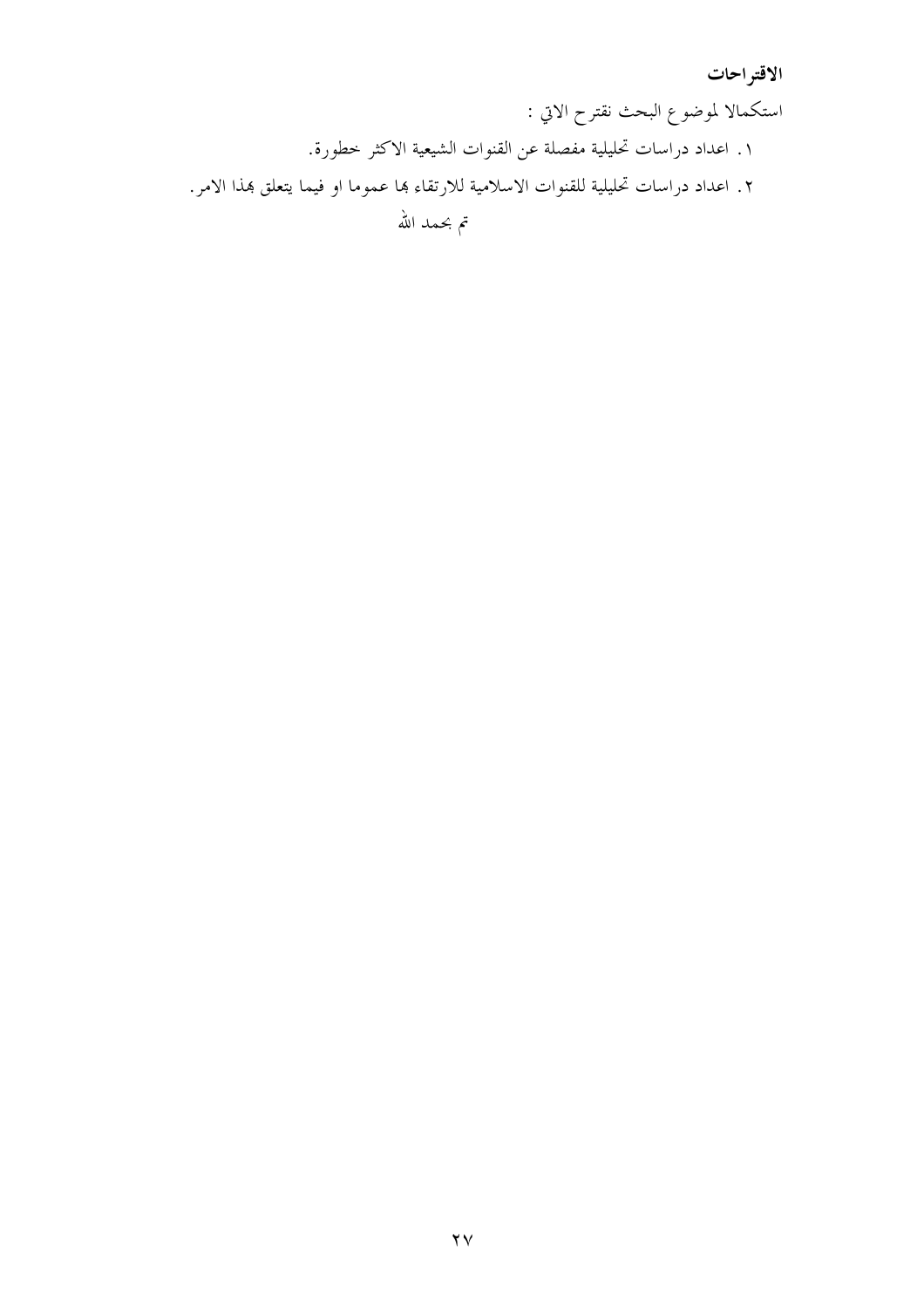## الاقتراحات

استكمالا لموضوع البحث نقترح الاتي :

١. اعداد دراسات تحليلية مفصلة عن القنوات الشيعية الاكثر خطورة.

٢. اعداد دراسات تحليلية للقنوات الاسلامية للارتقاء بها عموما او فيما يتعلق بهذا الامر.

تم بحمد الله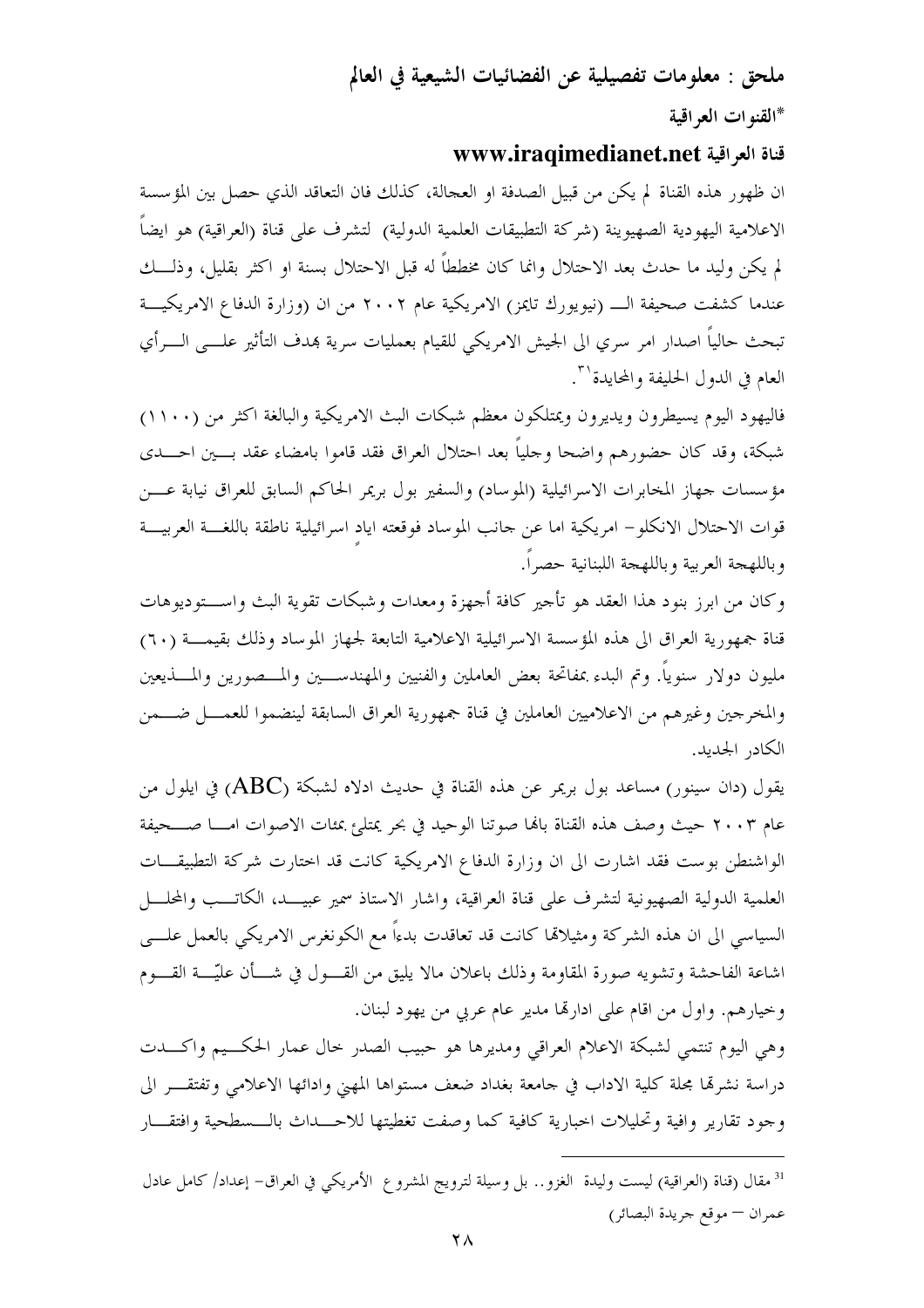## ملحق : معلومات تفصيلية عن الفضائيات الشيعية في العالم

### *القنوات العراقية

### قناة العراقية www.iraqimedianet.net

ان ظهور هذه القناة لم يكن من قبيل الصدفة او العجالة، كذلك فان التعاقد الذي حصل بين المؤسسة الاعلامية اليهودية الصهيونية (شركة التطبيقات العلمية الدولية) لتشرف على قناة (العراقية) هو ايضاً لم يكن وليد ما حدث بعد الاحتلال وانما كان مخططاً له قبل الاحتلال بسنة او اكثر بقليل، وذلك عندما كشفت صحيفة الـ (نيويورك تايمز) الامريكية عام ٢٠٠٢ من ان (وزارة الدفاع الامريكية تبحث حالياً اصدار امر سري الى الجيش الامريكي للقيام بعمليات سرية بهدف التأثير على الرأي العام في الدول الحليفة والمحايدة[31].

فاليهود اليوم يسيطرون ويديرون ويمتلكون معظم شبكات البث الامريكية والبالغة اكثر من (١١٠٠) شبكة، وقد كان حضورهم واضحا وجلياً بعد احتلال العراق فقد قاموا بامضاء عقد بين احدى مؤسسات جهاز المخابرات الاسرائيلية (الموساد) والسفير بول بريمر الحاكم السابق للعراق نيابة عن قوات الاحتلال الانكلو- امريكية اما عن جانب الموساد فوقعته اياد اسرائيلية ناطقة باللغة العربية وباللهجة العربية وباللهجة اللبنانية حصراً.

وكان من ابرز بنود هذا العقد هو تأجير كافة أجهزة ومعدات وشبكات تقوية البث واستوديوهات قناة جمهورية العراق الى هذه المؤسسة الاسرائيلية الاعلامية التابعة لجهاز الموساد وذلك بقيمة (٦٠) مليون دولار سنوياً. وتم البدء بمفاتحة بعض العاملين والفنيين والمهندسين والمصورين والمذيعين والمخرجين وغيرهم من الاعلاميين العاملين في قناة جمهورية العراق السابقة لينضموا للعمل ضمن الكادر الجديد.

يقول (دان سينور) مساعد بول بريمر عن هذه القناة في حديث ادلاه لشبكة (ABC) في ايلول من عام ٢٠٠٣ حيث وصف هذه القناة بانها صوتنا الوحيد في بحر يمتلئ بمئات الاصوات اما صحيفة الواشنطن بوست فقد اشارت الى ان وزارة الدفاع الامريكية كانت قد اختارت شركة التطبيقات العلمية الدولية الصهيونية لتشرف على قناة العراقية، واشار الاستاذ سمير عبيد، الكاتب والمحلل السياسي الى ان هذه الشركة ومثيلاتها كانت قد تعاقدت بدءاً مع الكونغرس الامريكي بالعمل على اشاعة الفاحشة وتشويه صورة المقاومة وذلك باعلان مالا يليق من القول في شأن عليّة القوم وخيارهم. واول من اقام على ادارتها مدير عام عربي من يهود لبنان.

وهي اليوم تنتمي لشبكة الاعلام العراقي ومديرها هو حبيب الصدر خال عمار الحكيم واكدت دراسة نشرتها مجلة كلية الاداب في جامعة بغداد ضعف مستواها المهني وادائها الاعلامي وتفتقر الى وجود تقارير وافية وتحليلات اخبارية كافية كما وصفت تغطيتها للاحداث بالسطحية وافتقار

---

[31] مقال (قناة (العراقية) ليست وليدة الغزو.. بل وسيلة لترويج المشروع الأمريكي في العراق- إعداد/ كامل عادل عمران – موقع جريدة البصائر)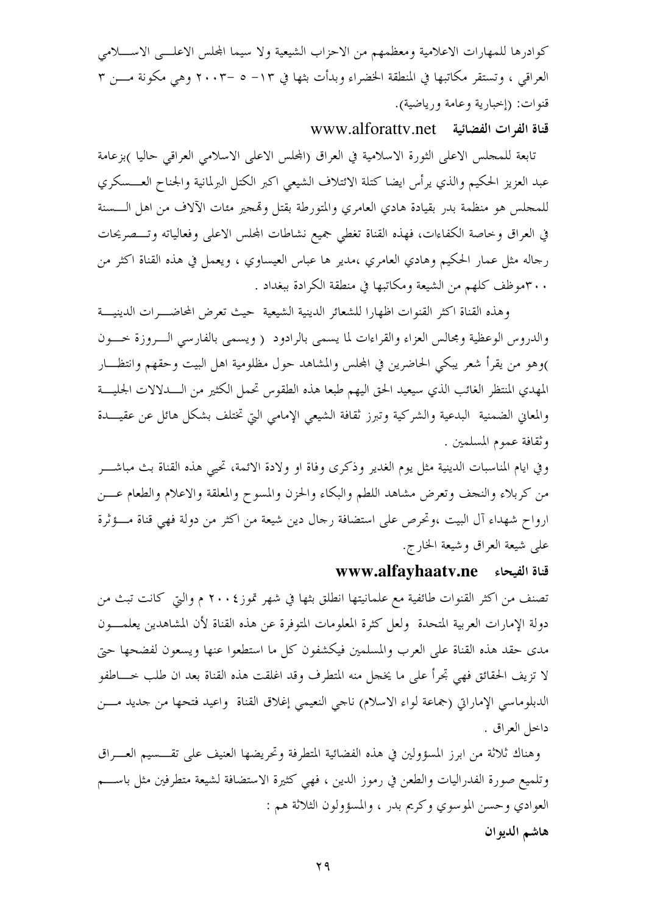كوادرها للمهارات الاعلامية ومعظمهم من الاحزاب الشيعية ولا سيما المجلس الاعلى الاسلامي العراقي ، وتستقر مكاتبها في المنطقة الخضراء وبدأت بثها في ١٣- ٥ -٢٠٠٣ وهي مكونة من ٣ قنوات: (إخبارية وعامة ورياضية).

### قناة الفرات الفضائية www.alforattv.net

تابعة للمجلس الاعلى الثورة الاسلامية في العراق (المجلس الاعلى الاسلامي العراقي حاليا )بزعامة عبد العزيز الحكيم والذي يرأس ايضا كتلة الائتلاف الشيعي اكبر الكتل البرلمانية والجناح العسكري للمجلس هو منظمة بدر بقيادة هادي العامري والمتورطة بقتل وتهجير مئات الآلاف من اهل السنة في العراق وخاصة الكفاءات، فهذه القناة تغطي جميع نشاطات المجلس الاعلى وفعالياته وتصريحات رجاله مثل عمار الحكيم وهادي العامري ،مدير ها عباس العيساوي ، ويعمل في هذه القناة اكثر من ٣٠٠موظف كلهم من الشيعة ومكاتبها في منطقة الكرادة ببغداد .

وهذه القناة اكثر القنوات اظهارا للشعائر الدينية الشيعية حيث تعرض المحاضرات الدينية والدروس الوعظية ومجالس العزاء والقراءات لما يسمى بالرادود ( ويسمى بالفارسي الروزة خون )وهو من يقرأ شعر يبكي الحاضرين في المجلس والمشاهد حول مظلومية اهل البيت وحقهم وانتظار المهدي المنتظر الغائب الذي سيعيد الحق اليهم طبعا هذه الطقوس تحمل الكثير من الدلالات الجلية والمعاني الضمنية البدعية والشركية وتبرز ثقافة الشيعي الإمامي التي تختلف بشكل هائل عن عقيدة وثقافة عموم المسلمين .

وفي ايام المناسبات الدينية مثل يوم الغدير وذكرى وفاة او ولادة الائمة، تحيي هذه القناة بث مباشر من كربلاء والنجف وتعرض مشاهد اللطم والبكاء والحزن والمسوح والمعلقة والاعلام والطعام عن ارواح شهداء آل البيت ،وتحرص على استضافة رجال دين شيعة من اكثر من دولة فهي قناة مؤثرة على شيعة العراق وشيعة الخارج.

### قناة الفيحاء www.alfayhaatv.ne

تصنف من اكثر القنوات طائفية مع علمانيتها انطلق بثها في شهر تموز٢٠٠٤ م والتي كانت تبث من دولة الإمارات العربية المتحدة ولعل كثرة المعلومات المتوفرة عن هذه القناة لأن المشاهدين يعلمون مدى حقد هذه القناة على العرب والمسلمين فيكشفون كل ما استطاعوا عنها ويسعون لفضحها حتى لا تزيف الحقائق فهي تجرأ على ما يخجل منه المتطرف وقد اغلقت هذه القناة بعد ان طلب خاطفو الدبلوماسي الإماراتي (جماعة لواء الاسلام) ناجي النعيمي إغلاق القناة واعيد فتحها من جديد من داخل العراق .

وهناك ثلاثة من ابرز المسؤولين في هذه الفضائية المتطرفة وتحريضها العنيف على تقسيم العراق وتلميع صورة الفدراليات والطعن في رموز الدين ، فهي كثيرة الاستضافة لشيعة متطرفين مثل باسم العوادي وحسن الموسوي وكريم بدر ، والمسؤولون الثلاثة هم :

**هاشم الديوان**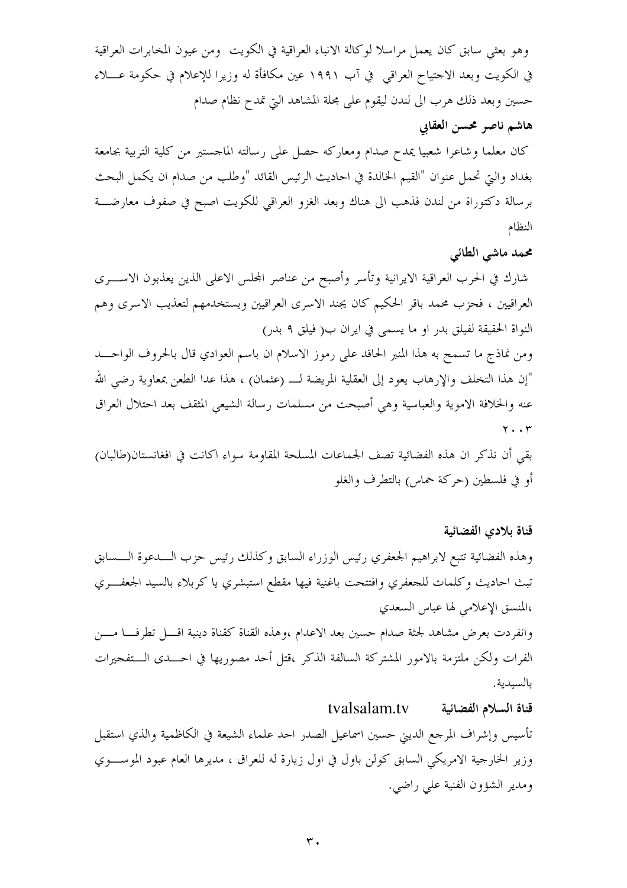وهو بعثي سابق كان يعمل مراسلا لوكالة الانباء العراقية في الكويت ومن عيون المخابرات العراقية في الكويت وبعد الاجتياح العراقي في آب ١٩٩١ عين مكافأة له وزيرا للإعلام في حكومة عــلاء حسين وبعد ذلك هرب الى لندن ليقوم على مجلة المشاهد التي تمدح نظام صدام

**هاشم ناصر محسن العقابي**

كان معلما وشاعرا شعبيا يمدح صدام ومعاركه حصل على رسالته الماجستير من كلية التربية بجامعة بغداد والتي تحمل عنوان "القيم الخالدة في احاديث الرئيس القائد "وطلب من صدام ان يكمل البحث برسالة دكتوراة من لندن فذهب الى هناك وبعد الغزو العراقي للكويت اصبح في صفوف معارضــة النظام

**محمد ماشي الطائي**

شارك في الحرب العراقية الايرانية وتأسر وأصبح من عناصر المجلس الاعلى الذين يعذبون الاســرى العراقيين ، فحزب محمد باقر الحكيم كان يجند الاسرى العراقيين ويستخدمهم لتعذيب الاسرى وهم النواة الحقيقة لفيلق بدر او ما يسمى في ايران ب( فيلق ٩ بدر)

ومن نماذج ما تسمح به هذا المنبر الحاقد على رموز الاسلام ان باسم العوادي قال بالحروف الواحــد "إن هذا التخلف والإرهاب يعود إلى العقلية المريضة لــ (عثمان) ، هذا عدا الطعن بمعاوية رضي الله عنه والخلافة الاموية والعباسية وهي أصبحت من مسلمات رسالة الشيعي المثقف بعد احتلال العراق ٢٠٠٣

بقي أن نذكر ان هذه الفضائية تصف الجماعات المسلحة المقاومة سواء اكانت في افغانستان(طالبان) أو في فلسطين (حركة حماس) بالتطرف والغلو

**قناة بلادي الفضائية**

وهذه الفضائية تتبع لابراهيم الجعفري رئيس الوزراء السابق وكذلك رئيس حزب الــدعوة الــسابق تبث احاديث وكلمات للجعفري وافتتحت باغنية فيها مقطع استبشري يا كربلاء بالسيد الجعفــري ،المنسق الإعلامي لها عباس السعدي

وانفردت بعرض مشاهد لجثة صدام حسين بعد الاعدام ،وهذه القناة كقناة دينية اقــل تطرفــا مــن الفرات ولكن ملتزمة بالامور المشتركة السالفة الذكر ،قتل أحد مصوريها في احــدى الــتفجيرات بالسيدية.

**قناة السلام الفضائية** tvalsalam.tv

تأسيس وإشراف المرجع الديني حسين اسماعيل الصدر احد علماء الشيعة في الكاظمية والذي استقبل وزير الخارجية الامريكي السابق كولن باول في اول زيارة له للعراق ، مديرها العام عبود الموســوي ومدير الشؤون الفنية علي راضي.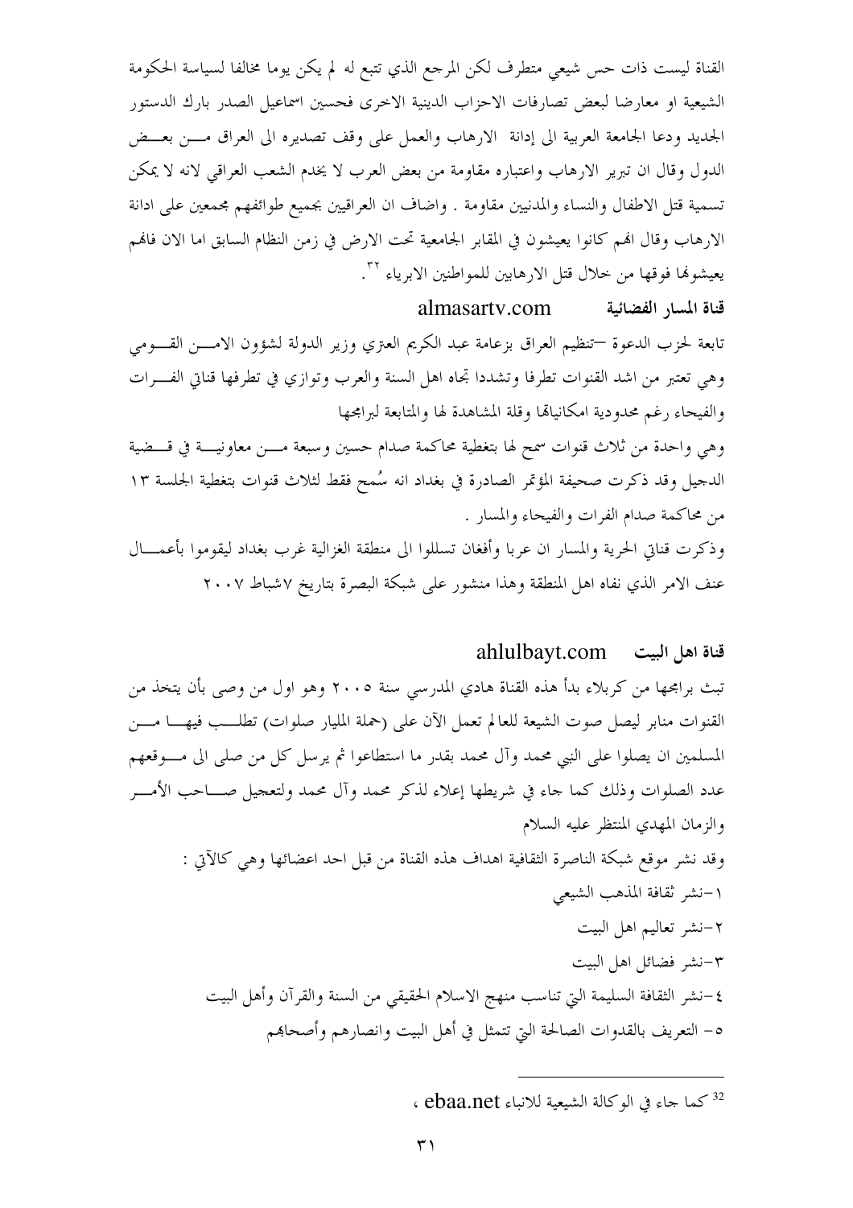القناة ليست ذات حس شيعي متطرف لكن المرجع الذي تتبع له لم يكن يوما مخالفا لسياسة الحكومة الشيعية او معارضا لبعض تصارفات الاحزاب الدينية الاخرى فحسين اسماعيل الصدر بارك الدستور الجديد ودعا الجامعة العربية الى إدانة الارهاب والعمل على وقف تصديره الى العراق من بعض الدول وقال ان تبرير الارهاب واعتباره مقاومة من بعض العرب لا يخدم الشعب العراقي لانه لا يمكن تسمية قتل الاطفال والنساء والمدنيين مقاومة . واضاف ان العراقيين بجميع طوائفهم مجمعين على ادانة الارهاب وقال انهم كانوا يعيشون في المقابر الجماعية تحت الارض في زمن النظام السابق اما الان فانهم يعيشونها فوقها من خلال قتل الارهابين للمواطنين الابرياء [٣٢].

**قناة المسار الفضائية** almasartv.com

تابعة لحزب الدعوة –تنظيم العراق بزعامة عبد الكريم العنزي وزير الدولة لشؤون الامن القومي وهي تعتبر من اشد القنوات تطرفا وتشددا تجاه اهل السنة والعرب وتوازي في تطرفها قناتي الفرات والفيحاء رغم محدودية امكانياتها وقلة المشاهدة لها والمتابعة لبرامجها

وهي واحدة من ثلاث قنوات سمح لها بتغطية محاكمة صدام حسين وسبعة من معاونيه في قضية الدجيل وقد ذكرت صحيفة المؤتمر الصادرة في بغداد انه سُمح فقط لثلاث قنوات بتغطية الجلسة ١٣ من محاكمة صدام الفرات والفيحاء والمسار .

وذكرت قناتي الحرية والمسار ان عربا وأفغان تسللوا الى منطقة الغزالية غرب بغداد ليقوموا بأعمال عنف الامر الذي نفاه اهل المنطقة وهذا منشور على شبكة البصرة بتاريخ ٧شباط ٢٠٠٧

**قناة اهل البيت** ahlulbayt.com

تبث برامجها من كربلاء بدأ هذه القناة هادي المدرسي سنة ٢٠٠٥ وهو اول من وصى بأن يتخذ من القنوات منابر ليصل صوت الشيعة للعالم تعمل الآن على (حملة المليار صلوات) تطلب فيها من المسلمين ان يصلوا على النبي محمد وآل محمد بقدر ما استطاعوا ثم يرسل كل من صلى الى موقعهم عدد الصلوات وذلك كما جاء في شريطها إعلاء لذكر محمد وآل محمد ولتعجيل صاحب الأمر والزمان المهدي المنتظر عليه السلام

وقد نشر موقع شبكة الناصرة الثقافية اهداف هذه القناة من قبل احد اعضائها وهي كالآتي :

١-نشر ثقافة المذهب الشيعي

٢-نشر تعاليم اهل البيت

٣-نشر فضائل اهل البيت

٤-نشر الثقافة السليمة التي تناسب منهج الاسلام الحقيقي من السنة والقرآن وأهل البيت

٥- التعريف بالقدوات الصالحة التي تتمثل في أهل البيت وانصارهم وأصحابهم

---

[32] كما جاء في الوكالة الشيعية للانباء ebaa.net ،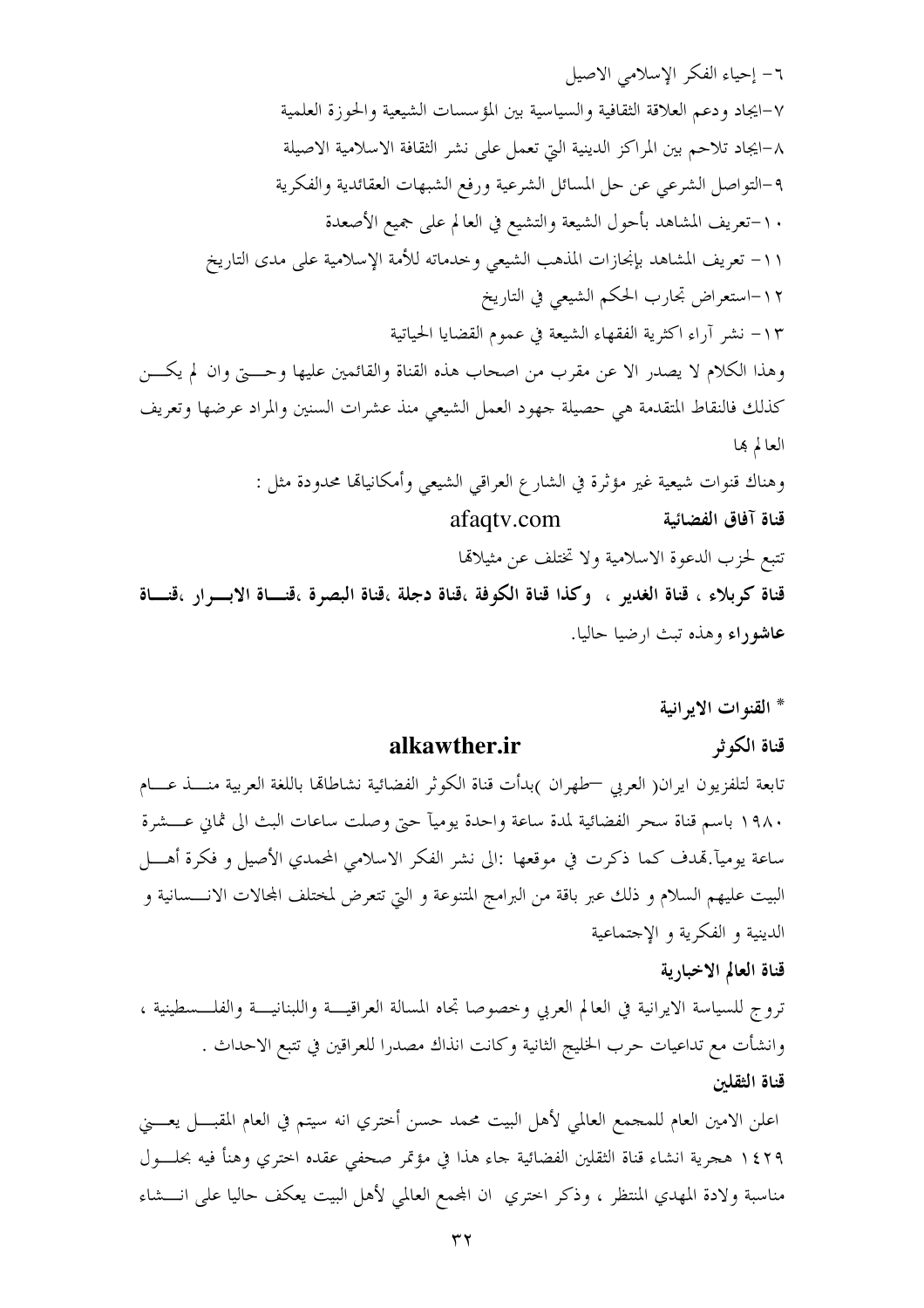٦- إحياء الفكر الإسلامي الاصيل

٧-ايجاد ودعم العلاقة الثقافية والسياسية بين المؤسسات الشيعية والحوزة العلمية

٨-ايجاد تلاحم بين المراكز الدينية التي تعمل على نشر الثقافة الاسلامية الاصيلة

٩-التواصل الشرعي عن حل المسائل الشرعية ورفع الشبهات العقائدية والفكرية

١٠-تعريف المشاهد بأحول الشيعة والتشيع في العالم على جميع الأصعدة

١١- تعريف المشاهد بإنجازات المذهب الشيعي وخدماته للأمة الإسلامية على مدى التاريخ

١٢-استعراض تجارب الحكم الشيعي في التاريخ

١٣- نشر آراء اكثرية الفقهاء الشيعة في عموم القضايا الحياتية

وهذا الكلام لا يصدر الا عن مقرب من اصحاب هذه القناة والقائمين عليها وحتى وان لم يكن كذلك فالنقاط المتقدمة هي حصيلة جهود العمل الشيعي منذ عشرات السنين والمراد عرضها وتعريف العالم بها

وهناك قنوات شيعية غير مؤثرة في الشارع العراقي الشيعي وأمكانياتها محدودة مثل :

**قناة آفاق الفضائية** afaqtv.com

تتبع لحزب الدعوة الاسلامية ولا تختلف عن مثيلاتها

**قناة كربلاء ، قناة الغدير ، وكذا قناة الكوفة ،قناة دجلة ،قناة البصرة ،قناة الابرار ،قناة عاشوراء** وهذه تبث ارضيا حاليا.

**\* القنوات الايرانية**

**قناة الكوثر** **alkawther.ir**

تابعة لتلفزيون ايران( العربي –طهران )بدأت قناة الكوثر الفضائية نشاطاتها باللغة العربية منذ عام ١٩٨٠ باسم قناة سحر الفضائية لمدة ساعة واحدة يومياً حتى وصلت ساعات البث الى ثماني عشرة ساعة يومياً.تهدف كما ذكرت في موقعها :الى نشر الفكر الاسلامي المحمدي الأصيل و فكرة أهل البيت عليهم السلام و ذلك عبر باقة من البرامج المتنوعة و التي تتعرض لمختلف المجالات الانسانية و الدينية و الفكرية و الإجتماعية

**قناة العالم الاخبارية**

تروج للسياسة الايرانية في العالم العربي وخصوصا تجاه المسالة العراقية واللبنانية والفلسطينية ، وانشأت مع تداعيات حرب الخليج الثانية وكانت انذاك مصدرا للعراقين في تتبع الاحداث .

**قناة الثقلين**

اعلن الامين العام للمجمع العالمي لأهل البيت محمد حسن أختري انه سيتم في العام المقبل يعني ١٤٢٩ هجرية انشاء قناة الثقلين الفضائية جاء هذا في مؤتمر صحفي عقده اختري وهنأ فيه بحلول مناسبة ولادة المهدي المنتظر ، وذكر اختري ان المجمع العالمي لأهل البيت يعكف حاليا على انشاء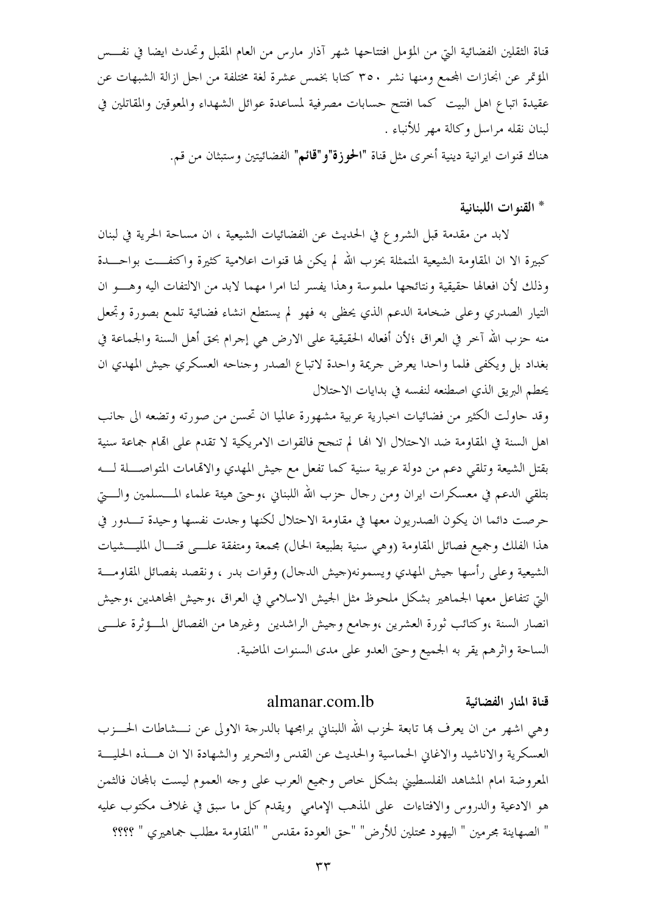قناة الثقلين الفضائية التي من المؤمل افتتاحها شهر آذار مارس من العام المقبل وتحدث ايضا في نفس المؤتمر عن انجازات المجمع ومنها نشر ٣٥٠ كتابا بخمس عشرة لغة مختلفة من اجل ازالة الشبهات عن عقيدة اتباع اهل البيت كما افتتح حسابات مصرفية لمساعدة عوائل الشهداء والمعوقين والمقاتلين في لبنان نقله مراسل وكالة مهر للأنباء .

هناك قنوات ايرانية دينية أخرى مثل قناة "**الحوزة**"و"**قائم**" الفضائيتين وستبثان من قم.

### * القنوات اللبنانية

لابد من مقدمة قبل الشروع في الحديث عن الفضائيات الشيعية ، ان مساحة الحرية في لبنان كبيرة الا ان المقاومة الشيعية المتمثلة بحزب الله لم يكن لها قنوات اعلامية كثيرة واكتفت بواحدة وذلك لأن افعالها حقيقية ونتائجها ملموسة وهذا يفسر لنا امرا مهما لابد من الالتفات اليه وهو ان التيار الصدري وعلى ضخامة الدعم الذي يحظى به فهو لم يستطع انشاء فضائية تلمع بصورة وتجعل منه حزب الله آخر في العراق ؛لأن أفعاله الحقيقية على الارض هي إجرام بحق أهل السنة والجماعة في بغداد بل ويكفي فلما واحدا يعرض جريمة واحدة لاتباع الصدر وجناحه العسكري جيش المهدي ان يحطم البريق الذي اصطنعه لنفسه في بدايات الاحتلال

وقد حاولت الكثير من فضائيات اخبارية عربية مشهورة عالميا ان تحسن من صورته وتضعه الى جانب اهل السنة في المقاومة ضد الاحتلال الا انها لم تنجح فالقوات الامريكية لا تقدم على اتهام جماعة سنية بقتل الشيعة وتلقي دعم من دولة عربية سنية كما تفعل مع جيش المهدي والاتهامات المتواصلة له بتلقي الدعم في معسكرات ايران ومن رجال حزب الله اللبناني ،وحتى هيئة علماء المسلمين والتي حرصت دائما ان يكون الصدريون معها في مقاومة الاحتلال لكنها وجدت نفسها وحيدة تدور في هذا الفلك وجميع فصائل المقاومة (وهي سنية بطبيعة الحال) مجمعة ومتفقة على قتال الميليشيات الشيعية وعلى رأسها جيش المهدي ويسمونه(جيش الدجال) وقوات بدر ، ونقصد بفصائل المقاومة التي تتفاعل معها الجماهير بشكل ملحوظ مثل الجيش الاسلامي في العراق ،وجيش المجاهدين ،وجيش انصار السنة ،وكتائب ثورة العشرين ،وجامع وجيش الراشدين وغيرها من الفصائل المؤثرة على الساحة واثرهم يقر به الجميع وحتى العدو على مدى السنوات الماضية.

### قناة المنار الفضائية almanar.com.lb

وهي اشهر من ان يعرف بها تابعة لحزب الله اللبناني برامجها بالدرجة الاولى عن نشاطات الحزب العسكرية والاناشيد والاغاني الحماسية والحديث عن القدس والتحرير والشهادة الا ان هذه الحلية المعروضة امام المشاهد الفلسطيني بشكل خاص وجميع العرب على وجه العموم ليست بالمجان فالثمن هو الادعية والدروس والافتاءات على المذهب الإمامي ويقدم كل ما سبق في غلاف مكتوب عليه " الصهاينة مجرمين " اليهود محتلين للأرض" "حق العودة مقدس " "المقاومة مطلب جماهيري " ؟؟؟؟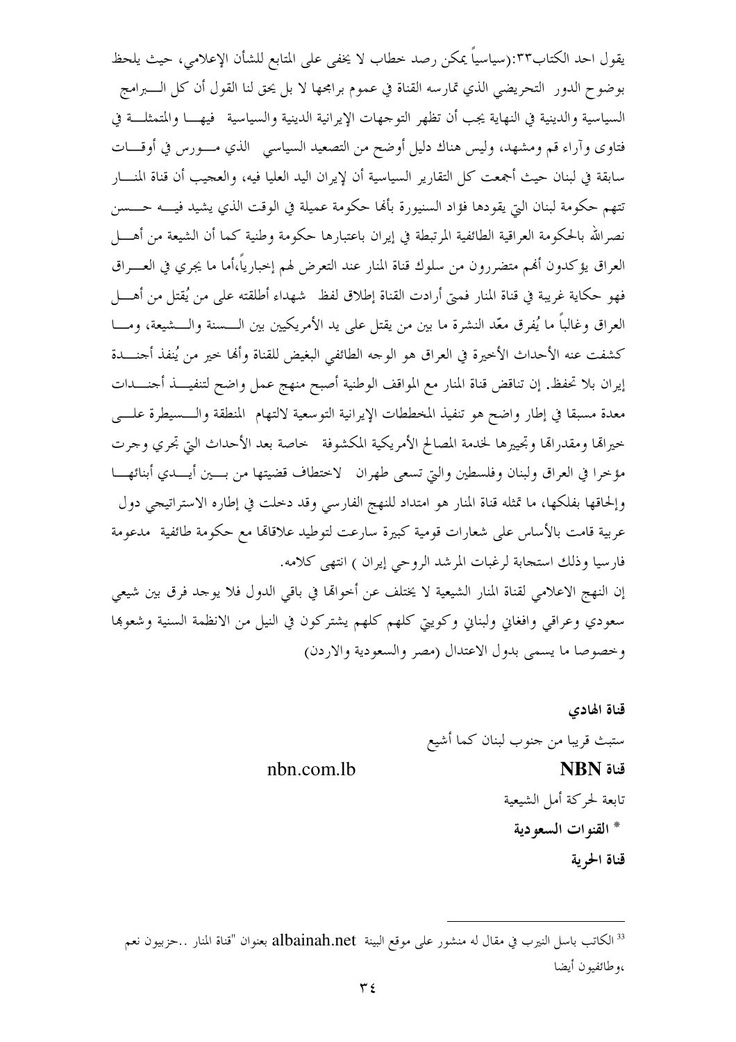يقول احد الكتاب[33]:(سياسياً يمكن رصد خطاب لا يخفى على المتابع للشأن الإعلامي، حيث يلحظ بوضوح الدور التحريضي الذي تمارسه القناة في عموم برامجها لا بل يحق لنا القول أن كل البرامج السياسية والدينية في النهاية يجب أن تظهر التوجهات الإيرانية الدينية والسياسية فيها والمتمثلة في فتاوى وآراء قم ومشهد، وليس هناك دليل أوضح من التصعيد السياسي الذي مورس في أوقات سابقة في لبنان حيث أجمعت كل التقارير السياسية أن لإيران اليد العليا فيه، والعجيب أن قناة المنار تتهم حكومة لبنان التي يقودها فؤاد السنيورة بأنها حكومة عميلة في الوقت الذي يشيد فيه حسن نصرالله بالحكومة العراقية الطائفية المرتبطة في إيران باعتبارها حكومة وطنية كما أن الشيعة من أهل العراق يؤكدون أنهم متضررون من سلوك قناة المنار عند التعرض لهم إخبارياً،أما ما يجري في العراق فهو حكاية غريبة في قناة المنار فمتى أرادت القناة إطلاق لفظ شهداء أطلقته على من يُقتل من أهل العراق وغالباً ما يُفرق معّد النشرة ما بين من يقتل على يد الأمريكيين بين السنة والشيعة، وما كشفت عنه الأحداث الأخيرة في العراق هو الوجه الطائفي البغيض للقناة وأنها خير من يُنفذ أجندة إيران بلا تحفظ. إن تناقض قناة المنار مع المواقف الوطنية أصبح منهج عمل واضح لتنفيذ أجندات معدة مسبقا في إطار واضح هو تنفيذ المخططات الإيرانية التوسعية لالتهام المنطقة والسيطرة على خيراتها ومقدراتها وتجييرها لخدمة المصالح الأمريكية المكشوفة خاصة بعد الأحداث التي تجري وجرت مؤخرا في العراق ولبنان وفلسطين والتي تسعى طهران لاختطاف قضيتها من بين أيدي أبنائها وإلحاقها بفلكها، ما تمثله قناة المنار هو امتداد للنهج الفارسي وقد دخلت في إطاره الاستراتيجي دول عربية قامت بالأساس على شعارات قومية كبيرة سارعت لتوطيد علاقاتها مع حكومة طائفية مدعومة فارسيا وذلك استجابة لرغبات المرشد الروحي إيران ) انتهى كلامه.

إن النهج الاعلامي لقناة المنار الشيعية لا يختلف عن أخواتها في باقي الدول فلا يوجد فرق بين شيعي سعودي وعراقي وافغاني ولبناني وكويتي كلهم كلهم يشتركون في النيل من الانظمة السنية وشعوبها وخصوصا ما يسمى بدول الاعتدال (مصر والسعودية والاردن)

**قناة الهادي**

ستبث قريبا من جنوب لبنان كما أشيع

**قناة NBN** nbn.com.lb

تابعة لحركة أمل الشيعية

**\* القنوات السعودية**

**قناة الحرية**

---

[33] الكاتب باسل النيرب في مقال له منشور على موقع البينة albainah.net بعنوان "قناة المنار ..حزبيون نعم ،وطائفيون أيضا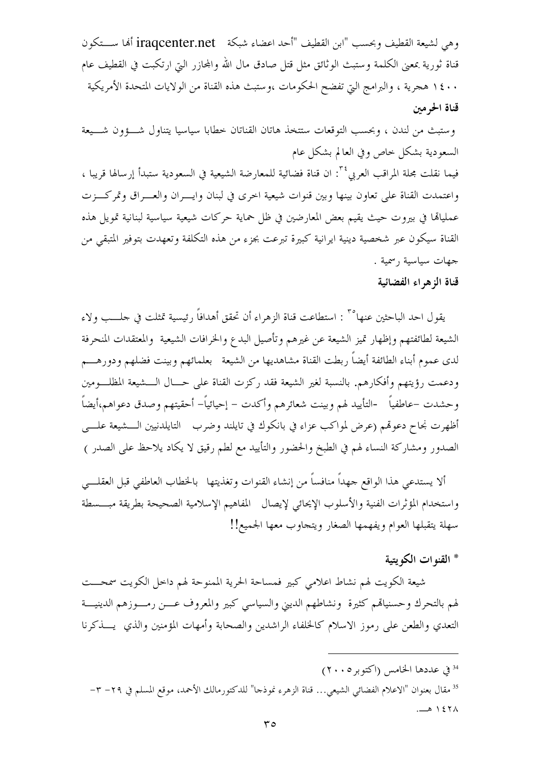وهي لشيعة القطيف وبحسب "ابن القطيف "أحد اعضاء شبكة iraqcenter.net أنها ستكون قناة ثورية بمعنى الكلمة وستبث الوثائق مثل قتل صادق مال الله والمجازر التي ارتكبت في القطيف عام ١٤٠٠ هجرية ، والبرامج التي تفضح الحكومات ،وستبث هذه القناة من الولايات المتحدة الأمريكية

**قناة الحرمين**

وستبث من لندن ، وبحسب التوقعات ستتخذ هاتان القناتان خطابا سياسيا يتناول شؤون شيعة السعودية بشكل خاص وفي العالم بشكل عام

فيما نقلت مجلة المراقب العربي[34]: ان قناة فضائية للمعارضة الشيعية في السعودية ستبدأ إرسالها قريبا ، واعتمدت القناة على تعاون بينها وبين قنوات شيعية اخرى في لبنان وايران والعراق وتمركزت عملياتها في بيروت حيث يقيم بعض المعارضين في ظل حماية حركات شيعية سياسية لبنانية تمويل هذه القناة سيكون عبر شخصية دينية ايرانية كبيرة تبرعت بجزء من هذه التكلفة وتعهدت بتوفير المتبقي من جهات سياسية رسمية .

**قناة الزهراء الفضائية**

يقول احد الباحثين عنها[35] : استطاعت قناة الزهراء أن تحقق أهدافاً رئيسية تمثلت في جلب ولاء الشيعة لطائفتهم وإظهار تميز الشيعة عن غيرهم وتأصيل البدع والخرافات الشيعية والمعتقدات المنحرفة لدى عموم أبناء الطائفة أيضاً ربطت القناة مشاهديها من الشيعة بعلمائهم وبينت فضلهم ودورهم ودعمت رؤيتهم وأفكارهم. بالنسبة لغير الشيعة فقد ركزت القناة على حال الشيعة المظلومين وحشدت –عاطفياً -التأييد لهم وبينت شعائرهم وأكدت – إحيائياً– أحقيتهم وصدق دعواهم،أيضاً أظهرت نجاح دعوتهم (عرض لمواكب عزاء في بانكوك في تايلند وضرب التايلدنيين الشيعة على الصدور ومشاركة النساء لهم في الطبخ والحضور والتأييد مع لطم رقيق لا يكاد يلاحظ على الصدر )

ألا يستدعي هذا الواقع جهداً منافساً من إنشاء القنوات وتغذيتها بالخطاب العاطفي قبل العقلي واستخدام المؤثرات الفنية والأسلوب الإيحائي لإيصال المفاهيم الإسلامية الصحيحة بطريقة مبسطة سهلة يتقبلها العوام ويفهمها الصغار ويتجاوب معها الجميع!!

**\* القنوات الكويتية**

شيعة الكويت لهم نشاط اعلامي كبير فمساحة الحرية الممنوحة لهم داخل الكويت سمحت لهم بالتحرك وحسنياتهم كثيرة ونشاطهم الديني والسياسي كبير والمعروف عن رموزهم الدينية التعدي والطعن على رموز الاسلام كالخلفاء الراشدين والصحابة وأمهات المؤمنين والذي يذكرنا

---

[34] في عددها الخامس (اكتوبر٢٠٠٥)

[35] مقال بعنوان "الاعلام الفضائي الشيعي... قناة الزهرء نموذجا" للدكتورمالك الأحمد، موقع المسلم في ٢٩- ٣- ١٤٢٨ هـ.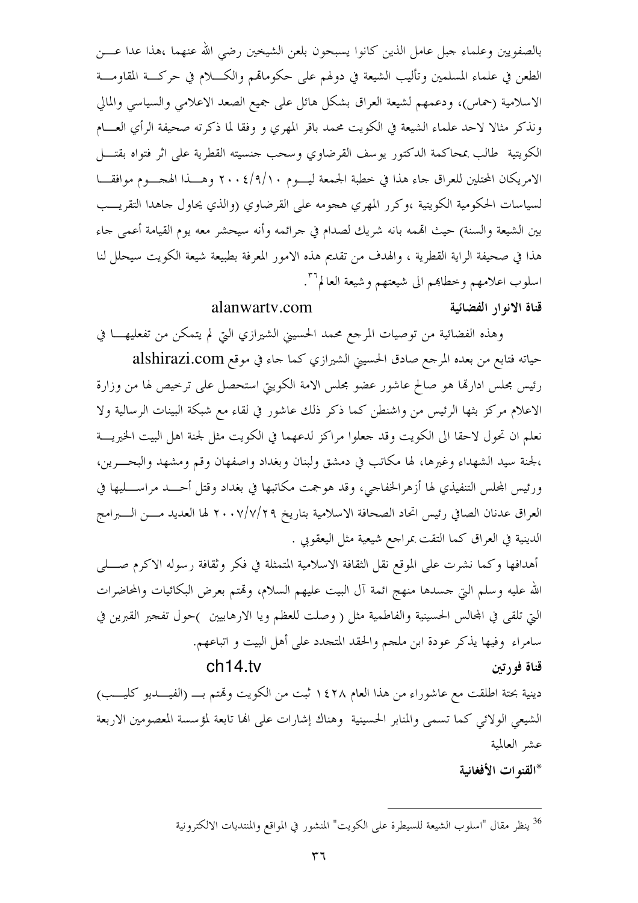بالصفويين وعلماء جبل عامل الذين كانوا يسبحون بلعن الشيخين رضي الله عنهما ،هذا عدا عن الطعن في علماء المسلمين وتأليب الشيعة في دولهم على حكوماتهم والكلام في حركة المقاومة الاسلامية (حماس)، ودعمهم لشيعة العراق بشكل هائل على جميع الصعد الاعلامي والسياسي والمالي ونذكر مثالا لاحد علماء الشيعة في الكويت محمد باقر المهري و وفقا لما ذكرته صحيفة الرأي العام الكويتية طالب بمحاكمة الدكتور يوسف القرضاوي وسحب جنسيته القطرية على اثر فتواه بقتل الامريكان المحتلين للعراق جاء هذا في خطبة الجمعة ليوم ٢٠٠٤/٩/١٠ وهذا الهجوم موافقا لسياسات الحكومية الكويتية ،وكرر المهري هجومه على القرضاوي (والذي يحاول جاهدا التقريب بين الشيعة والسنة) حيث اتهمه بانه شريك لصدام في جرائمه وأنه سيحشر معه يوم القيامة أعمى جاء هذا في صحيفة الراية القطرية ، والهدف من تقديم هذه الامور المعرفة بطبيعة شيعة الكويت سيحلل لنا اسلوب اعلامهم وخطابهم الى شيعتهم وشيعة العالم[36].

**قناة الانوار الفضائية** alanwartv.com

وهذه الفضائية من توصيات المرجع محمد الحسيني الشيرازي التي لم يتمكن من تفعيلها في حياته فتابع من بعده المرجع صادق الحسيني الشيرازي كما جاء في موقع alshirazi.com رئيس مجلس ادارتها هو صالح عاشور عضو مجلس الامة الكويتي استحصل على ترخيص لها من وزارة الاعلام مركز بثها الرئيس من واشنطن كما ذكر ذلك عاشور في لقاء مع شبكة البينات الرسالية ولا نعلم ان تحول لاحقا الى الكويت وقد جعلوا مراكز لدعمهما في الكويت مثل لجنة اهل البيت الخيرية ،لجنة سيد الشهداء وغيرها، لها مكاتب في دمشق ولبنان وبغداد واصفهان وقم ومشهد والبحرين، ورئيس المجلس التنفيذي لها أزهرالخفاجي، وقد هوجمت مكاتبها في بغداد وقتل أحد مراسليها في العراق عدنان الصافي رئيس اتحاد الصحافة الاسلامية بتاريخ ٢٠٠٧/٧/٢٩ لها العديد من البرامج الدينية في العراق كما التقت بمراجع شيعية مثل اليعقوبي .

أهدافها وكما نشرت على الموقع نقل الثقافة الاسلامية المتمثلة في فكر وثقافة رسوله الاكرم صلى الله عليه وسلم التي جسدها منهج ائمة آل البيت عليهم السلام، وتهتم بعرض البكائيات والمحاضرات التي تلقى في المجالس الحسينية والفاطمية مثل ( وصلت للعظم ويا الارهابيين )حول تفجير القبرين في سامراء وفيها يذكر عودة ابن ملجم والحقد المتجدد على أهل البيت و اتباعهم.

**قناة فورتين** ch14.tv

دينية بحتة اطلقت مع عاشوراء من هذا العام ١٤٢٨ ثبت من الكويت وتهتم بـ (الفيديو كليب) الشيعي الولائي كما تسمى والمنابر الحسينية وهناك إشارات على انها تابعة لمؤسسة المعصومين الاربعة عشر العالمية

**\*القنوات الأفغانية**

---

[36] ينظر مقال "اسلوب الشيعة للسيطرة على الكويت" المنشور في المواقع والمنتديات الالكترونية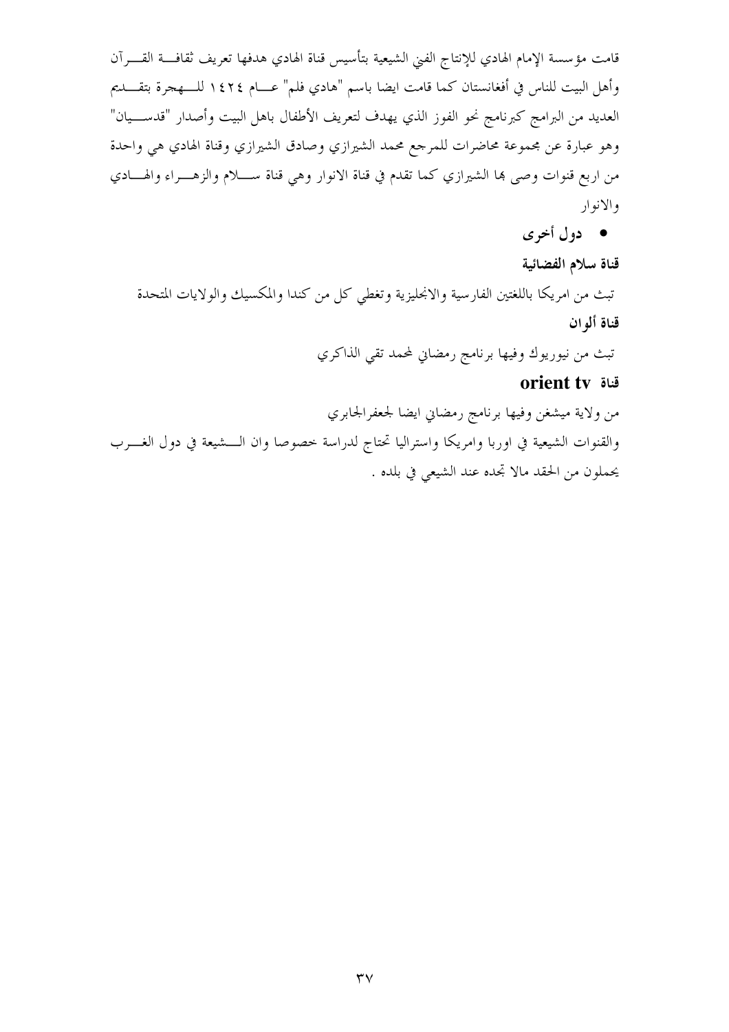قامت مؤسسة الإمام الهادي للإنتاج الفني الشيعية بتأسيس قناة الهادي هدفها تعريف ثقافة القرآن وأهل البيت للناس في أفغانستان كما قامت ايضا باسم "هادي فلم" عام ١٤٢٤ للهجرة بتقديم العديد من البرامج كبرنامج نحو الفوز الذي يهدف لتعريف الأطفال باهل البيت وأصدار "قدسيان" وهو عبارة عن مجموعة محاضرات للمرجع محمد الشيرازي وصادق الشيرازي وقناة الهادي هي واحدة من اربع قنوات وصى بها الشيرازي كما تقدم في قناة الانوار وهي قناة سلام والزهراء والهادي والانوار

- **دول أخرى**

**قناة سلام الفضائية**

تبث من امريكا باللغتين الفارسية والانجليزية وتغطي كل من كندا والمكسيك والولايات المتحدة

**قناة ألوان**

تبث من نيوريوك وفيها برنامج رمضاني لمحمد تقي الذاكري

**قناة orient tv**

من ولاية ميشغن وفيها برنامج رمضاني ايضا لجعفرالجابري

والقنوات الشيعية في اوربا وامريكا واستراليا تحتاج لدراسة خصوصا وان الشيعة في دول الغرب يحملون من الحقد مالا تجده عند الشيعي في بلده .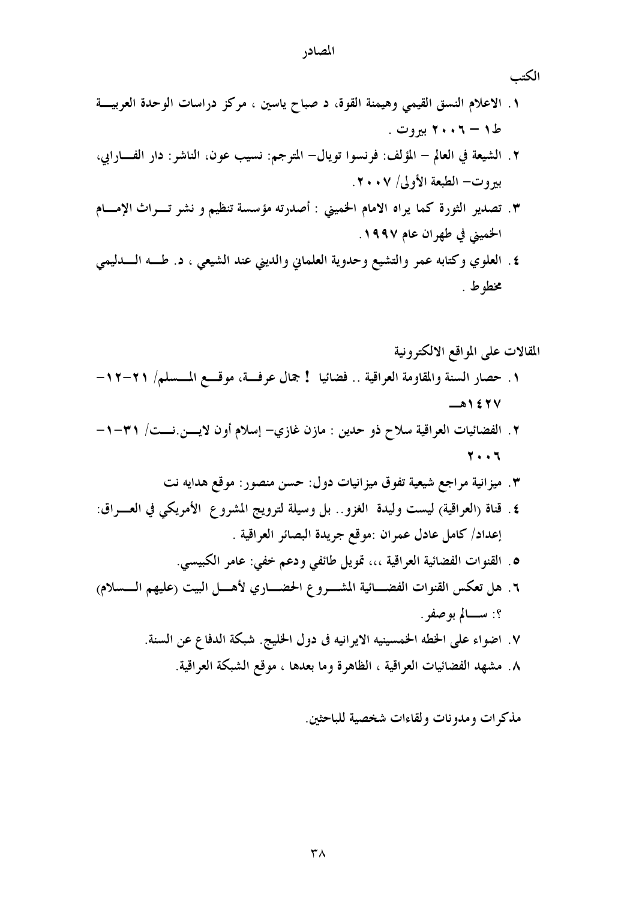# المصادر

## الكتب

١. الاعلام النسق القيمي وهيمنة القوة، د صباح ياسين ، مركز دراسات الوحدة العربية ط١ – ٢٠٠٦ بيروت .

٢. الشيعة في العالم – المؤلف: فرنسوا تويال– المترجم: نسيب عون، الناشر: دار الفارابي، بيروت– الطبعة الأولى/ ٢٠٠٧.

٣. تصدير الثورة كما يراه الامام الخميني : أصدرته مؤسسة تنظيم و نشر تراث الإمام الخميني في طهران عام ١٩٩٧.

٤. العلوي وكتابه عمر والتشيع وحدوية العلماني والديني عند الشيعي ، د. طه الدليمي مخطوط .

## المقالات على المواقع الالكترونية

١. حصار السنة والمقاومة العراقية .. فضائيا ! جمال عرفة، موقع المسلم/ ٢١-١٢-١٤٢٧هـ

٢. الفضائيات العراقية سلاح ذو حدين : مازن غازي– إسلام أون لاين.نت/ ٣١-١-٢٠٠٦

٣. ميزانية مراجع شيعية تفوق ميزانيات دول: حسن منصور: موقع هدايه نت

٤. قناة (العراقية) ليست وليدة الغزو.. بل وسيلة لترويج المشروع الأمريكي في العراق: إعداد/ كامل عادل عمران :موقع جريدة البصائر العراقية .

٥. القنوات الفضائية العراقية ،،، تمويل طائفي ودعم خفي: عامر الكبيسي.

٦. هل تعكس القنوات الفضائية المشروع الحضاري لأهل البيت (عليهم السلام) ؟: سالم بوصفر.

٧. اضواء على الخطه الخمسينيه الايرانيه فى دول الخليج. شبكة الدفاع عن السنة.

٨. مشهد الفضائيات العراقية ، الظاهرة وما بعدها ، موقع الشبكة العراقية.

مذكرات ومدونات ولقاءات شخصية للباحثين.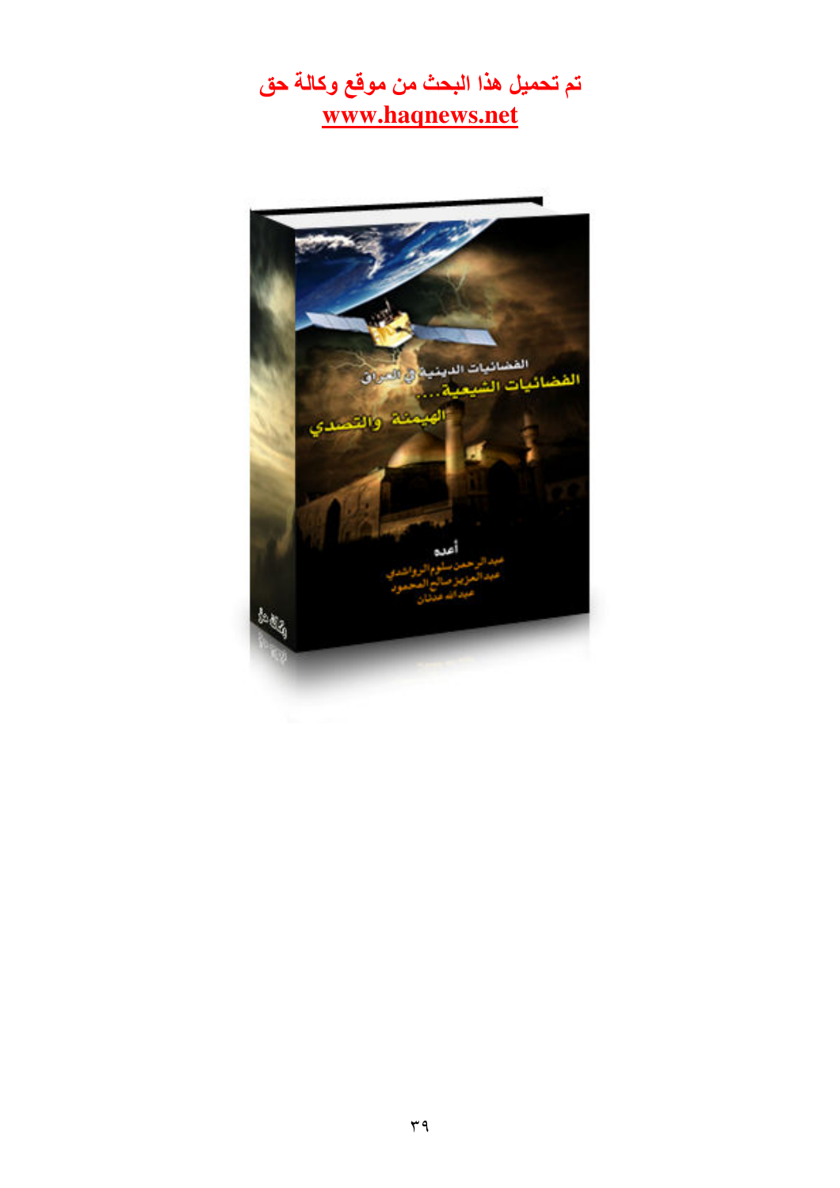**تم تحميل هذا البحث من موقع وكالة حق**
**www.haqnews.net**

الفضائيات الدينية في العراق
الفضائيات الشيعية....
الهيمنة والتصدي

أعده
عبد الرحمن سلوم الرواشدي
عبد العزيز صالح المحمود
عبد الله عدنان